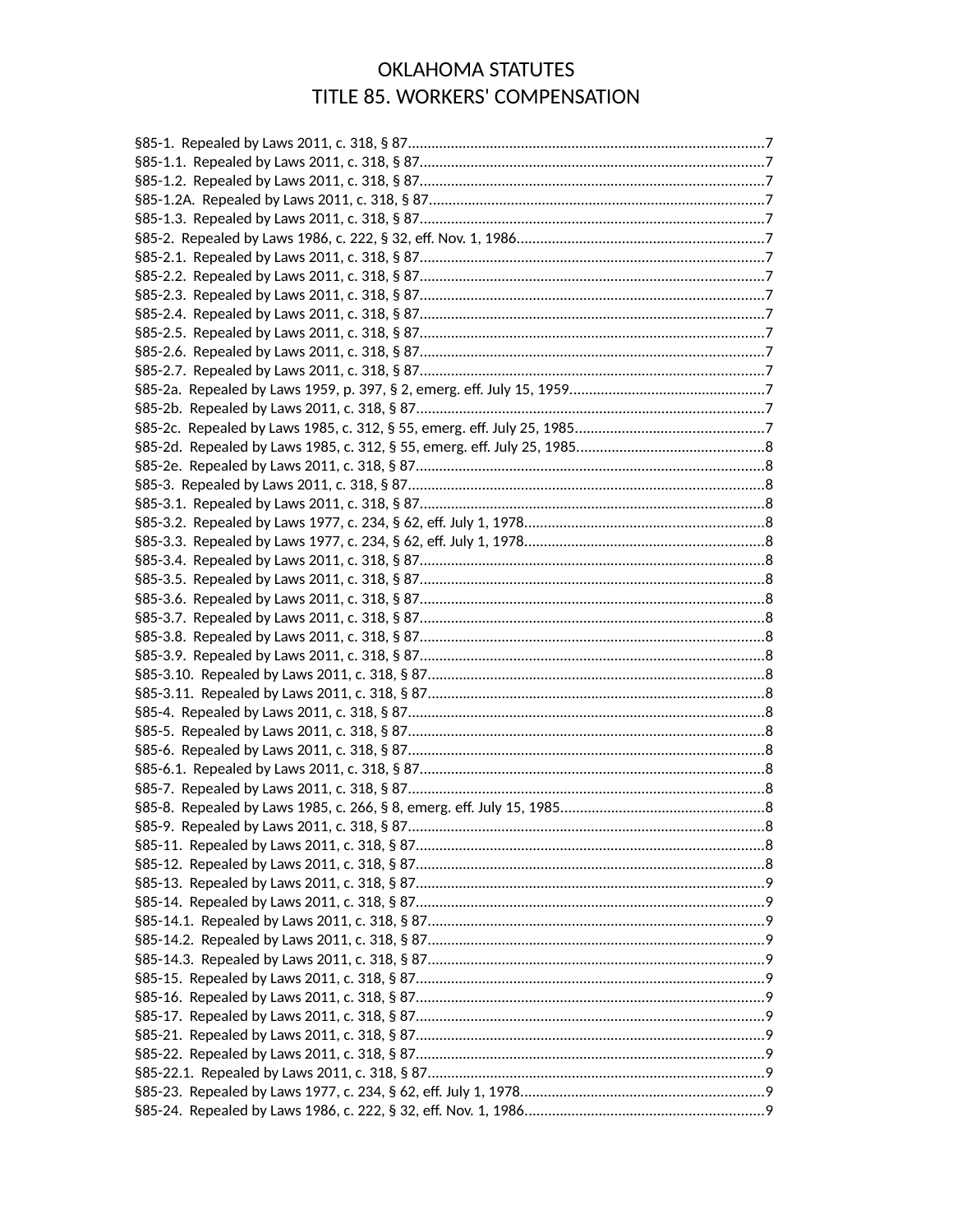# OKLAHOMA STATUTES
# TITLE 85. WORKERS' COMPENSATION

§85-1. Repealed by Laws 2011, c. 318, § 87.....7
§85-1.1. Repealed by Laws 2011, c. 318, § 87.....7
§85-1.2. Repealed by Laws 2011, c. 318, § 87.....7
§85-1.2A. Repealed by Laws 2011, c. 318, § 87.....7
§85-1.3. Repealed by Laws 2011, c. 318, § 87.....7
§85-2. Repealed by Laws 1986, c. 222, § 32, eff. Nov. 1, 1986.....7
§85-2.1. Repealed by Laws 2011, c. 318, § 87.....7
§85-2.2. Repealed by Laws 2011, c. 318, § 87.....7
§85-2.3. Repealed by Laws 2011, c. 318, § 87.....7
§85-2.4. Repealed by Laws 2011, c. 318, § 87.....7
§85-2.5. Repealed by Laws 2011, c. 318, § 87.....7
§85-2.6. Repealed by Laws 2011, c. 318, § 87.....7
§85-2.7. Repealed by Laws 2011, c. 318, § 87.....7
§85-2a. Repealed by Laws 1959, p. 397, § 2, emerg. eff. July 15, 1959.....7
§85-2b. Repealed by Laws 2011, c. 318, § 87.....7
§85-2c. Repealed by Laws 1985, c. 312, § 55, emerg. eff. July 25, 1985.....7
§85-2d. Repealed by Laws 1985, c. 312, § 55, emerg. eff. July 25, 1985.....8
§85-2e. Repealed by Laws 2011, c. 318, § 87.....8
§85-3. Repealed by Laws 2011, c. 318, § 87.....8
§85-3.1. Repealed by Laws 2011, c. 318, § 87.....8
§85-3.2. Repealed by Laws 1977, c. 234, § 62, eff. July 1, 1978.....8
§85-3.3. Repealed by Laws 1977, c. 234, § 62, eff. July 1, 1978.....8
§85-3.4. Repealed by Laws 2011, c. 318, § 87.....8
§85-3.5. Repealed by Laws 2011, c. 318, § 87.....8
§85-3.6. Repealed by Laws 2011, c. 318, § 87.....8
§85-3.7. Repealed by Laws 2011, c. 318, § 87.....8
§85-3.8. Repealed by Laws 2011, c. 318, § 87.....8
§85-3.9. Repealed by Laws 2011, c. 318, § 87.....8
§85-3.10. Repealed by Laws 2011, c. 318, § 87.....8
§85-3.11. Repealed by Laws 2011, c. 318, § 87.....8
§85-4. Repealed by Laws 2011, c. 318, § 87.....8
§85-5. Repealed by Laws 2011, c. 318, § 87.....8
§85-6. Repealed by Laws 2011, c. 318, § 87.....8
§85-6.1. Repealed by Laws 2011, c. 318, § 87.....8
§85-7. Repealed by Laws 2011, c. 318, § 87.....8
§85-8. Repealed by Laws 1985, c. 266, § 8, emerg. eff. July 15, 1985.....8
§85-9. Repealed by Laws 2011, c. 318, § 87.....8
§85-11. Repealed by Laws 2011, c. 318, § 87.....8
§85-12. Repealed by Laws 2011, c. 318, § 87.....8
§85-13. Repealed by Laws 2011, c. 318, § 87.....9
§85-14. Repealed by Laws 2011, c. 318, § 87.....9
§85-14.1. Repealed by Laws 2011, c. 318, § 87.....9
§85-14.2. Repealed by Laws 2011, c. 318, § 87.....9
§85-14.3. Repealed by Laws 2011, c. 318, § 87.....9
§85-15. Repealed by Laws 2011, c. 318, § 87.....9
§85-16. Repealed by Laws 2011, c. 318, § 87.....9
§85-17. Repealed by Laws 2011, c. 318, § 87.....9
§85-21. Repealed by Laws 2011, c. 318, § 87.....9
§85-22. Repealed by Laws 2011, c. 318, § 87.....9
§85-22.1. Repealed by Laws 2011, c. 318, § 87.....9
§85-23. Repealed by Laws 1977, c. 234, § 62, eff. July 1, 1978.....9
§85-24. Repealed by Laws 1986, c. 222, § 32, eff. Nov. 1, 1986.....9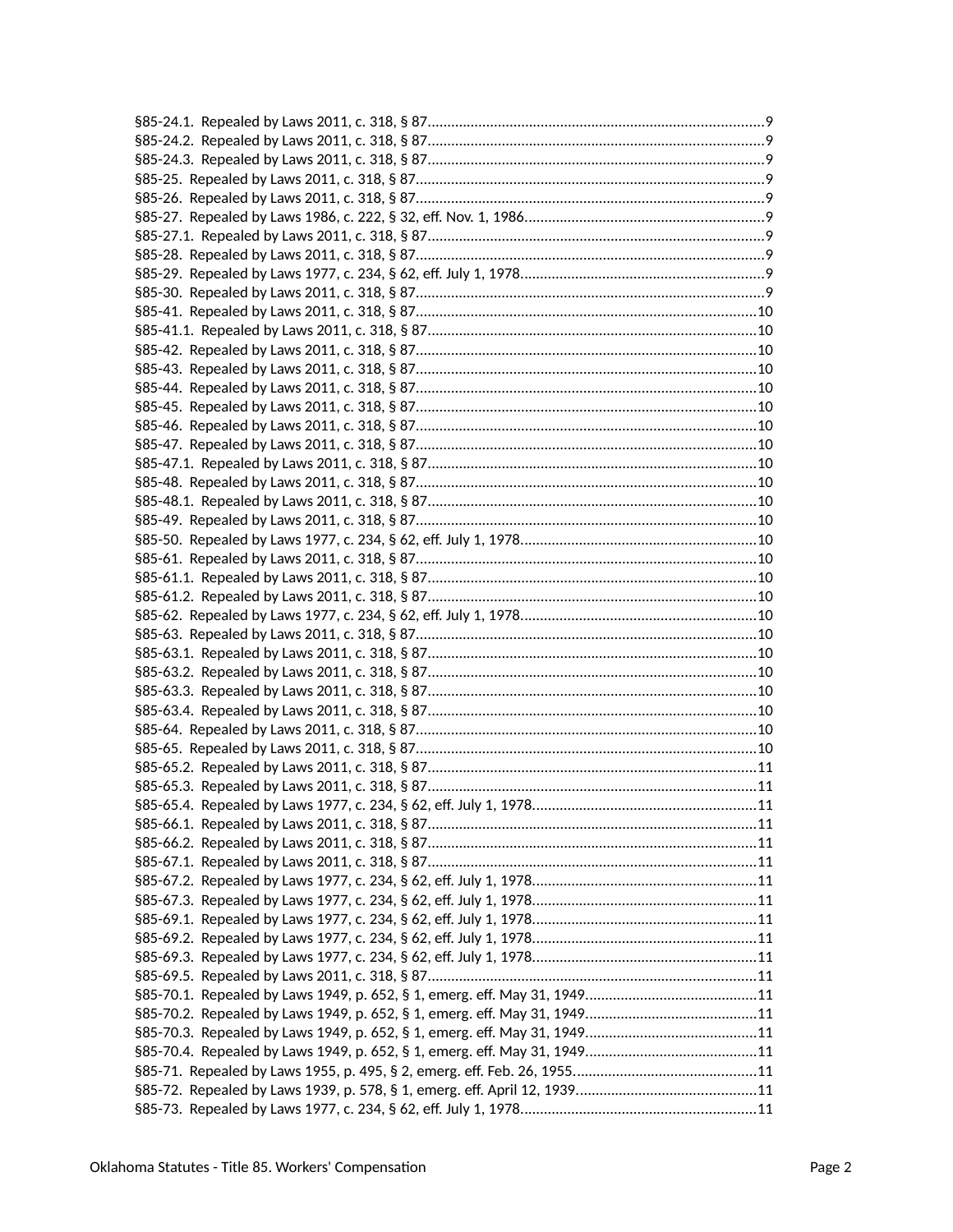§85-24.1. Repealed by Laws 2011, c. 318, § 87......................................................................................9
§85-24.2. Repealed by Laws 2011, c. 318, § 87......................................................................................9
§85-24.3. Repealed by Laws 2011, c. 318, § 87......................................................................................9
§85-25. Repealed by Laws 2011, c. 318, § 87.........................................................................................9
§85-26. Repealed by Laws 2011, c. 318, § 87.........................................................................................9
§85-27. Repealed by Laws 1986, c. 222, § 32, eff. Nov. 1, 1986.............................................................9
§85-27.1. Repealed by Laws 2011, c. 318, § 87......................................................................................9
§85-28. Repealed by Laws 2011, c. 318, § 87.........................................................................................9
§85-29. Repealed by Laws 1977, c. 234, § 62, eff. July 1, 1978..............................................................9
§85-30. Repealed by Laws 2011, c. 318, § 87.........................................................................................9
§85-41. Repealed by Laws 2011, c. 318, § 87.......................................................................................10
§85-41.1. Repealed by Laws 2011, c. 318, § 87....................................................................................10
§85-42. Repealed by Laws 2011, c. 318, § 87.......................................................................................10
§85-43. Repealed by Laws 2011, c. 318, § 87.......................................................................................10
§85-44. Repealed by Laws 2011, c. 318, § 87.......................................................................................10
§85-45. Repealed by Laws 2011, c. 318, § 87.......................................................................................10
§85-46. Repealed by Laws 2011, c. 318, § 87.......................................................................................10
§85-47. Repealed by Laws 2011, c. 318, § 87.......................................................................................10
§85-47.1. Repealed by Laws 2011, c. 318, § 87....................................................................................10
§85-48. Repealed by Laws 2011, c. 318, § 87.......................................................................................10
§85-48.1. Repealed by Laws 2011, c. 318, § 87....................................................................................10
§85-49. Repealed by Laws 2011, c. 318, § 87.......................................................................................10
§85-50. Repealed by Laws 1977, c. 234, § 62, eff. July 1, 1978............................................................10
§85-61. Repealed by Laws 2011, c. 318, § 87.......................................................................................10
§85-61.1. Repealed by Laws 2011, c. 318, § 87....................................................................................10
§85-61.2. Repealed by Laws 2011, c. 318, § 87....................................................................................10
§85-62. Repealed by Laws 1977, c. 234, § 62, eff. July 1, 1978............................................................10
§85-63. Repealed by Laws 2011, c. 318, § 87.......................................................................................10
§85-63.1. Repealed by Laws 2011, c. 318, § 87....................................................................................10
§85-63.2. Repealed by Laws 2011, c. 318, § 87....................................................................................10
§85-63.3. Repealed by Laws 2011, c. 318, § 87....................................................................................10
§85-63.4. Repealed by Laws 2011, c. 318, § 87....................................................................................10
§85-64. Repealed by Laws 2011, c. 318, § 87.......................................................................................10
§85-65. Repealed by Laws 2011, c. 318, § 87.......................................................................................10
§85-65.2. Repealed by Laws 2011, c. 318, § 87....................................................................................11
§85-65.3. Repealed by Laws 2011, c. 318, § 87....................................................................................11
§85-65.4. Repealed by Laws 1977, c. 234, § 62, eff. July 1, 1978.........................................................11
§85-66.1. Repealed by Laws 2011, c. 318, § 87....................................................................................11
§85-66.2. Repealed by Laws 2011, c. 318, § 87....................................................................................11
§85-67.1. Repealed by Laws 2011, c. 318, § 87....................................................................................11
§85-67.2. Repealed by Laws 1977, c. 234, § 62, eff. July 1, 1978.........................................................11
§85-67.3. Repealed by Laws 1977, c. 234, § 62, eff. July 1, 1978.........................................................11
§85-69.1. Repealed by Laws 1977, c. 234, § 62, eff. July 1, 1978.........................................................11
§85-69.2. Repealed by Laws 1977, c. 234, § 62, eff. July 1, 1978.........................................................11
§85-69.3. Repealed by Laws 1977, c. 234, § 62, eff. July 1, 1978.........................................................11
§85-69.5. Repealed by Laws 2011, c. 318, § 87....................................................................................11
§85-70.1. Repealed by Laws 1949, p. 652, § 1, emerg. eff. May 31, 1949............................................11
§85-70.2. Repealed by Laws 1949, p. 652, § 1, emerg. eff. May 31, 1949............................................11
§85-70.3. Repealed by Laws 1949, p. 652, § 1, emerg. eff. May 31, 1949............................................11
§85-70.4. Repealed by Laws 1949, p. 652, § 1, emerg. eff. May 31, 1949............................................11
§85-71. Repealed by Laws 1955, p. 495, § 2, emerg. eff. Feb. 26, 1955..............................................11
§85-72. Repealed by Laws 1939, p. 578, § 1, emerg. eff. April 12, 1939.............................................11
§85-73. Repealed by Laws 1977, c. 234, § 62, eff. July 1, 1978............................................................11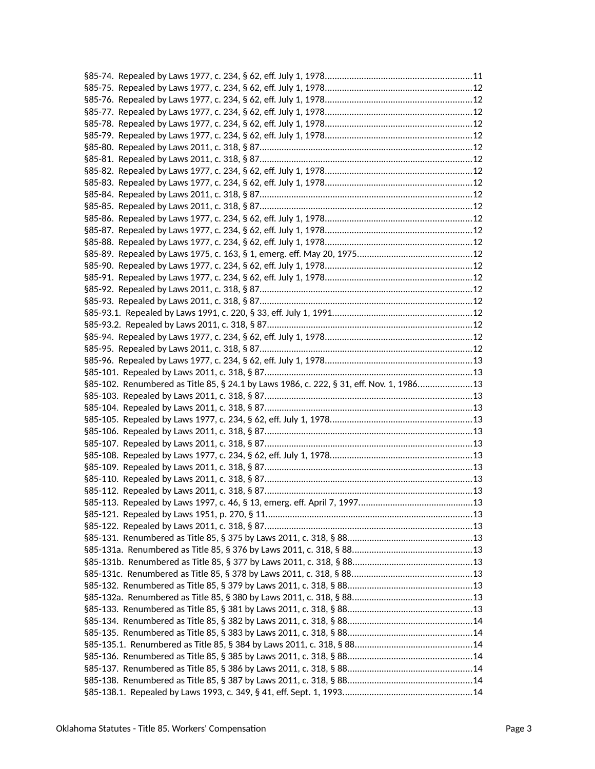§85-74. Repealed by Laws 1977, c. 234, § 62, eff. July 1, 1978............................................................11
§85-75. Repealed by Laws 1977, c. 234, § 62, eff. July 1, 1978............................................................12
§85-76. Repealed by Laws 1977, c. 234, § 62, eff. July 1, 1978............................................................12
§85-77. Repealed by Laws 1977, c. 234, § 62, eff. July 1, 1978............................................................12
§85-78. Repealed by Laws 1977, c. 234, § 62, eff. July 1, 1978............................................................12
§85-79. Repealed by Laws 1977, c. 234, § 62, eff. July 1, 1978............................................................12
§85-80. Repealed by Laws 2011, c. 318, § 87......................................................................................12
§85-81. Repealed by Laws 2011, c. 318, § 87......................................................................................12
§85-82. Repealed by Laws 1977, c. 234, § 62, eff. July 1, 1978............................................................12
§85-83. Repealed by Laws 1977, c. 234, § 62, eff. July 1, 1978............................................................12
§85-84. Repealed by Laws 2011, c. 318, § 87......................................................................................12
§85-85. Repealed by Laws 2011, c. 318, § 87......................................................................................12
§85-86. Repealed by Laws 1977, c. 234, § 62, eff. July 1, 1978............................................................12
§85-87. Repealed by Laws 1977, c. 234, § 62, eff. July 1, 1978............................................................12
§85-88. Repealed by Laws 1977, c. 234, § 62, eff. July 1, 1978............................................................12
§85-89. Repealed by Laws 1975, c. 163, § 1, emerg. eff. May 20, 1975...............................................12
§85-90. Repealed by Laws 1977, c. 234, § 62, eff. July 1, 1978............................................................12
§85-91. Repealed by Laws 1977, c. 234, § 62, eff. July 1, 1978............................................................12
§85-92. Repealed by Laws 2011, c. 318, § 87......................................................................................12
§85-93. Repealed by Laws 2011, c. 318, § 87......................................................................................12
§85-93.1. Repealed by Laws 1991, c. 220, § 33, eff. July 1, 1991.........................................................12
§85-93.2. Repealed by Laws 2011, c. 318, § 87...................................................................................12
§85-94. Repealed by Laws 1977, c. 234, § 62, eff. July 1, 1978............................................................12
§85-95. Repealed by Laws 2011, c. 318, § 87......................................................................................12
§85-96. Repealed by Laws 1977, c. 234, § 62, eff. July 1, 1978............................................................13
§85-101. Repealed by Laws 2011, c. 318, § 87....................................................................................13
§85-102. Renumbered as Title 85, § 24.1 by Laws 1986, c. 222, § 31, eff. Nov. 1, 1986......................13
§85-103. Repealed by Laws 2011, c. 318, § 87....................................................................................13
§85-104. Repealed by Laws 2011, c. 318, § 87....................................................................................13
§85-105. Repealed by Laws 1977, c. 234, § 62, eff. July 1, 1978..........................................................13
§85-106. Repealed by Laws 2011, c. 318, § 87....................................................................................13
§85-107. Repealed by Laws 2011, c. 318, § 87....................................................................................13
§85-108. Repealed by Laws 1977, c. 234, § 62, eff. July 1, 1978..........................................................13
§85-109. Repealed by Laws 2011, c. 318, § 87....................................................................................13
§85-110. Repealed by Laws 2011, c. 318, § 87....................................................................................13
§85-112. Repealed by Laws 2011, c. 318, § 87....................................................................................13
§85-113. Repealed by Laws 1997, c. 46, § 13, emerg. eff. April 7, 1997..............................................13
§85-121. Repealed by Laws 1951, p. 270, § 11....................................................................................13
§85-122. Repealed by Laws 2011, c. 318, § 87....................................................................................13
§85-131. Renumbered as Title 85, § 375 by Laws 2011, c. 318, § 88..................................................13
§85-131a. Renumbered as Title 85, § 376 by Laws 2011, c. 318, § 88.................................................13
§85-131b. Renumbered as Title 85, § 377 by Laws 2011, c. 318, § 88.................................................13
§85-131c. Renumbered as Title 85, § 378 by Laws 2011, c. 318, § 88.................................................13
§85-132. Renumbered as Title 85, § 379 by Laws 2011, c. 318, § 88..................................................13
§85-132a. Renumbered as Title 85, § 380 by Laws 2011, c. 318, § 88.................................................13
§85-133. Renumbered as Title 85, § 381 by Laws 2011, c. 318, § 88..................................................13
§85-134. Renumbered as Title 85, § 382 by Laws 2011, c. 318, § 88..................................................14
§85-135. Renumbered as Title 85, § 383 by Laws 2011, c. 318, § 88..................................................14
§85-135.1. Renumbered as Title 85, § 384 by Laws 2011, c. 318, § 88...............................................14
§85-136. Renumbered as Title 85, § 385 by Laws 2011, c. 318, § 88..................................................14
§85-137. Renumbered as Title 85, § 386 by Laws 2011, c. 318, § 88..................................................14
§85-138. Renumbered as Title 85, § 387 by Laws 2011, c. 318, § 88..................................................14
§85-138.1. Repealed by Laws 1993, c. 349, § 41, eff. Sept. 1, 1993....................................................14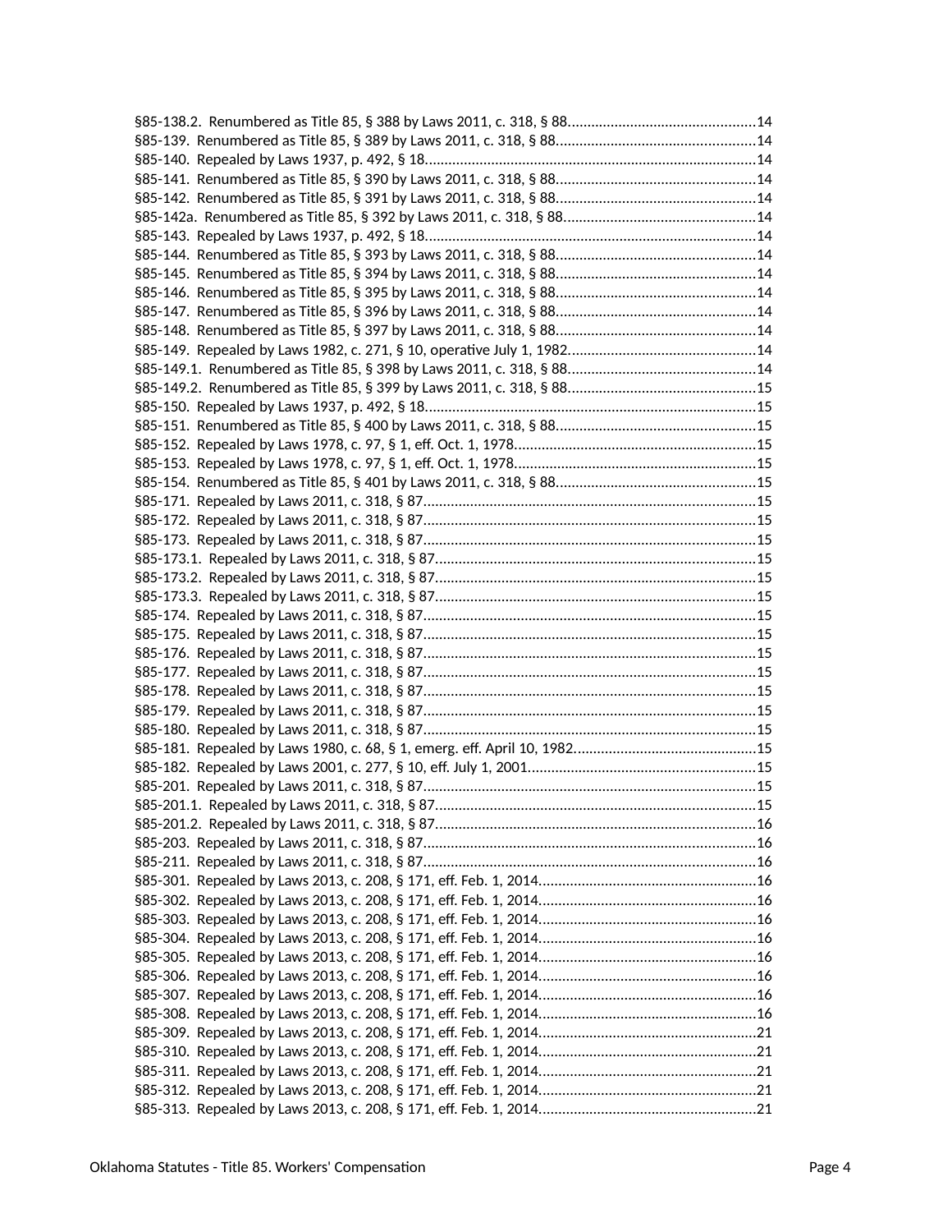§85-138.2. Renumbered as Title 85, § 388 by Laws 2011, c. 318, § 88................................................14
§85-139. Renumbered as Title 85, § 389 by Laws 2011, c. 318, § 88..................................................14
§85-140. Repealed by Laws 1937, p. 492, § 18....................................................................................14
§85-141. Renumbered as Title 85, § 390 by Laws 2011, c. 318, § 88..................................................14
§85-142. Renumbered as Title 85, § 391 by Laws 2011, c. 318, § 88..................................................14
§85-142a. Renumbered as Title 85, § 392 by Laws 2011, c. 318, § 88................................................14
§85-143. Repealed by Laws 1937, p. 492, § 18....................................................................................14
§85-144. Renumbered as Title 85, § 393 by Laws 2011, c. 318, § 88..................................................14
§85-145. Renumbered as Title 85, § 394 by Laws 2011, c. 318, § 88..................................................14
§85-146. Renumbered as Title 85, § 395 by Laws 2011, c. 318, § 88..................................................14
§85-147. Renumbered as Title 85, § 396 by Laws 2011, c. 318, § 88..................................................14
§85-148. Renumbered as Title 85, § 397 by Laws 2011, c. 318, § 88..................................................14
§85-149. Repealed by Laws 1982, c. 271, § 10, operative July 1, 1982................................................14
§85-149.1. Renumbered as Title 85, § 398 by Laws 2011, c. 318, § 88................................................14
§85-149.2. Renumbered as Title 85, § 399 by Laws 2011, c. 318, § 88................................................15
§85-150. Repealed by Laws 1937, p. 492, § 18....................................................................................15
§85-151. Renumbered as Title 85, § 400 by Laws 2011, c. 318, § 88..................................................15
§85-152. Repealed by Laws 1978, c. 97, § 1, eff. Oct. 1, 1978.............................................................15
§85-153. Repealed by Laws 1978, c. 97, § 1, eff. Oct. 1, 1978.............................................................15
§85-154. Renumbered as Title 85, § 401 by Laws 2011, c. 318, § 88..................................................15
§85-171. Repealed by Laws 2011, c. 318, § 87....................................................................................15
§85-172. Repealed by Laws 2011, c. 318, § 87....................................................................................15
§85-173. Repealed by Laws 2011, c. 318, § 87....................................................................................15
§85-173.1. Repealed by Laws 2011, c. 318, § 87.................................................................................15
§85-173.2. Repealed by Laws 2011, c. 318, § 87.................................................................................15
§85-173.3. Repealed by Laws 2011, c. 318, § 87.................................................................................15
§85-174. Repealed by Laws 2011, c. 318, § 87....................................................................................15
§85-175. Repealed by Laws 2011, c. 318, § 87....................................................................................15
§85-176. Repealed by Laws 2011, c. 318, § 87....................................................................................15
§85-177. Repealed by Laws 2011, c. 318, § 87....................................................................................15
§85-178. Repealed by Laws 2011, c. 318, § 87....................................................................................15
§85-179. Repealed by Laws 2011, c. 318, § 87....................................................................................15
§85-180. Repealed by Laws 2011, c. 318, § 87....................................................................................15
§85-181. Repealed by Laws 1980, c. 68, § 1, emerg. eff. April 10, 1982..............................................15
§85-182. Repealed by Laws 2001, c. 277, § 10, eff. July 1, 2001..........................................................15
§85-201. Repealed by Laws 2011, c. 318, § 87....................................................................................15
§85-201.1. Repealed by Laws 2011, c. 318, § 87.................................................................................15
§85-201.2. Repealed by Laws 2011, c. 318, § 87.................................................................................16
§85-203. Repealed by Laws 2011, c. 318, § 87....................................................................................16
§85-211. Repealed by Laws 2011, c. 318, § 87....................................................................................16
§85-301. Repealed by Laws 2013, c. 208, § 171, eff. Feb. 1, 2014.......................................................16
§85-302. Repealed by Laws 2013, c. 208, § 171, eff. Feb. 1, 2014.......................................................16
§85-303. Repealed by Laws 2013, c. 208, § 171, eff. Feb. 1, 2014.......................................................16
§85-304. Repealed by Laws 2013, c. 208, § 171, eff. Feb. 1, 2014.......................................................16
§85-305. Repealed by Laws 2013, c. 208, § 171, eff. Feb. 1, 2014.......................................................16
§85-306. Repealed by Laws 2013, c. 208, § 171, eff. Feb. 1, 2014.......................................................16
§85-307. Repealed by Laws 2013, c. 208, § 171, eff. Feb. 1, 2014.......................................................16
§85-308. Repealed by Laws 2013, c. 208, § 171, eff. Feb. 1, 2014.......................................................16
§85-309. Repealed by Laws 2013, c. 208, § 171, eff. Feb. 1, 2014.......................................................21
§85-310. Repealed by Laws 2013, c. 208, § 171, eff. Feb. 1, 2014.......................................................21
§85-311. Repealed by Laws 2013, c. 208, § 171, eff. Feb. 1, 2014.......................................................21
§85-312. Repealed by Laws 2013, c. 208, § 171, eff. Feb. 1, 2014.......................................................21
§85-313. Repealed by Laws 2013, c. 208, § 171, eff. Feb. 1, 2014.......................................................21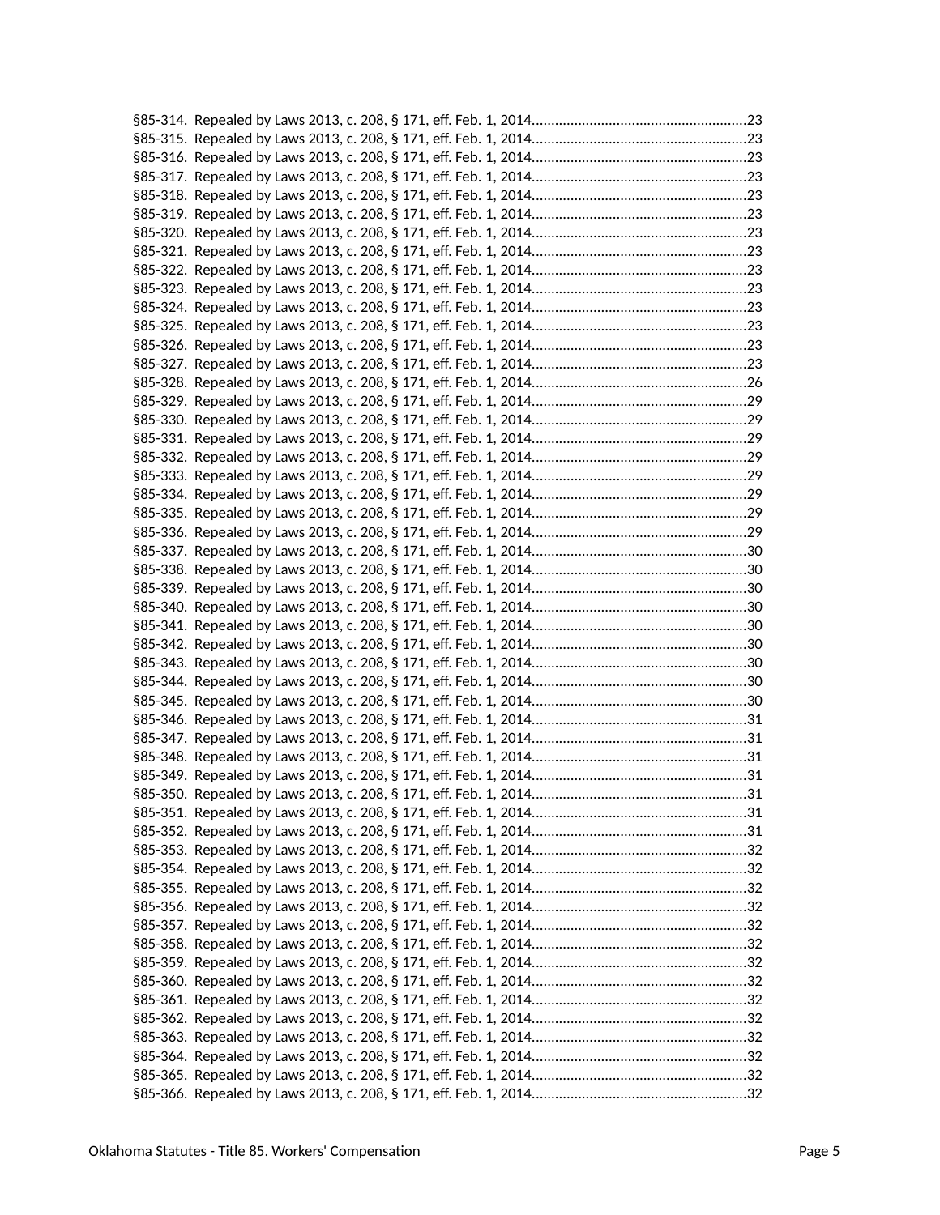§85-314. Repealed by Laws 2013, c. 208, § 171, eff. Feb. 1, 2014........................................................23
§85-315. Repealed by Laws 2013, c. 208, § 171, eff. Feb. 1, 2014........................................................23
§85-316. Repealed by Laws 2013, c. 208, § 171, eff. Feb. 1, 2014........................................................23
§85-317. Repealed by Laws 2013, c. 208, § 171, eff. Feb. 1, 2014........................................................23
§85-318. Repealed by Laws 2013, c. 208, § 171, eff. Feb. 1, 2014........................................................23
§85-319. Repealed by Laws 2013, c. 208, § 171, eff. Feb. 1, 2014........................................................23
§85-320. Repealed by Laws 2013, c. 208, § 171, eff. Feb. 1, 2014........................................................23
§85-321. Repealed by Laws 2013, c. 208, § 171, eff. Feb. 1, 2014........................................................23
§85-322. Repealed by Laws 2013, c. 208, § 171, eff. Feb. 1, 2014........................................................23
§85-323. Repealed by Laws 2013, c. 208, § 171, eff. Feb. 1, 2014........................................................23
§85-324. Repealed by Laws 2013, c. 208, § 171, eff. Feb. 1, 2014........................................................23
§85-325. Repealed by Laws 2013, c. 208, § 171, eff. Feb. 1, 2014........................................................23
§85-326. Repealed by Laws 2013, c. 208, § 171, eff. Feb. 1, 2014........................................................23
§85-327. Repealed by Laws 2013, c. 208, § 171, eff. Feb. 1, 2014........................................................23
§85-328. Repealed by Laws 2013, c. 208, § 171, eff. Feb. 1, 2014........................................................26
§85-329. Repealed by Laws 2013, c. 208, § 171, eff. Feb. 1, 2014........................................................29
§85-330. Repealed by Laws 2013, c. 208, § 171, eff. Feb. 1, 2014........................................................29
§85-331. Repealed by Laws 2013, c. 208, § 171, eff. Feb. 1, 2014........................................................29
§85-332. Repealed by Laws 2013, c. 208, § 171, eff. Feb. 1, 2014........................................................29
§85-333. Repealed by Laws 2013, c. 208, § 171, eff. Feb. 1, 2014........................................................29
§85-334. Repealed by Laws 2013, c. 208, § 171, eff. Feb. 1, 2014........................................................29
§85-335. Repealed by Laws 2013, c. 208, § 171, eff. Feb. 1, 2014........................................................29
§85-336. Repealed by Laws 2013, c. 208, § 171, eff. Feb. 1, 2014........................................................29
§85-337. Repealed by Laws 2013, c. 208, § 171, eff. Feb. 1, 2014........................................................30
§85-338. Repealed by Laws 2013, c. 208, § 171, eff. Feb. 1, 2014........................................................30
§85-339. Repealed by Laws 2013, c. 208, § 171, eff. Feb. 1, 2014........................................................30
§85-340. Repealed by Laws 2013, c. 208, § 171, eff. Feb. 1, 2014........................................................30
§85-341. Repealed by Laws 2013, c. 208, § 171, eff. Feb. 1, 2014........................................................30
§85-342. Repealed by Laws 2013, c. 208, § 171, eff. Feb. 1, 2014........................................................30
§85-343. Repealed by Laws 2013, c. 208, § 171, eff. Feb. 1, 2014........................................................30
§85-344. Repealed by Laws 2013, c. 208, § 171, eff. Feb. 1, 2014........................................................30
§85-345. Repealed by Laws 2013, c. 208, § 171, eff. Feb. 1, 2014........................................................30
§85-346. Repealed by Laws 2013, c. 208, § 171, eff. Feb. 1, 2014........................................................31
§85-347. Repealed by Laws 2013, c. 208, § 171, eff. Feb. 1, 2014........................................................31
§85-348. Repealed by Laws 2013, c. 208, § 171, eff. Feb. 1, 2014........................................................31
§85-349. Repealed by Laws 2013, c. 208, § 171, eff. Feb. 1, 2014........................................................31
§85-350. Repealed by Laws 2013, c. 208, § 171, eff. Feb. 1, 2014........................................................31
§85-351. Repealed by Laws 2013, c. 208, § 171, eff. Feb. 1, 2014........................................................31
§85-352. Repealed by Laws 2013, c. 208, § 171, eff. Feb. 1, 2014........................................................31
§85-353. Repealed by Laws 2013, c. 208, § 171, eff. Feb. 1, 2014........................................................32
§85-354. Repealed by Laws 2013, c. 208, § 171, eff. Feb. 1, 2014........................................................32
§85-355. Repealed by Laws 2013, c. 208, § 171, eff. Feb. 1, 2014........................................................32
§85-356. Repealed by Laws 2013, c. 208, § 171, eff. Feb. 1, 2014........................................................32
§85-357. Repealed by Laws 2013, c. 208, § 171, eff. Feb. 1, 2014........................................................32
§85-358. Repealed by Laws 2013, c. 208, § 171, eff. Feb. 1, 2014........................................................32
§85-359. Repealed by Laws 2013, c. 208, § 171, eff. Feb. 1, 2014........................................................32
§85-360. Repealed by Laws 2013, c. 208, § 171, eff. Feb. 1, 2014........................................................32
§85-361. Repealed by Laws 2013, c. 208, § 171, eff. Feb. 1, 2014........................................................32
§85-362. Repealed by Laws 2013, c. 208, § 171, eff. Feb. 1, 2014........................................................32
§85-363. Repealed by Laws 2013, c. 208, § 171, eff. Feb. 1, 2014........................................................32
§85-364. Repealed by Laws 2013, c. 208, § 171, eff. Feb. 1, 2014........................................................32
§85-365. Repealed by Laws 2013, c. 208, § 171, eff. Feb. 1, 2014........................................................32
§85-366. Repealed by Laws 2013, c. 208, § 171, eff. Feb. 1, 2014........................................................32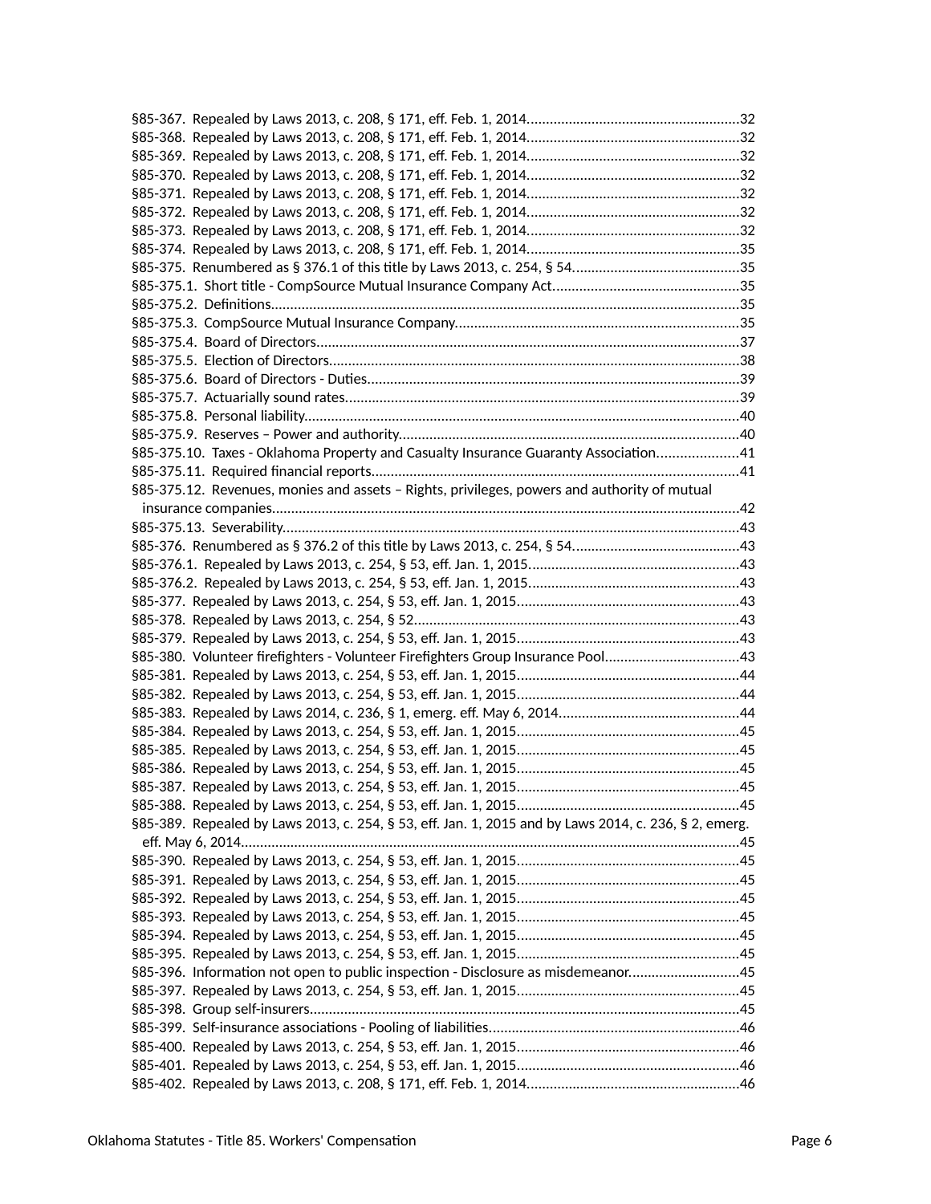§85-367. Repealed by Laws 2013, c. 208, § 171, eff. Feb. 1, 2014.......................................................32
§85-368. Repealed by Laws 2013, c. 208, § 171, eff. Feb. 1, 2014.......................................................32
§85-369. Repealed by Laws 2013, c. 208, § 171, eff. Feb. 1, 2014.......................................................32
§85-370. Repealed by Laws 2013, c. 208, § 171, eff. Feb. 1, 2014.......................................................32
§85-371. Repealed by Laws 2013, c. 208, § 171, eff. Feb. 1, 2014.......................................................32
§85-372. Repealed by Laws 2013, c. 208, § 171, eff. Feb. 1, 2014.......................................................32
§85-373. Repealed by Laws 2013, c. 208, § 171, eff. Feb. 1, 2014.......................................................32
§85-374. Repealed by Laws 2013, c. 208, § 171, eff. Feb. 1, 2014.......................................................35
§85-375. Renumbered as § 376.1 of this title by Laws 2013, c. 254, § 54...........................................35
§85-375.1. Short title - CompSource Mutual Insurance Company Act................................................35
§85-375.2. Definitions.........................................................................................................................35
§85-375.3. CompSource Mutual Insurance Company.........................................................................35
§85-375.4. Board of Directors.............................................................................................................37
§85-375.5. Election of Directors..........................................................................................................38
§85-375.6. Board of Directors - Duties................................................................................................39
§85-375.7. Actuarially sound rates......................................................................................................39
§85-375.8. Personal liability................................................................................................................40
§85-375.9. Reserves – Power and authority........................................................................................40
§85-375.10. Taxes - Oklahoma Property and Casualty Insurance Guaranty Association.....................41
§85-375.11. Required financial reports..............................................................................................41
§85-375.12. Revenues, monies and assets – Rights, privileges, powers and authority of mutual insurance companies.........................................................................................................................42
§85-375.13. Severability......................................................................................................................43
§85-376. Renumbered as § 376.2 of this title by Laws 2013, c. 254, § 54...........................................43
§85-376.1. Repealed by Laws 2013, c. 254, § 53, eff. Jan. 1, 2015......................................................43
§85-376.2. Repealed by Laws 2013, c. 254, § 53, eff. Jan. 1, 2015......................................................43
§85-377. Repealed by Laws 2013, c. 254, § 53, eff. Jan. 1, 2015.........................................................43
§85-378. Repealed by Laws 2013, c. 254, § 52...................................................................................43
§85-379. Repealed by Laws 2013, c. 254, § 53, eff. Jan. 1, 2015.........................................................43
§85-380. Volunteer firefighters - Volunteer Firefighters Group Insurance Pool..................................43
§85-381. Repealed by Laws 2013, c. 254, § 53, eff. Jan. 1, 2015.........................................................44
§85-382. Repealed by Laws 2013, c. 254, § 53, eff. Jan. 1, 2015.........................................................44
§85-383. Repealed by Laws 2014, c. 236, § 1, emerg. eff. May 6, 2014..............................................44
§85-384. Repealed by Laws 2013, c. 254, § 53, eff. Jan. 1, 2015.........................................................45
§85-385. Repealed by Laws 2013, c. 254, § 53, eff. Jan. 1, 2015.........................................................45
§85-386. Repealed by Laws 2013, c. 254, § 53, eff. Jan. 1, 2015.........................................................45
§85-387. Repealed by Laws 2013, c. 254, § 53, eff. Jan. 1, 2015.........................................................45
§85-388. Repealed by Laws 2013, c. 254, § 53, eff. Jan. 1, 2015.........................................................45
§85-389. Repealed by Laws 2013, c. 254, § 53, eff. Jan. 1, 2015 and by Laws 2014, c. 236, § 2, emerg. eff. May 6, 2014................................................................................................................................45
§85-390. Repealed by Laws 2013, c. 254, § 53, eff. Jan. 1, 2015.........................................................45
§85-391. Repealed by Laws 2013, c. 254, § 53, eff. Jan. 1, 2015.........................................................45
§85-392. Repealed by Laws 2013, c. 254, § 53, eff. Jan. 1, 2015.........................................................45
§85-393. Repealed by Laws 2013, c. 254, § 53, eff. Jan. 1, 2015.........................................................45
§85-394. Repealed by Laws 2013, c. 254, § 53, eff. Jan. 1, 2015.........................................................45
§85-395. Repealed by Laws 2013, c. 254, § 53, eff. Jan. 1, 2015.........................................................45
§85-396. Information not open to public inspection - Disclosure as misdemeanor............................45
§85-397. Repealed by Laws 2013, c. 254, § 53, eff. Jan. 1, 2015.........................................................45
§85-398. Group self-insurers...............................................................................................................45
§85-399. Self-insurance associations - Pooling of liabilities.................................................................46
§85-400. Repealed by Laws 2013, c. 254, § 53, eff. Jan. 1, 2015.........................................................46
§85-401. Repealed by Laws 2013, c. 254, § 53, eff. Jan. 1, 2015.........................................................46
§85-402. Repealed by Laws 2013, c. 208, § 171, eff. Feb. 1, 2014.......................................................46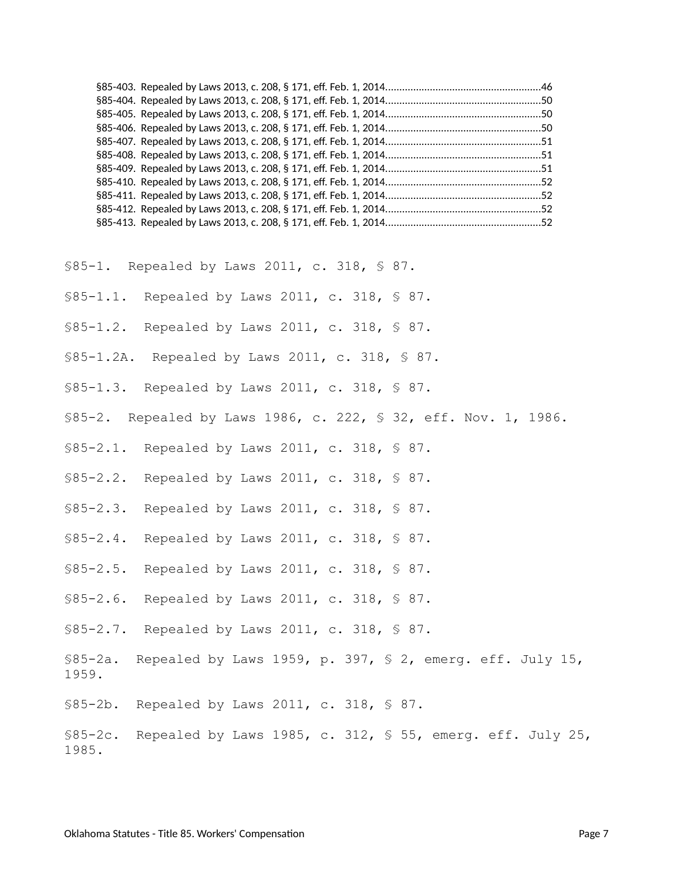§85-403. Repealed by Laws 2013, c. 208, § 171, eff. Feb. 1, 2014........................................................46
§85-404. Repealed by Laws 2013, c. 208, § 171, eff. Feb. 1, 2014........................................................50
§85-405. Repealed by Laws 2013, c. 208, § 171, eff. Feb. 1, 2014........................................................50
§85-406. Repealed by Laws 2013, c. 208, § 171, eff. Feb. 1, 2014........................................................50
§85-407. Repealed by Laws 2013, c. 208, § 171, eff. Feb. 1, 2014........................................................51
§85-408. Repealed by Laws 2013, c. 208, § 171, eff. Feb. 1, 2014........................................................51
§85-409. Repealed by Laws 2013, c. 208, § 171, eff. Feb. 1, 2014........................................................51
§85-410. Repealed by Laws 2013, c. 208, § 171, eff. Feb. 1, 2014........................................................52
§85-411. Repealed by Laws 2013, c. 208, § 171, eff. Feb. 1, 2014........................................................52
§85-412. Repealed by Laws 2013, c. 208, § 171, eff. Feb. 1, 2014........................................................52
§85-413. Repealed by Laws 2013, c. 208, § 171, eff. Feb. 1, 2014........................................................52

§85-1. Repealed by Laws 2011, c. 318, § 87.

§85-1.1. Repealed by Laws 2011, c. 318, § 87.

§85-1.2. Repealed by Laws 2011, c. 318, § 87.

§85-1.2A. Repealed by Laws 2011, c. 318, § 87.

§85-1.3. Repealed by Laws 2011, c. 318, § 87.

§85-2. Repealed by Laws 1986, c. 222, § 32, eff. Nov. 1, 1986.

§85-2.1. Repealed by Laws 2011, c. 318, § 87.

§85-2.2. Repealed by Laws 2011, c. 318, § 87.

§85-2.3. Repealed by Laws 2011, c. 318, § 87.

§85-2.4. Repealed by Laws 2011, c. 318, § 87.

§85-2.5. Repealed by Laws 2011, c. 318, § 87.

§85-2.6. Repealed by Laws 2011, c. 318, § 87.

§85-2.7. Repealed by Laws 2011, c. 318, § 87.

§85-2a. Repealed by Laws 1959, p. 397, § 2, emerg. eff. July 15, 1959.

§85-2b. Repealed by Laws 2011, c. 318, § 87.

§85-2c. Repealed by Laws 1985, c. 312, § 55, emerg. eff. July 25, 1985.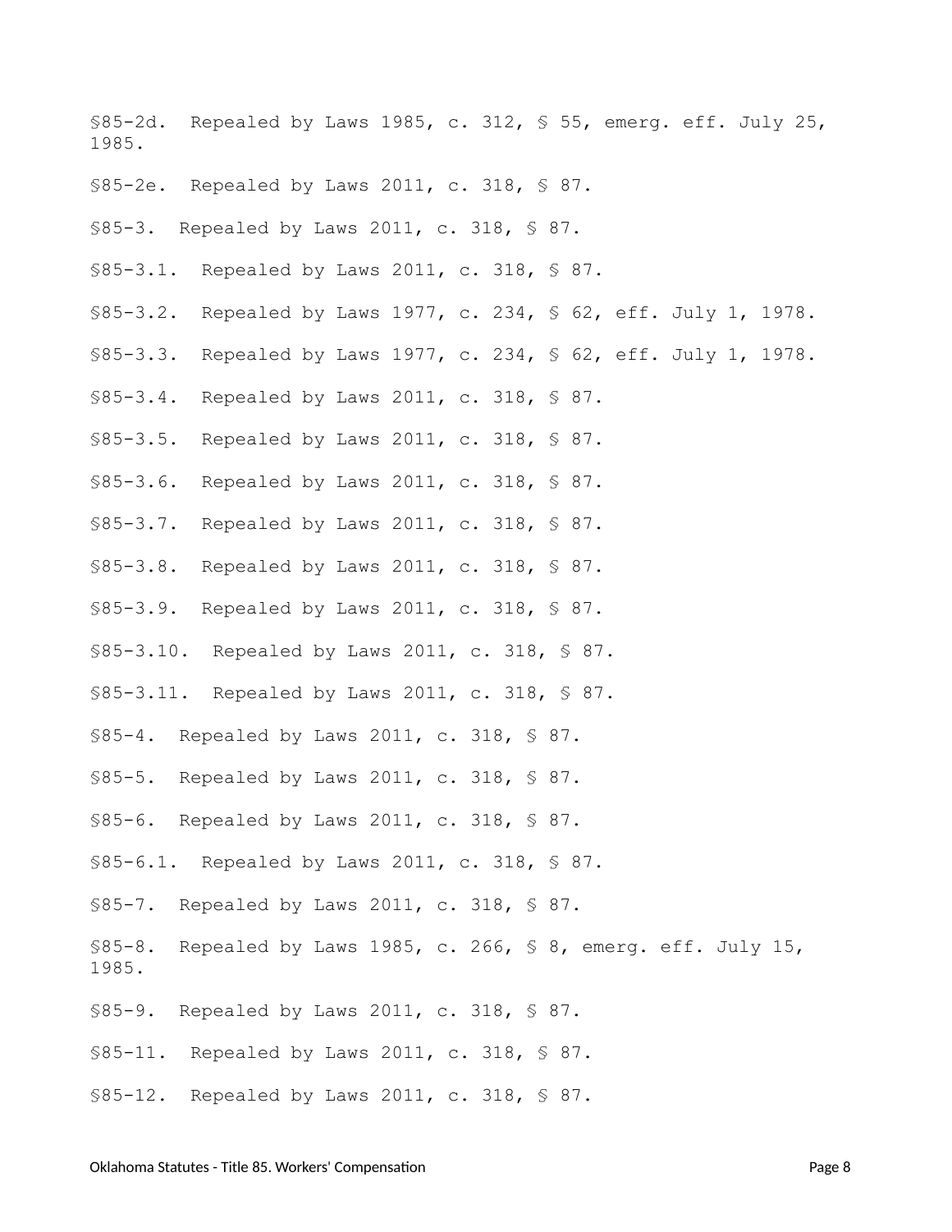§85-2d. Repealed by Laws 1985, c. 312, § 55, emerg. eff. July 25, 1985.

§85-2e. Repealed by Laws 2011, c. 318, § 87.

§85-3. Repealed by Laws 2011, c. 318, § 87.

§85-3.1. Repealed by Laws 2011, c. 318, § 87.

§85-3.2. Repealed by Laws 1977, c. 234, § 62, eff. July 1, 1978.

§85-3.3. Repealed by Laws 1977, c. 234, § 62, eff. July 1, 1978.

§85-3.4. Repealed by Laws 2011, c. 318, § 87.

§85-3.5. Repealed by Laws 2011, c. 318, § 87.

§85-3.6. Repealed by Laws 2011, c. 318, § 87.

§85-3.7. Repealed by Laws 2011, c. 318, § 87.

§85-3.8. Repealed by Laws 2011, c. 318, § 87.

§85-3.9. Repealed by Laws 2011, c. 318, § 87.

§85-3.10. Repealed by Laws 2011, c. 318, § 87.

§85-3.11. Repealed by Laws 2011, c. 318, § 87.

§85-4. Repealed by Laws 2011, c. 318, § 87.

§85-5. Repealed by Laws 2011, c. 318, § 87.

§85-6. Repealed by Laws 2011, c. 318, § 87.

§85-6.1. Repealed by Laws 2011, c. 318, § 87.

§85-7. Repealed by Laws 2011, c. 318, § 87.

§85-8. Repealed by Laws 1985, c. 266, § 8, emerg. eff. July 15, 1985.

§85-9. Repealed by Laws 2011, c. 318, § 87.

§85-11. Repealed by Laws 2011, c. 318, § 87.

§85-12. Repealed by Laws 2011, c. 318, § 87.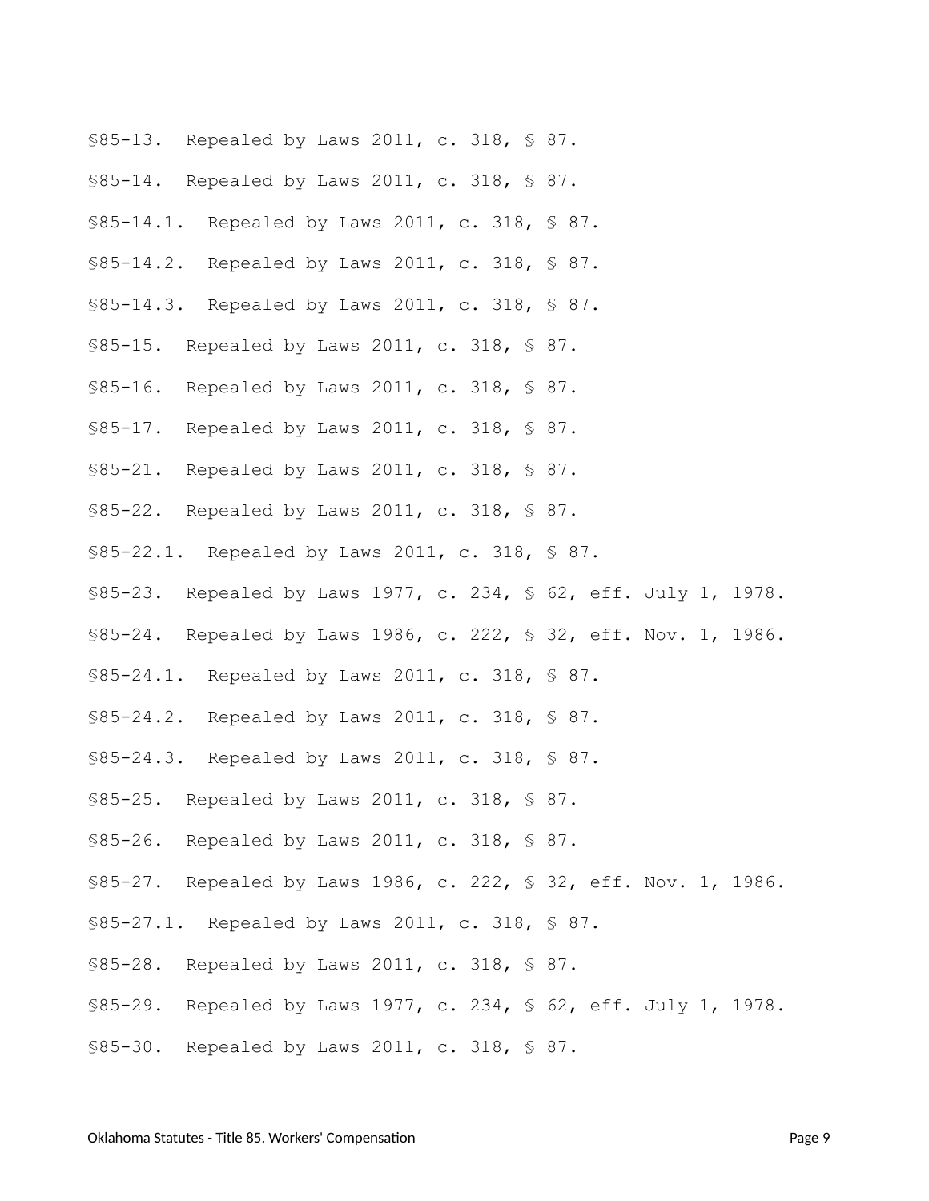§85-13. Repealed by Laws 2011, c. 318, § 87.

§85-14. Repealed by Laws 2011, c. 318, § 87.

§85-14.1. Repealed by Laws 2011, c. 318, § 87.

§85-14.2. Repealed by Laws 2011, c. 318, § 87.

§85-14.3. Repealed by Laws 2011, c. 318, § 87.

§85-15. Repealed by Laws 2011, c. 318, § 87.

§85-16. Repealed by Laws 2011, c. 318, § 87.

§85-17. Repealed by Laws 2011, c. 318, § 87.

§85-21. Repealed by Laws 2011, c. 318, § 87.

§85-22. Repealed by Laws 2011, c. 318, § 87.

§85-22.1. Repealed by Laws 2011, c. 318, § 87.

§85-23. Repealed by Laws 1977, c. 234, § 62, eff. July 1, 1978.

§85-24. Repealed by Laws 1986, c. 222, § 32, eff. Nov. 1, 1986.

§85-24.1. Repealed by Laws 2011, c. 318, § 87.

§85-24.2. Repealed by Laws 2011, c. 318, § 87.

§85-24.3. Repealed by Laws 2011, c. 318, § 87.

§85-25. Repealed by Laws 2011, c. 318, § 87.

§85-26. Repealed by Laws 2011, c. 318, § 87.

§85-27. Repealed by Laws 1986, c. 222, § 32, eff. Nov. 1, 1986.

§85-27.1. Repealed by Laws 2011, c. 318, § 87.

§85-28. Repealed by Laws 2011, c. 318, § 87.

§85-29. Repealed by Laws 1977, c. 234, § 62, eff. July 1, 1978.

§85-30. Repealed by Laws 2011, c. 318, § 87.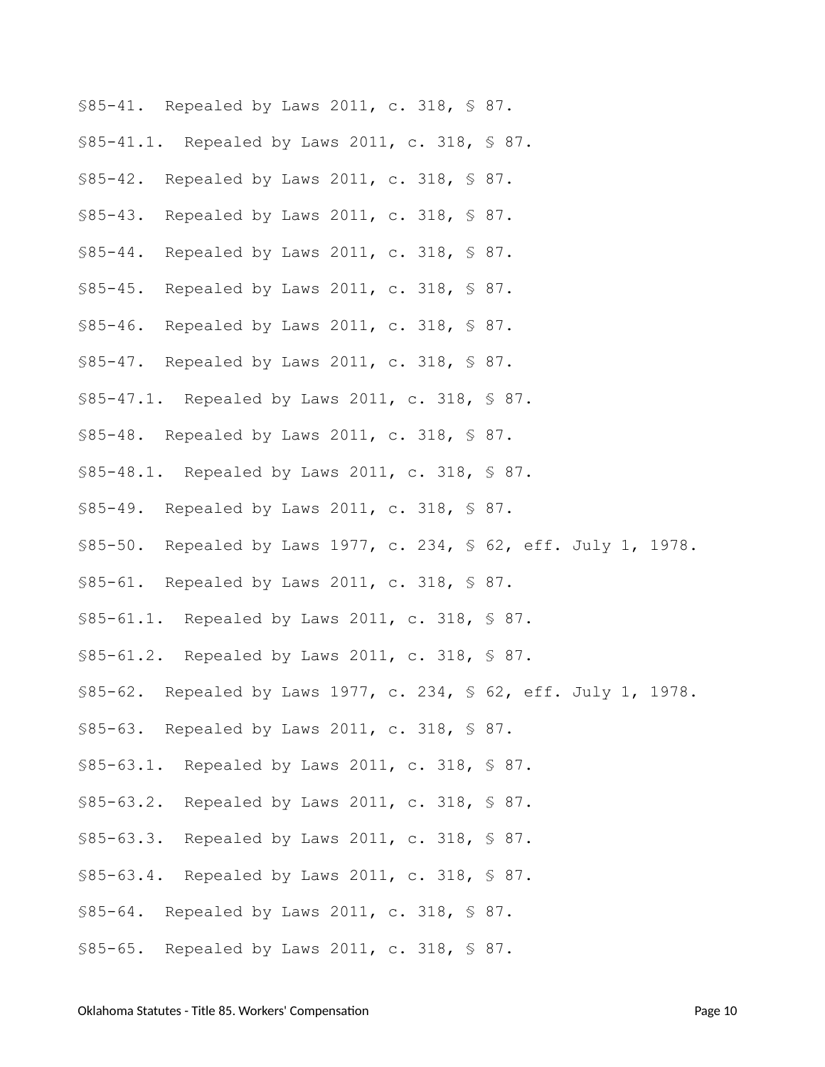§85-41. Repealed by Laws 2011, c. 318, § 87.

§85-41.1. Repealed by Laws 2011, c. 318, § 87.

§85-42. Repealed by Laws 2011, c. 318, § 87.

§85-43. Repealed by Laws 2011, c. 318, § 87.

§85-44. Repealed by Laws 2011, c. 318, § 87.

§85-45. Repealed by Laws 2011, c. 318, § 87.

§85-46. Repealed by Laws 2011, c. 318, § 87.

§85-47. Repealed by Laws 2011, c. 318, § 87.

§85-47.1. Repealed by Laws 2011, c. 318, § 87.

§85-48. Repealed by Laws 2011, c. 318, § 87.

§85-48.1. Repealed by Laws 2011, c. 318, § 87.

§85-49. Repealed by Laws 2011, c. 318, § 87.

§85-50. Repealed by Laws 1977, c. 234, § 62, eff. July 1, 1978.

§85-61. Repealed by Laws 2011, c. 318, § 87.

§85-61.1. Repealed by Laws 2011, c. 318, § 87.

§85-61.2. Repealed by Laws 2011, c. 318, § 87.

§85-62. Repealed by Laws 1977, c. 234, § 62, eff. July 1, 1978.

§85-63. Repealed by Laws 2011, c. 318, § 87.

§85-63.1. Repealed by Laws 2011, c. 318, § 87.

§85-63.2. Repealed by Laws 2011, c. 318, § 87.

§85-63.3. Repealed by Laws 2011, c. 318, § 87.

§85-63.4. Repealed by Laws 2011, c. 318, § 87.

§85-64. Repealed by Laws 2011, c. 318, § 87.

§85-65. Repealed by Laws 2011, c. 318, § 87.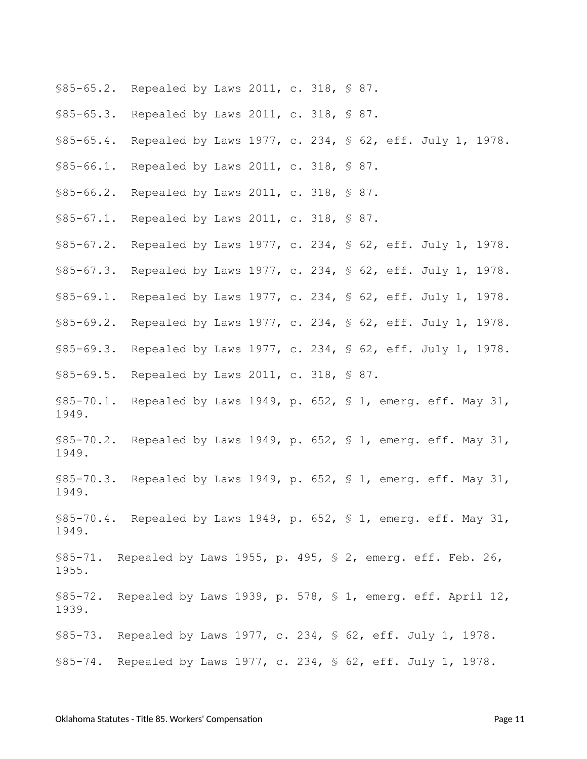§85-65.2. Repealed by Laws 2011, c. 318, § 87.

§85-65.3. Repealed by Laws 2011, c. 318, § 87.

§85-65.4. Repealed by Laws 1977, c. 234, § 62, eff. July 1, 1978.

§85-66.1. Repealed by Laws 2011, c. 318, § 87.

§85-66.2. Repealed by Laws 2011, c. 318, § 87.

§85-67.1. Repealed by Laws 2011, c. 318, § 87.

§85-67.2. Repealed by Laws 1977, c. 234, § 62, eff. July 1, 1978.

§85-67.3. Repealed by Laws 1977, c. 234, § 62, eff. July 1, 1978.

§85-69.1. Repealed by Laws 1977, c. 234, § 62, eff. July 1, 1978.

§85-69.2. Repealed by Laws 1977, c. 234, § 62, eff. July 1, 1978.

§85-69.3. Repealed by Laws 1977, c. 234, § 62, eff. July 1, 1978.

§85-69.5. Repealed by Laws 2011, c. 318, § 87.

§85-70.1. Repealed by Laws 1949, p. 652, § 1, emerg. eff. May 31, 1949.

§85-70.2. Repealed by Laws 1949, p. 652, § 1, emerg. eff. May 31, 1949.

§85-70.3. Repealed by Laws 1949, p. 652, § 1, emerg. eff. May 31, 1949.

§85-70.4. Repealed by Laws 1949, p. 652, § 1, emerg. eff. May 31, 1949.

§85-71. Repealed by Laws 1955, p. 495, § 2, emerg. eff. Feb. 26, 1955.

§85-72. Repealed by Laws 1939, p. 578, § 1, emerg. eff. April 12, 1939.

§85-73. Repealed by Laws 1977, c. 234, § 62, eff. July 1, 1978.

§85-74. Repealed by Laws 1977, c. 234, § 62, eff. July 1, 1978.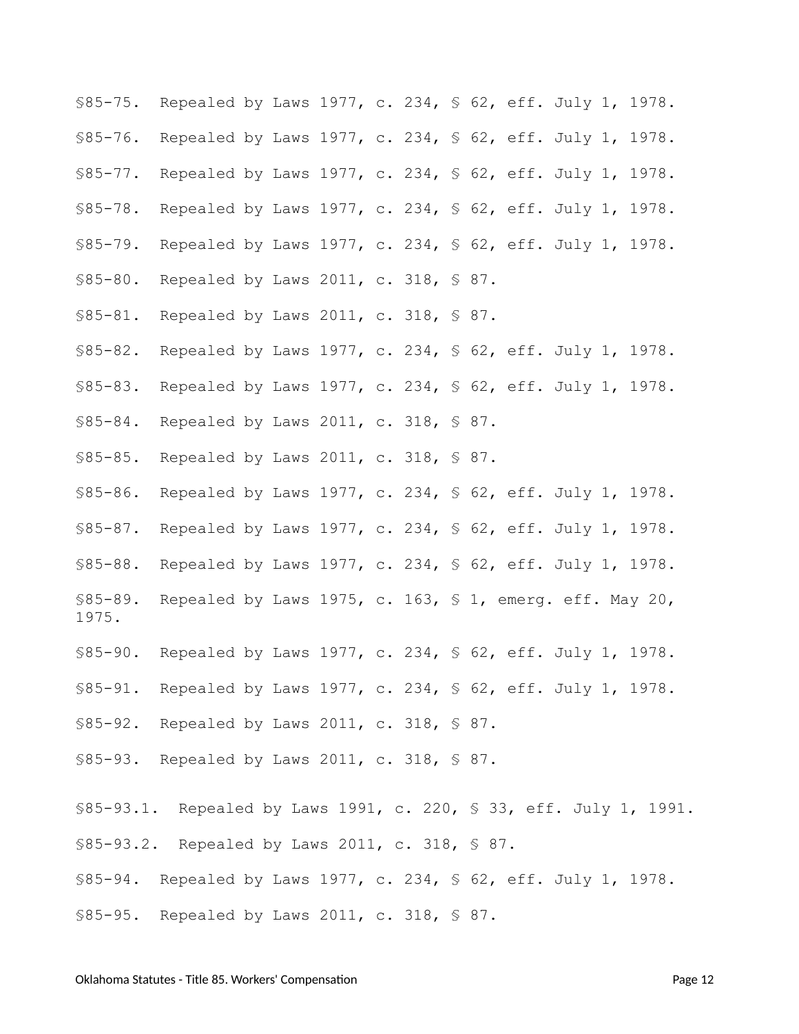§85-75. Repealed by Laws 1977, c. 234, § 62, eff. July 1, 1978.

§85-76. Repealed by Laws 1977, c. 234, § 62, eff. July 1, 1978.

§85-77. Repealed by Laws 1977, c. 234, § 62, eff. July 1, 1978.

§85-78. Repealed by Laws 1977, c. 234, § 62, eff. July 1, 1978.

§85-79. Repealed by Laws 1977, c. 234, § 62, eff. July 1, 1978.

§85-80. Repealed by Laws 2011, c. 318, § 87.

§85-81. Repealed by Laws 2011, c. 318, § 87.

§85-82. Repealed by Laws 1977, c. 234, § 62, eff. July 1, 1978.

§85-83. Repealed by Laws 1977, c. 234, § 62, eff. July 1, 1978.

§85-84. Repealed by Laws 2011, c. 318, § 87.

§85-85. Repealed by Laws 2011, c. 318, § 87.

§85-86. Repealed by Laws 1977, c. 234, § 62, eff. July 1, 1978.

§85-87. Repealed by Laws 1977, c. 234, § 62, eff. July 1, 1978.

§85-88. Repealed by Laws 1977, c. 234, § 62, eff. July 1, 1978.

§85-89. Repealed by Laws 1975, c. 163, § 1, emerg. eff. May 20, 1975.

§85-90. Repealed by Laws 1977, c. 234, § 62, eff. July 1, 1978.

§85-91. Repealed by Laws 1977, c. 234, § 62, eff. July 1, 1978.

§85-92. Repealed by Laws 2011, c. 318, § 87.

§85-93. Repealed by Laws 2011, c. 318, § 87.

§85-93.1. Repealed by Laws 1991, c. 220, § 33, eff. July 1, 1991.

§85-93.2. Repealed by Laws 2011, c. 318, § 87.

§85-94. Repealed by Laws 1977, c. 234, § 62, eff. July 1, 1978.

§85-95. Repealed by Laws 2011, c. 318, § 87.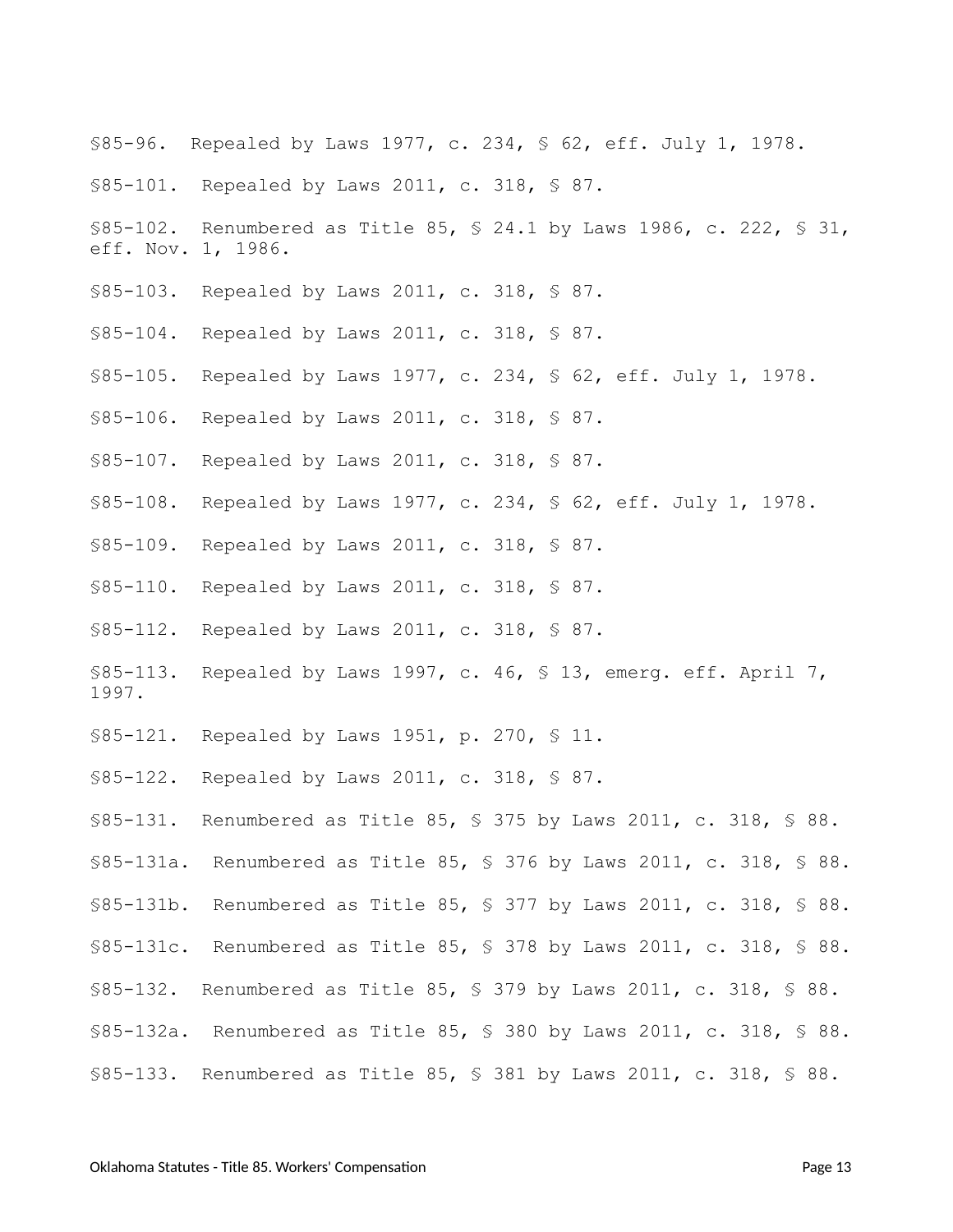§85-96. Repealed by Laws 1977, c. 234, § 62, eff. July 1, 1978.

§85-101. Repealed by Laws 2011, c. 318, § 87.

§85-102. Renumbered as Title 85, § 24.1 by Laws 1986, c. 222, § 31, eff. Nov. 1, 1986.

§85-103. Repealed by Laws 2011, c. 318, § 87.

§85-104. Repealed by Laws 2011, c. 318, § 87.

§85-105. Repealed by Laws 1977, c. 234, § 62, eff. July 1, 1978.

§85-106. Repealed by Laws 2011, c. 318, § 87.

§85-107. Repealed by Laws 2011, c. 318, § 87.

§85-108. Repealed by Laws 1977, c. 234, § 62, eff. July 1, 1978.

§85-109. Repealed by Laws 2011, c. 318, § 87.

§85-110. Repealed by Laws 2011, c. 318, § 87.

§85-112. Repealed by Laws 2011, c. 318, § 87.

§85-113. Repealed by Laws 1997, c. 46, § 13, emerg. eff. April 7, 1997.

§85-121. Repealed by Laws 1951, p. 270, § 11.

§85-122. Repealed by Laws 2011, c. 318, § 87.

§85-131. Renumbered as Title 85, § 375 by Laws 2011, c. 318, § 88.

§85-131a. Renumbered as Title 85, § 376 by Laws 2011, c. 318, § 88.

§85-131b. Renumbered as Title 85, § 377 by Laws 2011, c. 318, § 88.

§85-131c. Renumbered as Title 85, § 378 by Laws 2011, c. 318, § 88.

§85-132. Renumbered as Title 85, § 379 by Laws 2011, c. 318, § 88.

§85-132a. Renumbered as Title 85, § 380 by Laws 2011, c. 318, § 88.

§85-133. Renumbered as Title 85, § 381 by Laws 2011, c. 318, § 88.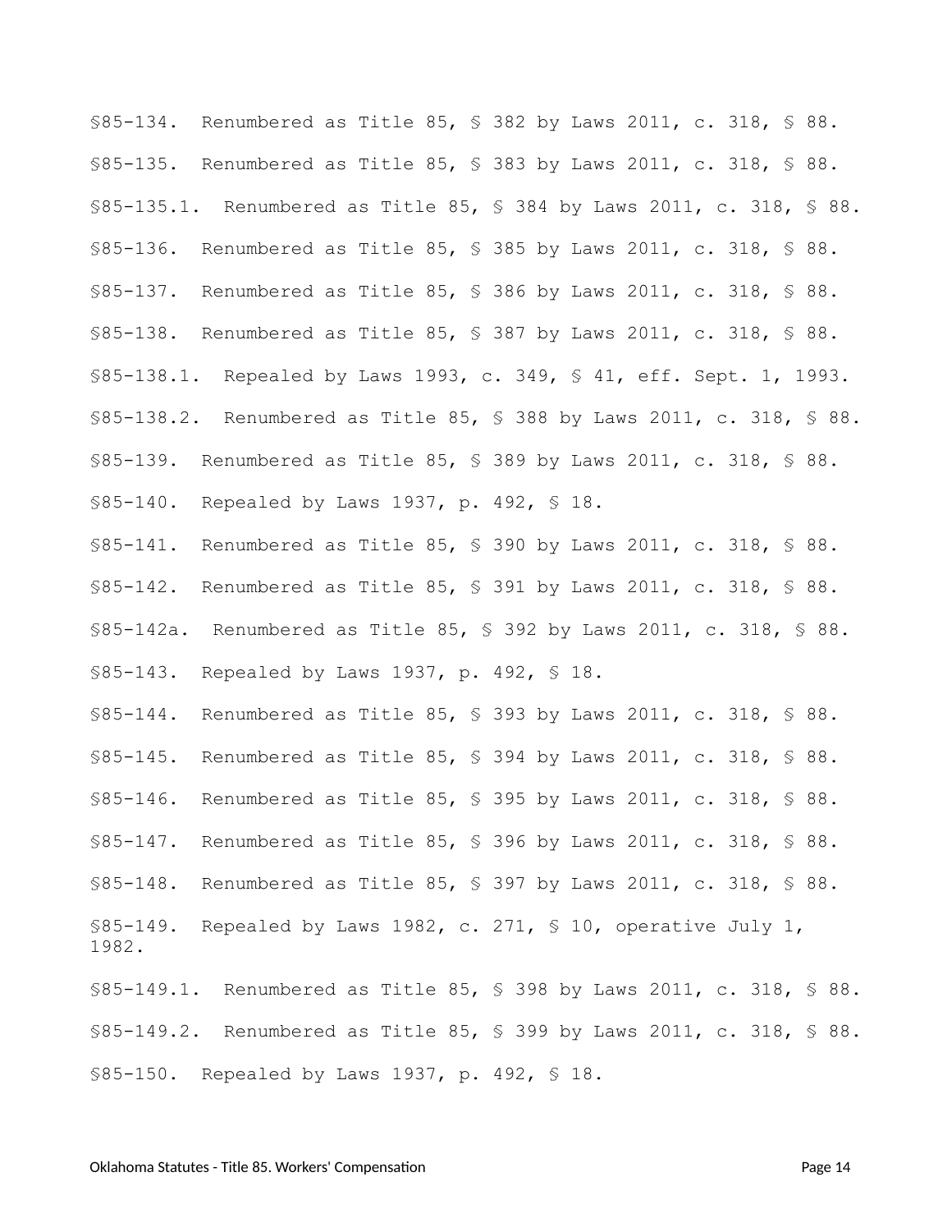§85-134. Renumbered as Title 85, § 382 by Laws 2011, c. 318, § 88.

§85-135. Renumbered as Title 85, § 383 by Laws 2011, c. 318, § 88.

§85-135.1. Renumbered as Title 85, § 384 by Laws 2011, c. 318, § 88.

§85-136. Renumbered as Title 85, § 385 by Laws 2011, c. 318, § 88.

§85-137. Renumbered as Title 85, § 386 by Laws 2011, c. 318, § 88.

§85-138. Renumbered as Title 85, § 387 by Laws 2011, c. 318, § 88.

§85-138.1. Repealed by Laws 1993, c. 349, § 41, eff. Sept. 1, 1993.

§85-138.2. Renumbered as Title 85, § 388 by Laws 2011, c. 318, § 88.

§85-139. Renumbered as Title 85, § 389 by Laws 2011, c. 318, § 88.

§85-140. Repealed by Laws 1937, p. 492, § 18.

§85-141. Renumbered as Title 85, § 390 by Laws 2011, c. 318, § 88.

§85-142. Renumbered as Title 85, § 391 by Laws 2011, c. 318, § 88.

§85-142a. Renumbered as Title 85, § 392 by Laws 2011, c. 318, § 88.

§85-143. Repealed by Laws 1937, p. 492, § 18.

§85-144. Renumbered as Title 85, § 393 by Laws 2011, c. 318, § 88.

§85-145. Renumbered as Title 85, § 394 by Laws 2011, c. 318, § 88.

§85-146. Renumbered as Title 85, § 395 by Laws 2011, c. 318, § 88.

§85-147. Renumbered as Title 85, § 396 by Laws 2011, c. 318, § 88.

§85-148. Renumbered as Title 85, § 397 by Laws 2011, c. 318, § 88.

§85-149. Repealed by Laws 1982, c. 271, § 10, operative July 1, 1982.

§85-149.1. Renumbered as Title 85, § 398 by Laws 2011, c. 318, § 88.

§85-149.2. Renumbered as Title 85, § 399 by Laws 2011, c. 318, § 88.

§85-150. Repealed by Laws 1937, p. 492, § 18.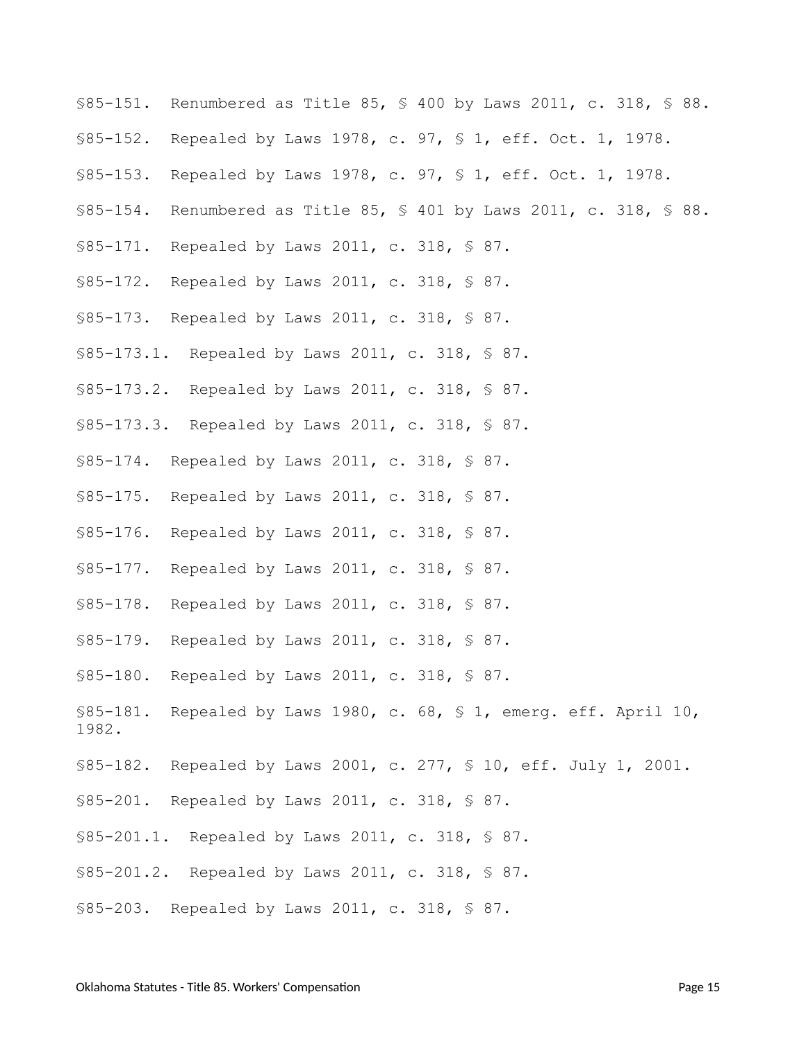§85-151. Renumbered as Title 85, § 400 by Laws 2011, c. 318, § 88.

§85-152. Repealed by Laws 1978, c. 97, § 1, eff. Oct. 1, 1978.

§85-153. Repealed by Laws 1978, c. 97, § 1, eff. Oct. 1, 1978.

§85-154. Renumbered as Title 85, § 401 by Laws 2011, c. 318, § 88.

§85-171. Repealed by Laws 2011, c. 318, § 87.

§85-172. Repealed by Laws 2011, c. 318, § 87.

§85-173. Repealed by Laws 2011, c. 318, § 87.

§85-173.1. Repealed by Laws 2011, c. 318, § 87.

§85-173.2. Repealed by Laws 2011, c. 318, § 87.

§85-173.3. Repealed by Laws 2011, c. 318, § 87.

§85-174. Repealed by Laws 2011, c. 318, § 87.

§85-175. Repealed by Laws 2011, c. 318, § 87.

§85-176. Repealed by Laws 2011, c. 318, § 87.

§85-177. Repealed by Laws 2011, c. 318, § 87.

§85-178. Repealed by Laws 2011, c. 318, § 87.

§85-179. Repealed by Laws 2011, c. 318, § 87.

§85-180. Repealed by Laws 2011, c. 318, § 87.

§85-181. Repealed by Laws 1980, c. 68, § 1, emerg. eff. April 10, 1982.

§85-182. Repealed by Laws 2001, c. 277, § 10, eff. July 1, 2001.

§85-201. Repealed by Laws 2011, c. 318, § 87.

§85-201.1. Repealed by Laws 2011, c. 318, § 87.

§85-201.2. Repealed by Laws 2011, c. 318, § 87.

§85-203. Repealed by Laws 2011, c. 318, § 87.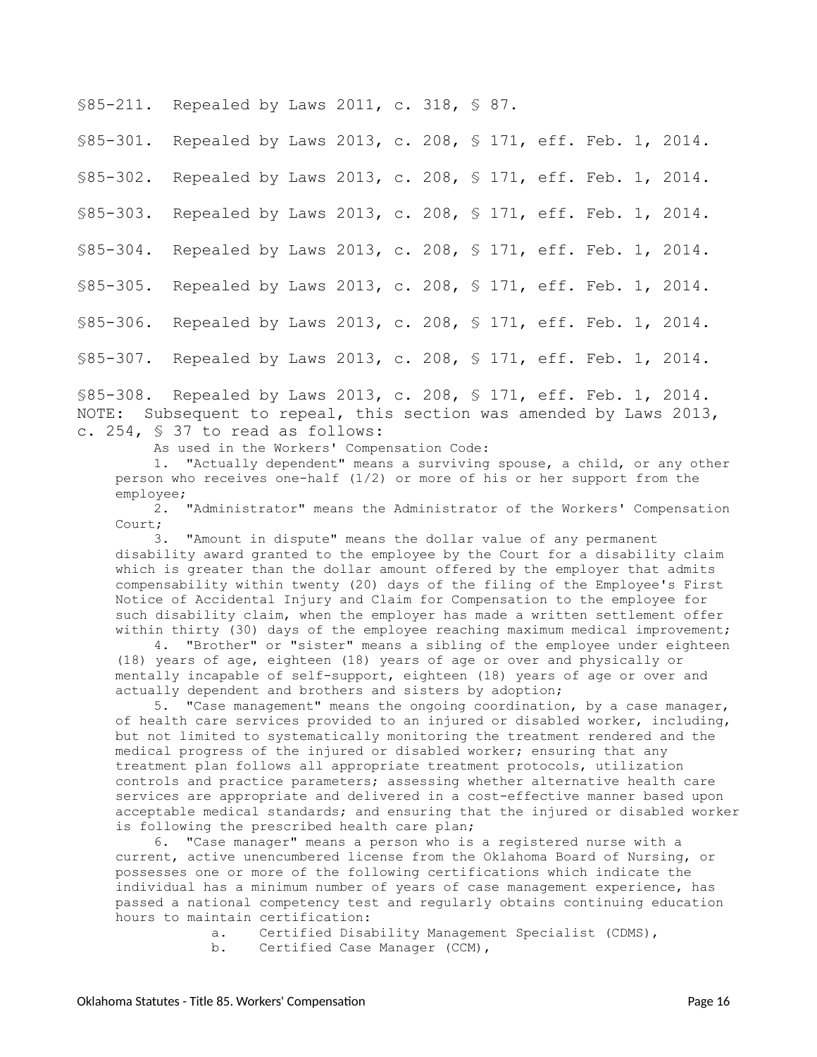§85-211. Repealed by Laws 2011, c. 318, § 87.

§85-301. Repealed by Laws 2013, c. 208, § 171, eff. Feb. 1, 2014.

§85-302. Repealed by Laws 2013, c. 208, § 171, eff. Feb. 1, 2014.

§85-303. Repealed by Laws 2013, c. 208, § 171, eff. Feb. 1, 2014.

§85-304. Repealed by Laws 2013, c. 208, § 171, eff. Feb. 1, 2014.

§85-305. Repealed by Laws 2013, c. 208, § 171, eff. Feb. 1, 2014.

§85-306. Repealed by Laws 2013, c. 208, § 171, eff. Feb. 1, 2014.

§85-307. Repealed by Laws 2013, c. 208, § 171, eff. Feb. 1, 2014.

§85-308. Repealed by Laws 2013, c. 208, § 171, eff. Feb. 1, 2014.
NOTE: Subsequent to repeal, this section was amended by Laws 2013, c. 254, § 37 to read as follows:

As used in the Workers' Compensation Code:

1. "Actually dependent" means a surviving spouse, a child, or any other person who receives one-half (1/2) or more of his or her support from the employee;

2. "Administrator" means the Administrator of the Workers' Compensation Court;

3. "Amount in dispute" means the dollar value of any permanent disability award granted to the employee by the Court for a disability claim which is greater than the dollar amount offered by the employer that admits compensability within twenty (20) days of the filing of the Employee's First Notice of Accidental Injury and Claim for Compensation to the employee for such disability claim, when the employer has made a written settlement offer within thirty (30) days of the employee reaching maximum medical improvement;

4. "Brother" or "sister" means a sibling of the employee under eighteen (18) years of age, eighteen (18) years of age or over and physically or mentally incapable of self-support, eighteen (18) years of age or over and actually dependent and brothers and sisters by adoption;

5. "Case management" means the ongoing coordination, by a case manager, of health care services provided to an injured or disabled worker, including, but not limited to systematically monitoring the treatment rendered and the medical progress of the injured or disabled worker; ensuring that any treatment plan follows all appropriate treatment protocols, utilization controls and practice parameters; assessing whether alternative health care services are appropriate and delivered in a cost-effective manner based upon acceptable medical standards; and ensuring that the injured or disabled worker is following the prescribed health care plan;

6. "Case manager" means a person who is a registered nurse with a current, active unencumbered license from the Oklahoma Board of Nursing, or possesses one or more of the following certifications which indicate the individual has a minimum number of years of case management experience, has passed a national competency test and regularly obtains continuing education hours to maintain certification:

a. Certified Disability Management Specialist (CDMS),

b. Certified Case Manager (CCM),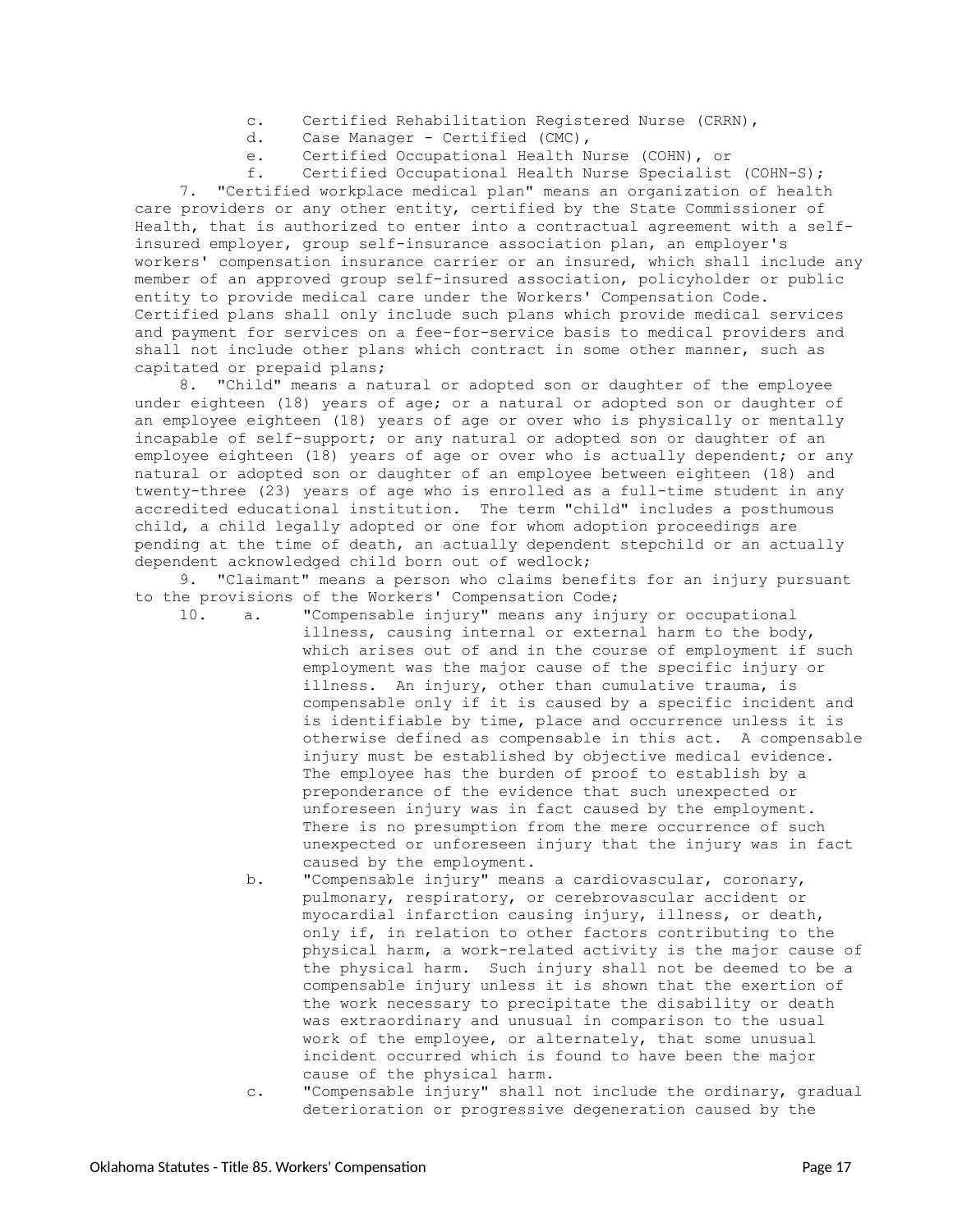c. Certified Rehabilitation Registered Nurse (CRRN),

d. Case Manager - Certified (CMC),

e. Certified Occupational Health Nurse (COHN), or

f. Certified Occupational Health Nurse Specialist (COHN-S);

7. "Certified workplace medical plan" means an organization of health care providers or any other entity, certified by the State Commissioner of Health, that is authorized to enter into a contractual agreement with a self-insured employer, group self-insurance association plan, an employer's workers' compensation insurance carrier or an insured, which shall include any member of an approved group self-insured association, policyholder or public entity to provide medical care under the Workers' Compensation Code. Certified plans shall only include such plans which provide medical services and payment for services on a fee-for-service basis to medical providers and shall not include other plans which contract in some other manner, such as capitated or prepaid plans;

8. "Child" means a natural or adopted son or daughter of the employee under eighteen (18) years of age; or a natural or adopted son or daughter of an employee eighteen (18) years of age or over who is physically or mentally incapable of self-support; or any natural or adopted son or daughter of an employee eighteen (18) years of age or over who is actually dependent; or any natural or adopted son or daughter of an employee between eighteen (18) and twenty-three (23) years of age who is enrolled as a full-time student in any accredited educational institution. The term "child" includes a posthumous child, a child legally adopted or one for whom adoption proceedings are pending at the time of death, an actually dependent stepchild or an actually dependent acknowledged child born out of wedlock;

9. "Claimant" means a person who claims benefits for an injury pursuant to the provisions of the Workers' Compensation Code;

10. a. "Compensable injury" means any injury or occupational illness, causing internal or external harm to the body, which arises out of and in the course of employment if such employment was the major cause of the specific injury or illness. An injury, other than cumulative trauma, is compensable only if it is caused by a specific incident and is identifiable by time, place and occurrence unless it is otherwise defined as compensable in this act. A compensable injury must be established by objective medical evidence. The employee has the burden of proof to establish by a preponderance of the evidence that such unexpected or unforeseen injury was in fact caused by the employment. There is no presumption from the mere occurrence of such unexpected or unforeseen injury that the injury was in fact caused by the employment.

b. "Compensable injury" means a cardiovascular, coronary, pulmonary, respiratory, or cerebrovascular accident or myocardial infarction causing injury, illness, or death, only if, in relation to other factors contributing to the physical harm, a work-related activity is the major cause of the physical harm. Such injury shall not be deemed to be a compensable injury unless it is shown that the exertion of the work necessary to precipitate the disability or death was extraordinary and unusual in comparison to the usual work of the employee, or alternately, that some unusual incident occurred which is found to have been the major cause of the physical harm.

c. "Compensable injury" shall not include the ordinary, gradual deterioration or progressive degeneration caused by the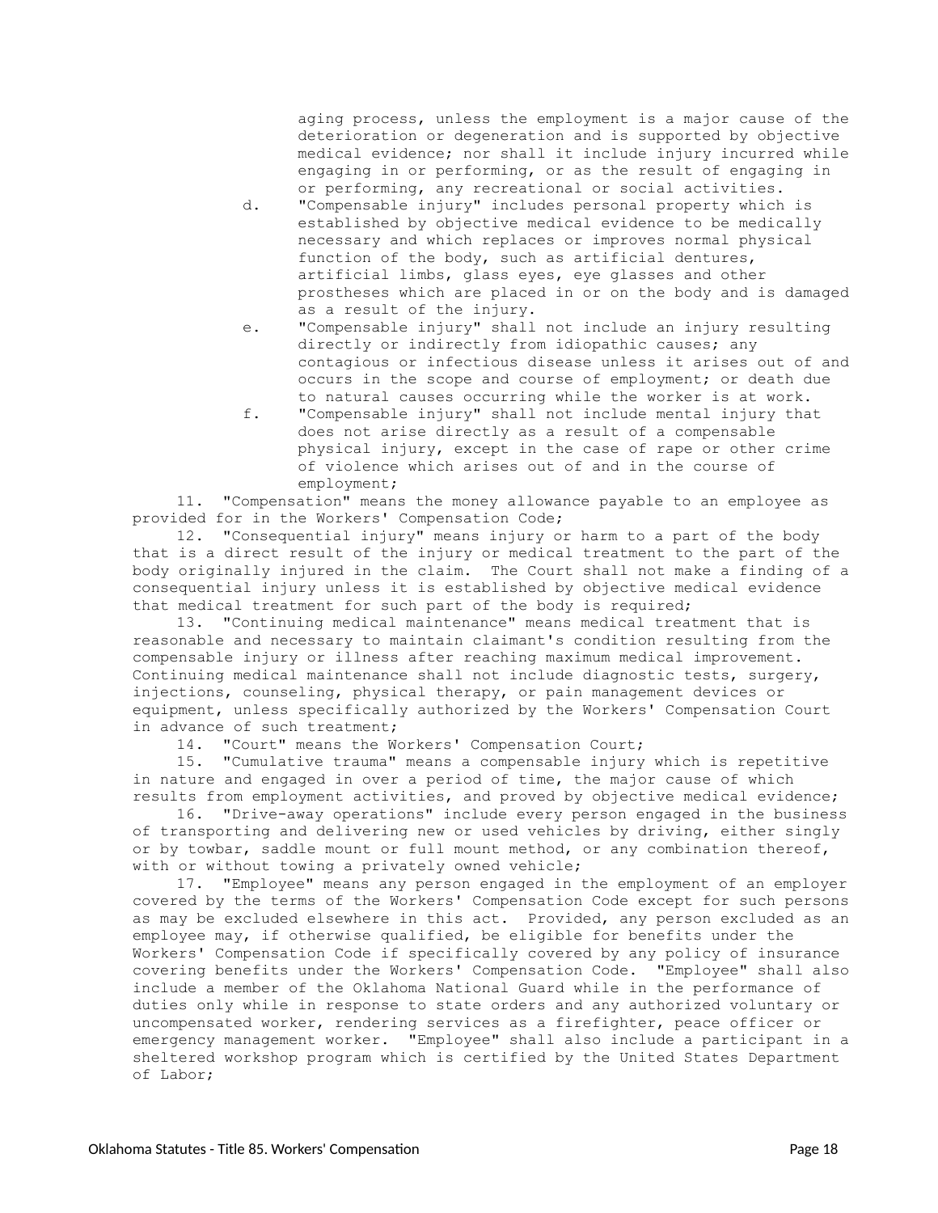aging process, unless the employment is a major cause of the deterioration or degeneration and is supported by objective medical evidence; nor shall it include injury incurred while engaging in or performing, or as the result of engaging in or performing, any recreational or social activities.

d. "Compensable injury" includes personal property which is established by objective medical evidence to be medically necessary and which replaces or improves normal physical function of the body, such as artificial dentures, artificial limbs, glass eyes, eye glasses and other prostheses which are placed in or on the body and is damaged as a result of the injury.

e. "Compensable injury" shall not include an injury resulting directly or indirectly from idiopathic causes; any contagious or infectious disease unless it arises out of and occurs in the scope and course of employment; or death due to natural causes occurring while the worker is at work.

f. "Compensable injury" shall not include mental injury that does not arise directly as a result of a compensable physical injury, except in the case of rape or other crime of violence which arises out of and in the course of employment;

11. "Compensation" means the money allowance payable to an employee as provided for in the Workers' Compensation Code;

12. "Consequential injury" means injury or harm to a part of the body that is a direct result of the injury or medical treatment to the part of the body originally injured in the claim. The Court shall not make a finding of a consequential injury unless it is established by objective medical evidence that medical treatment for such part of the body is required;

13. "Continuing medical maintenance" means medical treatment that is reasonable and necessary to maintain claimant's condition resulting from the compensable injury or illness after reaching maximum medical improvement. Continuing medical maintenance shall not include diagnostic tests, surgery, injections, counseling, physical therapy, or pain management devices or equipment, unless specifically authorized by the Workers' Compensation Court in advance of such treatment;

14. "Court" means the Workers' Compensation Court;

15. "Cumulative trauma" means a compensable injury which is repetitive in nature and engaged in over a period of time, the major cause of which results from employment activities, and proved by objective medical evidence;

16. "Drive-away operations" include every person engaged in the business of transporting and delivering new or used vehicles by driving, either singly or by towbar, saddle mount or full mount method, or any combination thereof, with or without towing a privately owned vehicle;

17. "Employee" means any person engaged in the employment of an employer covered by the terms of the Workers' Compensation Code except for such persons as may be excluded elsewhere in this act. Provided, any person excluded as an employee may, if otherwise qualified, be eligible for benefits under the Workers' Compensation Code if specifically covered by any policy of insurance covering benefits under the Workers' Compensation Code. "Employee" shall also include a member of the Oklahoma National Guard while in the performance of duties only while in response to state orders and any authorized voluntary or uncompensated worker, rendering services as a firefighter, peace officer or emergency management worker. "Employee" shall also include a participant in a sheltered workshop program which is certified by the United States Department of Labor;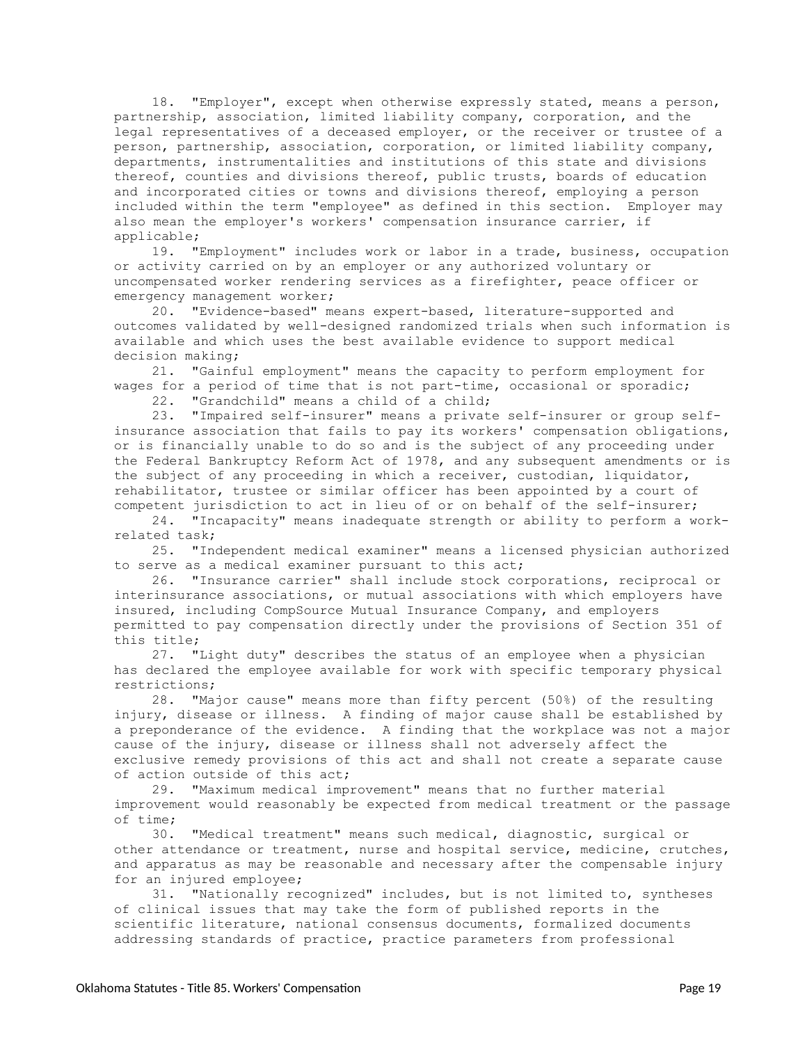18. "Employer", except when otherwise expressly stated, means a person, partnership, association, limited liability company, corporation, and the legal representatives of a deceased employer, or the receiver or trustee of a person, partnership, association, corporation, or limited liability company, departments, instrumentalities and institutions of this state and divisions thereof, counties and divisions thereof, public trusts, boards of education and incorporated cities or towns and divisions thereof, employing a person included within the term "employee" as defined in this section. Employer may also mean the employer's workers' compensation insurance carrier, if applicable;

19. "Employment" includes work or labor in a trade, business, occupation or activity carried on by an employer or any authorized voluntary or uncompensated worker rendering services as a firefighter, peace officer or emergency management worker;

20. "Evidence-based" means expert-based, literature-supported and outcomes validated by well-designed randomized trials when such information is available and which uses the best available evidence to support medical decision making;

21. "Gainful employment" means the capacity to perform employment for wages for a period of time that is not part-time, occasional or sporadic;

22. "Grandchild" means a child of a child;

23. "Impaired self-insurer" means a private self-insurer or group self-insurance association that fails to pay its workers' compensation obligations, or is financially unable to do so and is the subject of any proceeding under the Federal Bankruptcy Reform Act of 1978, and any subsequent amendments or is the subject of any proceeding in which a receiver, custodian, liquidator, rehabilitator, trustee or similar officer has been appointed by a court of competent jurisdiction to act in lieu of or on behalf of the self-insurer;

24. "Incapacity" means inadequate strength or ability to perform a work-related task;

25. "Independent medical examiner" means a licensed physician authorized to serve as a medical examiner pursuant to this act;

26. "Insurance carrier" shall include stock corporations, reciprocal or interinsurance associations, or mutual associations with which employers have insured, including CompSource Mutual Insurance Company, and employers permitted to pay compensation directly under the provisions of Section 351 of this title;

27. "Light duty" describes the status of an employee when a physician has declared the employee available for work with specific temporary physical restrictions;

28. "Major cause" means more than fifty percent (50%) of the resulting injury, disease or illness. A finding of major cause shall be established by a preponderance of the evidence. A finding that the workplace was not a major cause of the injury, disease or illness shall not adversely affect the exclusive remedy provisions of this act and shall not create a separate cause of action outside of this act;

29. "Maximum medical improvement" means that no further material improvement would reasonably be expected from medical treatment or the passage of time;

30. "Medical treatment" means such medical, diagnostic, surgical or other attendance or treatment, nurse and hospital service, medicine, crutches, and apparatus as may be reasonable and necessary after the compensable injury for an injured employee;

31. "Nationally recognized" includes, but is not limited to, syntheses of clinical issues that may take the form of published reports in the scientific literature, national consensus documents, formalized documents addressing standards of practice, practice parameters from professional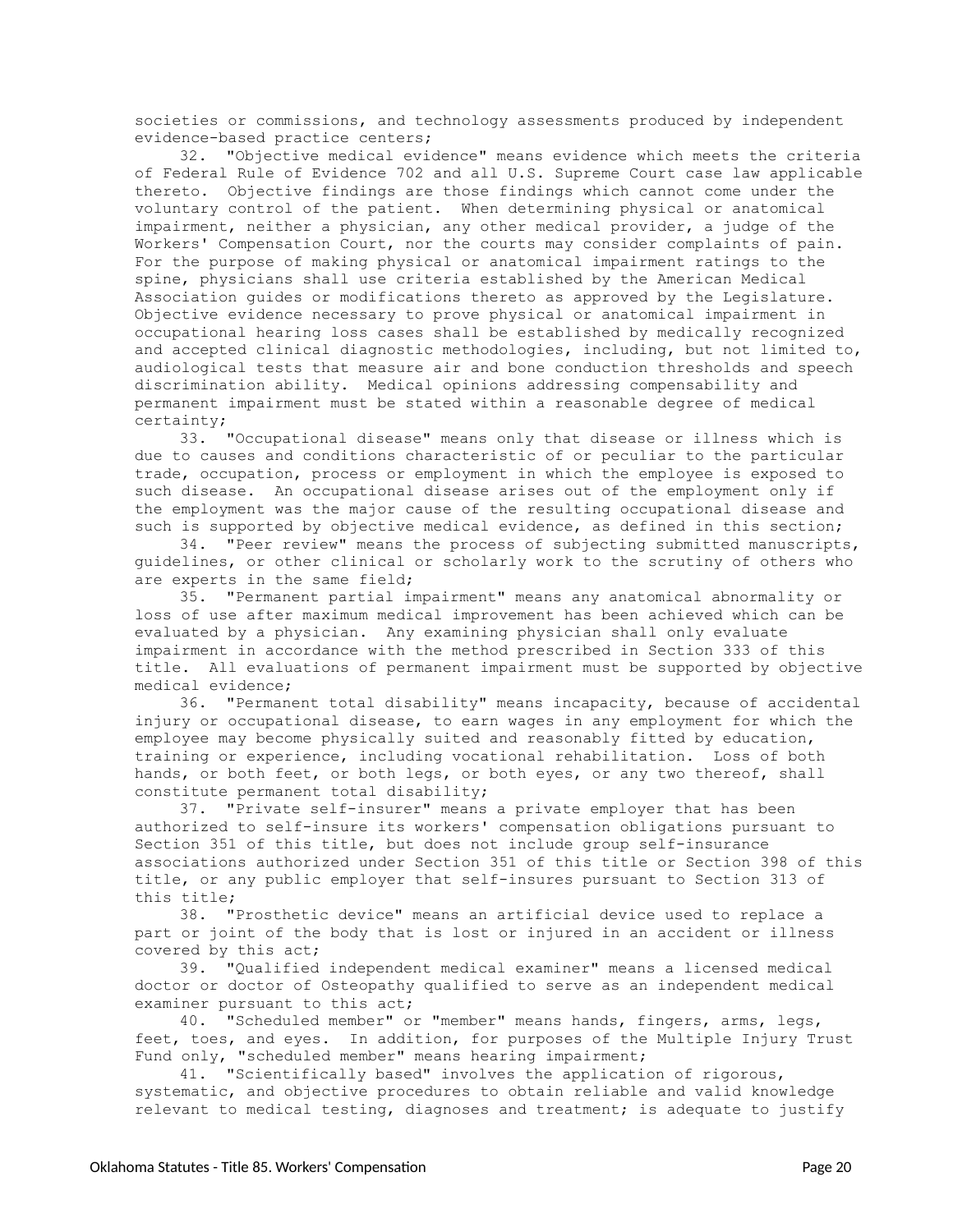societies or commissions, and technology assessments produced by independent evidence-based practice centers;

32. "Objective medical evidence" means evidence which meets the criteria of Federal Rule of Evidence 702 and all U.S. Supreme Court case law applicable thereto. Objective findings are those findings which cannot come under the voluntary control of the patient. When determining physical or anatomical impairment, neither a physician, any other medical provider, a judge of the Workers' Compensation Court, nor the courts may consider complaints of pain. For the purpose of making physical or anatomical impairment ratings to the spine, physicians shall use criteria established by the American Medical Association guides or modifications thereto as approved by the Legislature. Objective evidence necessary to prove physical or anatomical impairment in occupational hearing loss cases shall be established by medically recognized and accepted clinical diagnostic methodologies, including, but not limited to, audiological tests that measure air and bone conduction thresholds and speech discrimination ability. Medical opinions addressing compensability and permanent impairment must be stated within a reasonable degree of medical certainty;

33. "Occupational disease" means only that disease or illness which is due to causes and conditions characteristic of or peculiar to the particular trade, occupation, process or employment in which the employee is exposed to such disease. An occupational disease arises out of the employment only if the employment was the major cause of the resulting occupational disease and such is supported by objective medical evidence, as defined in this section;

34. "Peer review" means the process of subjecting submitted manuscripts, guidelines, or other clinical or scholarly work to the scrutiny of others who are experts in the same field;

35. "Permanent partial impairment" means any anatomical abnormality or loss of use after maximum medical improvement has been achieved which can be evaluated by a physician. Any examining physician shall only evaluate impairment in accordance with the method prescribed in Section 333 of this title. All evaluations of permanent impairment must be supported by objective medical evidence;

36. "Permanent total disability" means incapacity, because of accidental injury or occupational disease, to earn wages in any employment for which the employee may become physically suited and reasonably fitted by education, training or experience, including vocational rehabilitation. Loss of both hands, or both feet, or both legs, or both eyes, or any two thereof, shall constitute permanent total disability;

37. "Private self-insurer" means a private employer that has been authorized to self-insure its workers' compensation obligations pursuant to Section 351 of this title, but does not include group self-insurance associations authorized under Section 351 of this title or Section 398 of this title, or any public employer that self-insures pursuant to Section 313 of this title;

38. "Prosthetic device" means an artificial device used to replace a part or joint of the body that is lost or injured in an accident or illness covered by this act;

39. "Qualified independent medical examiner" means a licensed medical doctor or doctor of Osteopathy qualified to serve as an independent medical examiner pursuant to this act;

40. "Scheduled member" or "member" means hands, fingers, arms, legs, feet, toes, and eyes. In addition, for purposes of the Multiple Injury Trust Fund only, "scheduled member" means hearing impairment;

41. "Scientifically based" involves the application of rigorous, systematic, and objective procedures to obtain reliable and valid knowledge relevant to medical testing, diagnoses and treatment; is adequate to justify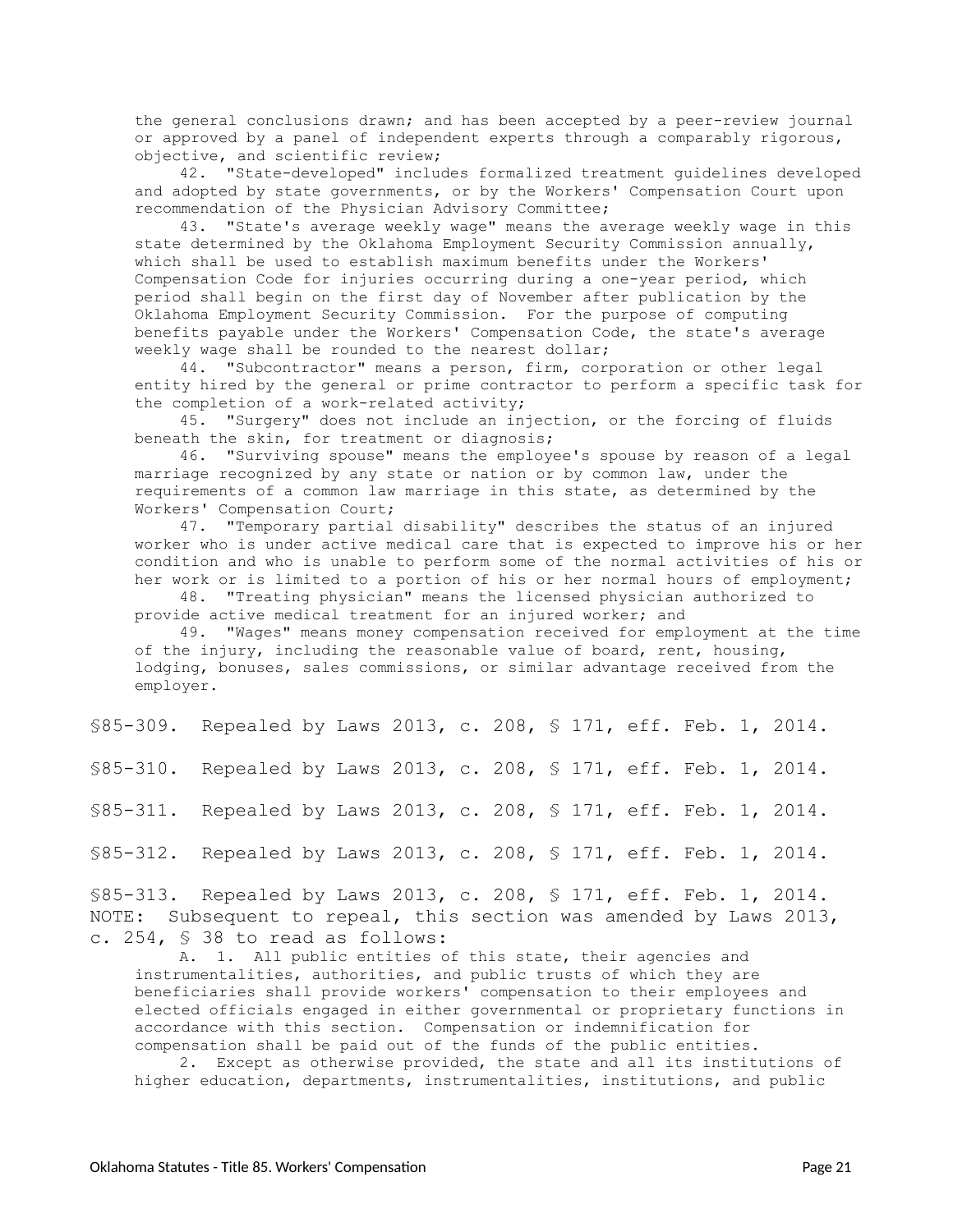the general conclusions drawn; and has been accepted by a peer-review journal or approved by a panel of independent experts through a comparably rigorous, objective, and scientific review;

42. "State-developed" includes formalized treatment guidelines developed and adopted by state governments, or by the Workers' Compensation Court upon recommendation of the Physician Advisory Committee;

43. "State's average weekly wage" means the average weekly wage in this state determined by the Oklahoma Employment Security Commission annually, which shall be used to establish maximum benefits under the Workers' Compensation Code for injuries occurring during a one-year period, which period shall begin on the first day of November after publication by the Oklahoma Employment Security Commission. For the purpose of computing benefits payable under the Workers' Compensation Code, the state's average weekly wage shall be rounded to the nearest dollar;

44. "Subcontractor" means a person, firm, corporation or other legal entity hired by the general or prime contractor to perform a specific task for the completion of a work-related activity;

45. "Surgery" does not include an injection, or the forcing of fluids beneath the skin, for treatment or diagnosis;

46. "Surviving spouse" means the employee's spouse by reason of a legal marriage recognized by any state or nation or by common law, under the requirements of a common law marriage in this state, as determined by the Workers' Compensation Court;

47. "Temporary partial disability" describes the status of an injured worker who is under active medical care that is expected to improve his or her condition and who is unable to perform some of the normal activities of his or her work or is limited to a portion of his or her normal hours of employment;

48. "Treating physician" means the licensed physician authorized to provide active medical treatment for an injured worker; and

49. "Wages" means money compensation received for employment at the time of the injury, including the reasonable value of board, rent, housing, lodging, bonuses, sales commissions, or similar advantage received from the employer.

§85-309. Repealed by Laws 2013, c. 208, § 171, eff. Feb. 1, 2014.

§85-310. Repealed by Laws 2013, c. 208, § 171, eff. Feb. 1, 2014.

§85-311. Repealed by Laws 2013, c. 208, § 171, eff. Feb. 1, 2014.

§85-312. Repealed by Laws 2013, c. 208, § 171, eff. Feb. 1, 2014.

§85-313. Repealed by Laws 2013, c. 208, § 171, eff. Feb. 1, 2014.
NOTE: Subsequent to repeal, this section was amended by Laws 2013, c. 254, § 38 to read as follows:

A. 1. All public entities of this state, their agencies and instrumentalities, authorities, and public trusts of which they are beneficiaries shall provide workers' compensation to their employees and elected officials engaged in either governmental or proprietary functions in accordance with this section. Compensation or indemnification for compensation shall be paid out of the funds of the public entities.

2. Except as otherwise provided, the state and all its institutions of higher education, departments, instrumentalities, institutions, and public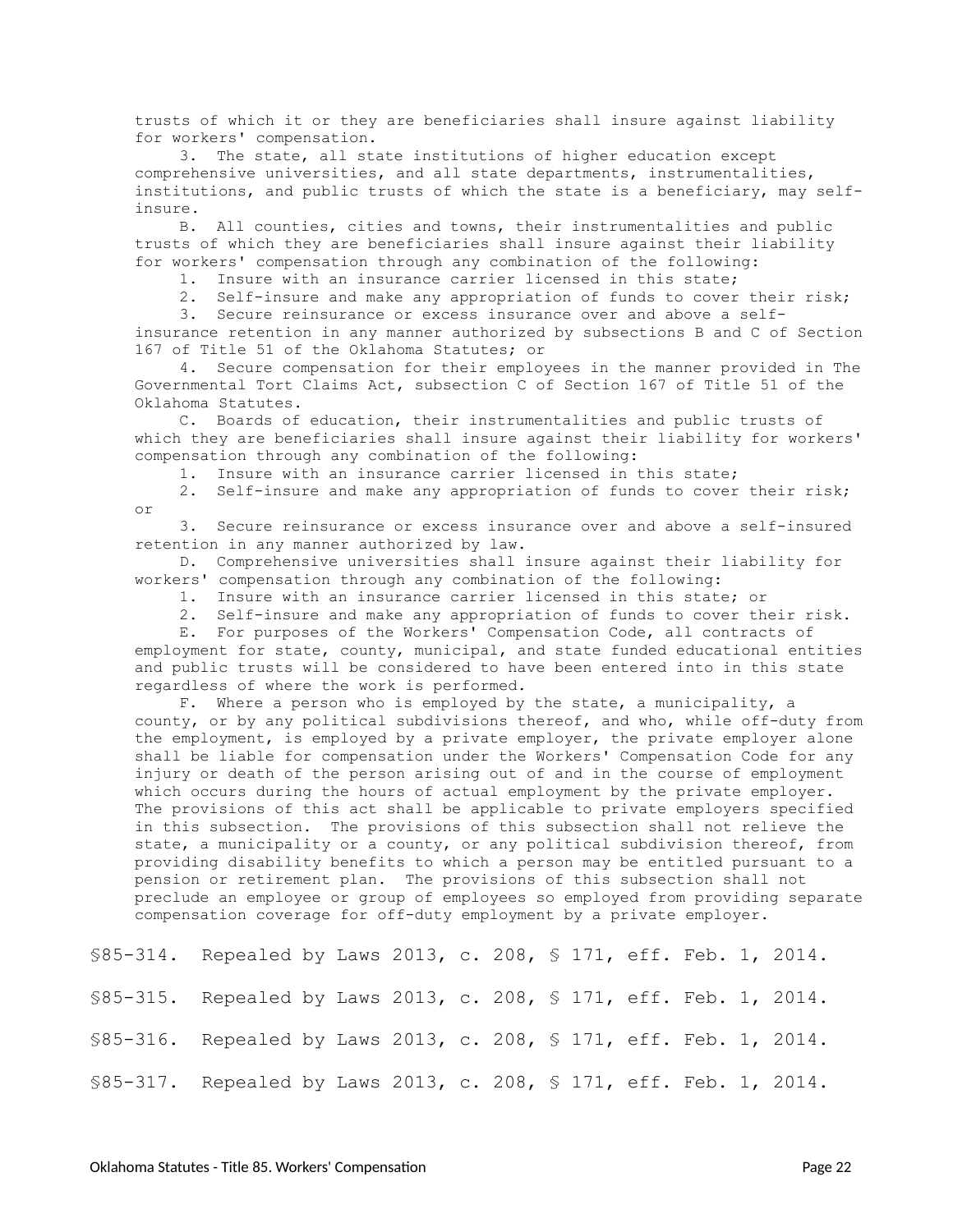trusts of which it or they are beneficiaries shall insure against liability for workers' compensation.

3. The state, all state institutions of higher education except comprehensive universities, and all state departments, instrumentalities, institutions, and public trusts of which the state is a beneficiary, may self-insure.

B. All counties, cities and towns, their instrumentalities and public trusts of which they are beneficiaries shall insure against their liability for workers' compensation through any combination of the following:

1. Insure with an insurance carrier licensed in this state;

2. Self-insure and make any appropriation of funds to cover their risk;

3. Secure reinsurance or excess insurance over and above a self-insurance retention in any manner authorized by subsections B and C of Section 167 of Title 51 of the Oklahoma Statutes; or

4. Secure compensation for their employees in the manner provided in The Governmental Tort Claims Act, subsection C of Section 167 of Title 51 of the Oklahoma Statutes.

C. Boards of education, their instrumentalities and public trusts of which they are beneficiaries shall insure against their liability for workers' compensation through any combination of the following:

1. Insure with an insurance carrier licensed in this state;

2. Self-insure and make any appropriation of funds to cover their risk; or

3. Secure reinsurance or excess insurance over and above a self-insured retention in any manner authorized by law.

D. Comprehensive universities shall insure against their liability for workers' compensation through any combination of the following:

1. Insure with an insurance carrier licensed in this state; or

2. Self-insure and make any appropriation of funds to cover their risk.

E. For purposes of the Workers' Compensation Code, all contracts of employment for state, county, municipal, and state funded educational entities and public trusts will be considered to have been entered into in this state regardless of where the work is performed.

F. Where a person who is employed by the state, a municipality, a county, or by any political subdivisions thereof, and who, while off-duty from the employment, is employed by a private employer, the private employer alone shall be liable for compensation under the Workers' Compensation Code for any injury or death of the person arising out of and in the course of employment which occurs during the hours of actual employment by the private employer. The provisions of this act shall be applicable to private employers specified in this subsection. The provisions of this subsection shall not relieve the state, a municipality or a county, or any political subdivision thereof, from providing disability benefits to which a person may be entitled pursuant to a pension or retirement plan. The provisions of this subsection shall not preclude an employee or group of employees so employed from providing separate compensation coverage for off-duty employment by a private employer.

§85-314. Repealed by Laws 2013, c. 208, § 171, eff. Feb. 1, 2014.

§85-315. Repealed by Laws 2013, c. 208, § 171, eff. Feb. 1, 2014.

§85-316. Repealed by Laws 2013, c. 208, § 171, eff. Feb. 1, 2014.

§85-317. Repealed by Laws 2013, c. 208, § 171, eff. Feb. 1, 2014.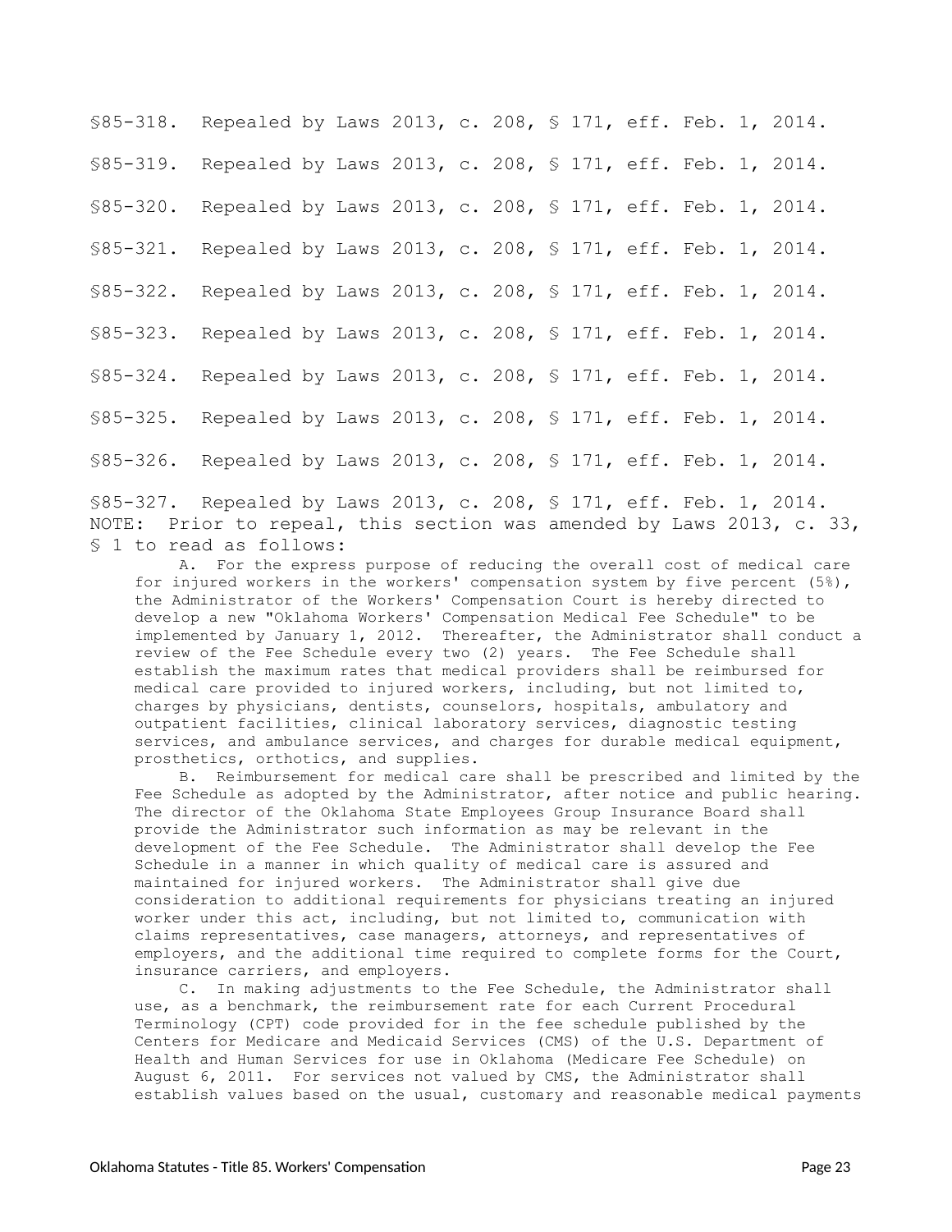§85-318. Repealed by Laws 2013, c. 208, § 171, eff. Feb. 1, 2014.

§85-319. Repealed by Laws 2013, c. 208, § 171, eff. Feb. 1, 2014.

§85-320. Repealed by Laws 2013, c. 208, § 171, eff. Feb. 1, 2014.

§85-321. Repealed by Laws 2013, c. 208, § 171, eff. Feb. 1, 2014.

§85-322. Repealed by Laws 2013, c. 208, § 171, eff. Feb. 1, 2014.

§85-323. Repealed by Laws 2013, c. 208, § 171, eff. Feb. 1, 2014.

§85-324. Repealed by Laws 2013, c. 208, § 171, eff. Feb. 1, 2014.

§85-325. Repealed by Laws 2013, c. 208, § 171, eff. Feb. 1, 2014.

§85-326. Repealed by Laws 2013, c. 208, § 171, eff. Feb. 1, 2014.

§85-327. Repealed by Laws 2013, c. 208, § 171, eff. Feb. 1, 2014.
NOTE: Prior to repeal, this section was amended by Laws 2013, c. 33, § 1 to read as follows:

A. For the express purpose of reducing the overall cost of medical care for injured workers in the workers' compensation system by five percent (5%), the Administrator of the Workers' Compensation Court is hereby directed to develop a new "Oklahoma Workers' Compensation Medical Fee Schedule" to be implemented by January 1, 2012. Thereafter, the Administrator shall conduct a review of the Fee Schedule every two (2) years. The Fee Schedule shall establish the maximum rates that medical providers shall be reimbursed for medical care provided to injured workers, including, but not limited to, charges by physicians, dentists, counselors, hospitals, ambulatory and outpatient facilities, clinical laboratory services, diagnostic testing services, and ambulance services, and charges for durable medical equipment, prosthetics, orthotics, and supplies.

B. Reimbursement for medical care shall be prescribed and limited by the Fee Schedule as adopted by the Administrator, after notice and public hearing. The director of the Oklahoma State Employees Group Insurance Board shall provide the Administrator such information as may be relevant in the development of the Fee Schedule. The Administrator shall develop the Fee Schedule in a manner in which quality of medical care is assured and maintained for injured workers. The Administrator shall give due consideration to additional requirements for physicians treating an injured worker under this act, including, but not limited to, communication with claims representatives, case managers, attorneys, and representatives of employers, and the additional time required to complete forms for the Court, insurance carriers, and employers.

C. In making adjustments to the Fee Schedule, the Administrator shall use, as a benchmark, the reimbursement rate for each Current Procedural Terminology (CPT) code provided for in the fee schedule published by the Centers for Medicare and Medicaid Services (CMS) of the U.S. Department of Health and Human Services for use in Oklahoma (Medicare Fee Schedule) on August 6, 2011. For services not valued by CMS, the Administrator shall establish values based on the usual, customary and reasonable medical payments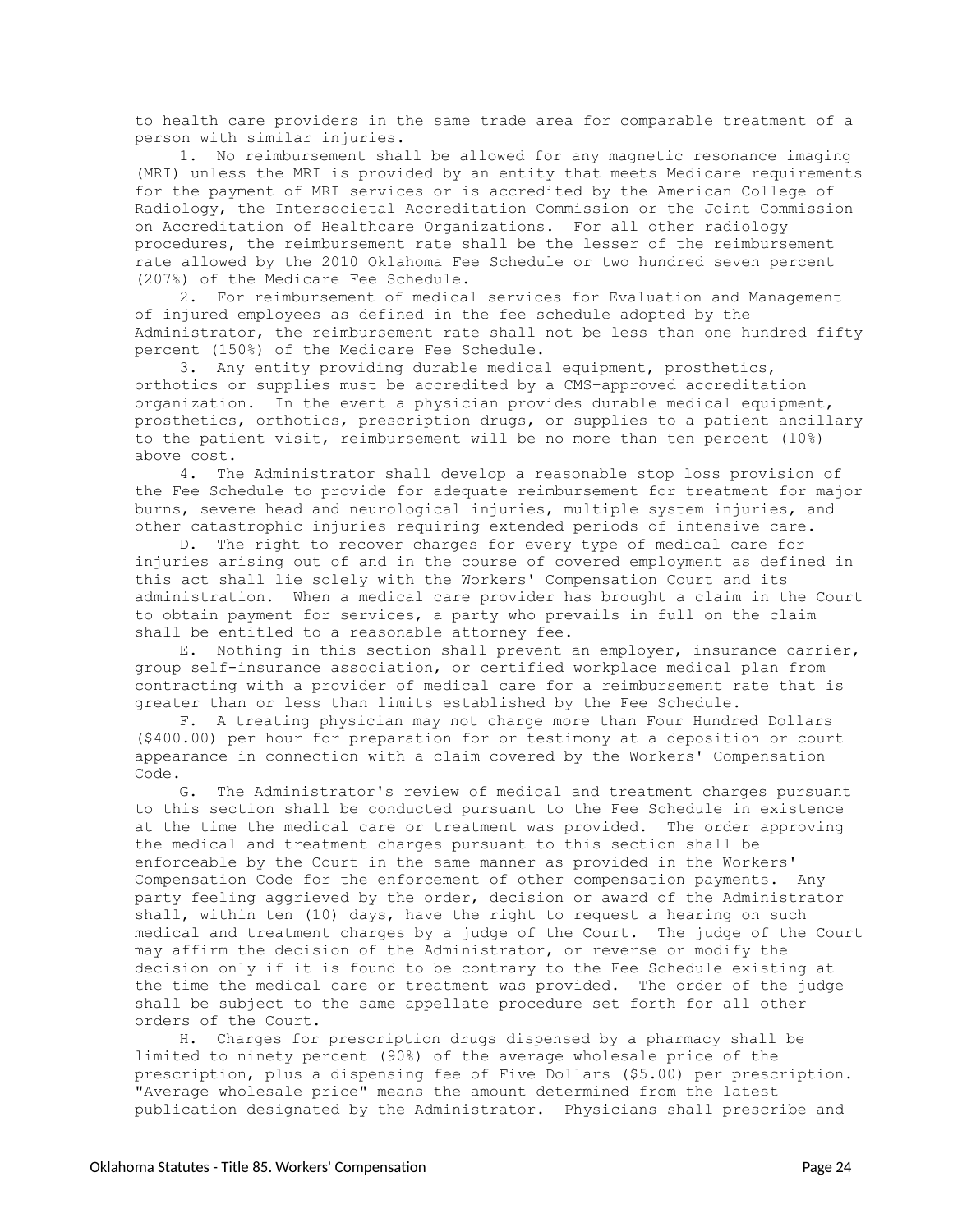to health care providers in the same trade area for comparable treatment of a person with similar injuries.

1. No reimbursement shall be allowed for any magnetic resonance imaging (MRI) unless the MRI is provided by an entity that meets Medicare requirements for the payment of MRI services or is accredited by the American College of Radiology, the Intersocietal Accreditation Commission or the Joint Commission on Accreditation of Healthcare Organizations. For all other radiology procedures, the reimbursement rate shall be the lesser of the reimbursement rate allowed by the 2010 Oklahoma Fee Schedule or two hundred seven percent (207%) of the Medicare Fee Schedule.

2. For reimbursement of medical services for Evaluation and Management of injured employees as defined in the fee schedule adopted by the Administrator, the reimbursement rate shall not be less than one hundred fifty percent (150%) of the Medicare Fee Schedule.

3. Any entity providing durable medical equipment, prosthetics, orthotics or supplies must be accredited by a CMS-approved accreditation organization. In the event a physician provides durable medical equipment, prosthetics, orthotics, prescription drugs, or supplies to a patient ancillary to the patient visit, reimbursement will be no more than ten percent (10%) above cost.

4. The Administrator shall develop a reasonable stop loss provision of the Fee Schedule to provide for adequate reimbursement for treatment for major burns, severe head and neurological injuries, multiple system injuries, and other catastrophic injuries requiring extended periods of intensive care.

D. The right to recover charges for every type of medical care for injuries arising out of and in the course of covered employment as defined in this act shall lie solely with the Workers' Compensation Court and its administration. When a medical care provider has brought a claim in the Court to obtain payment for services, a party who prevails in full on the claim shall be entitled to a reasonable attorney fee.

E. Nothing in this section shall prevent an employer, insurance carrier, group self-insurance association, or certified workplace medical plan from contracting with a provider of medical care for a reimbursement rate that is greater than or less than limits established by the Fee Schedule.

F. A treating physician may not charge more than Four Hundred Dollars ($400.00) per hour for preparation for or testimony at a deposition or court appearance in connection with a claim covered by the Workers' Compensation Code.

G. The Administrator's review of medical and treatment charges pursuant to this section shall be conducted pursuant to the Fee Schedule in existence at the time the medical care or treatment was provided. The order approving the medical and treatment charges pursuant to this section shall be enforceable by the Court in the same manner as provided in the Workers' Compensation Code for the enforcement of other compensation payments. Any party feeling aggrieved by the order, decision or award of the Administrator shall, within ten (10) days, have the right to request a hearing on such medical and treatment charges by a judge of the Court. The judge of the Court may affirm the decision of the Administrator, or reverse or modify the decision only if it is found to be contrary to the Fee Schedule existing at the time the medical care or treatment was provided. The order of the judge shall be subject to the same appellate procedure set forth for all other orders of the Court.

H. Charges for prescription drugs dispensed by a pharmacy shall be limited to ninety percent (90%) of the average wholesale price of the prescription, plus a dispensing fee of Five Dollars ($5.00) per prescription. "Average wholesale price" means the amount determined from the latest publication designated by the Administrator. Physicians shall prescribe and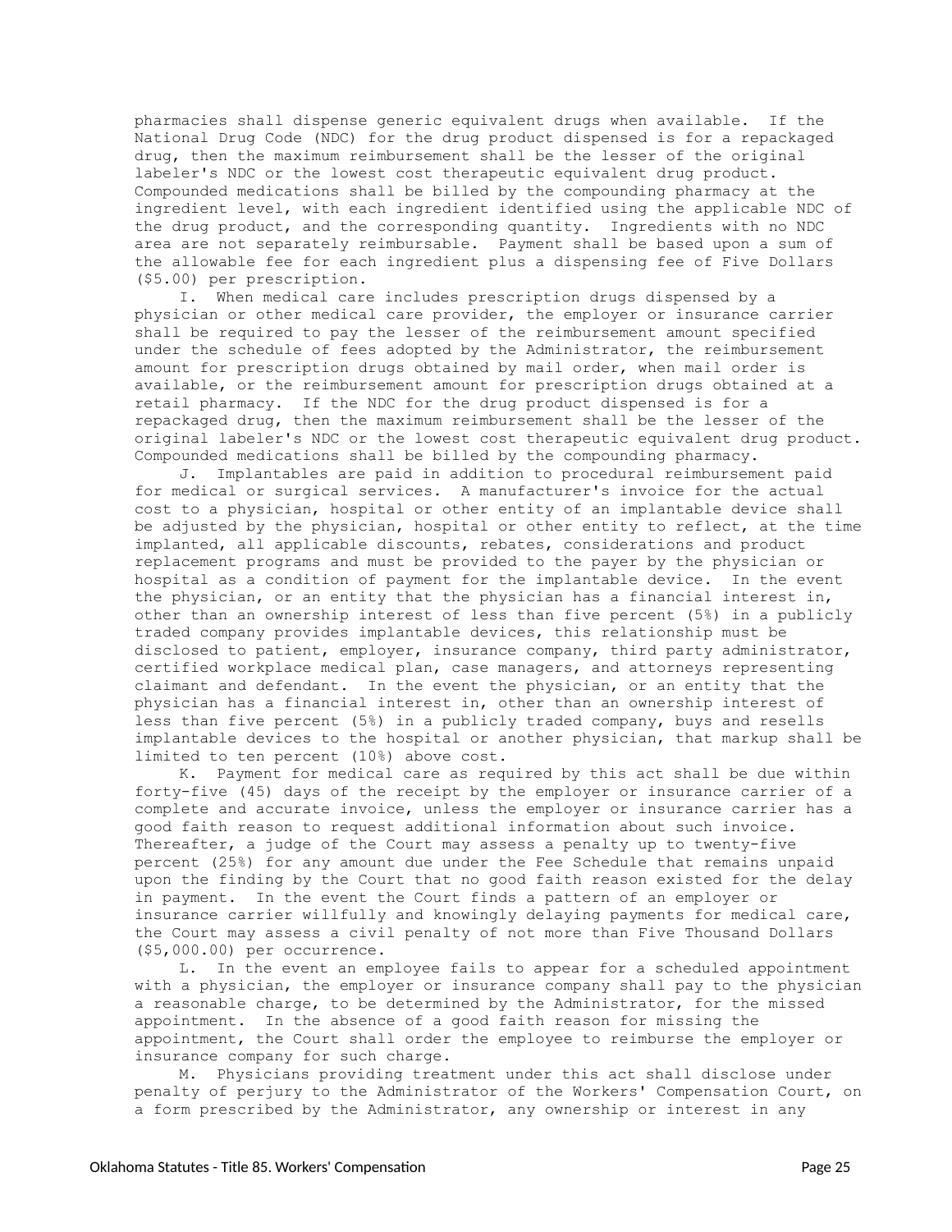pharmacies shall dispense generic equivalent drugs when available. If the National Drug Code (NDC) for the drug product dispensed is for a repackaged drug, then the maximum reimbursement shall be the lesser of the original labeler's NDC or the lowest cost therapeutic equivalent drug product. Compounded medications shall be billed by the compounding pharmacy at the ingredient level, with each ingredient identified using the applicable NDC of the drug product, and the corresponding quantity. Ingredients with no NDC area are not separately reimbursable. Payment shall be based upon a sum of the allowable fee for each ingredient plus a dispensing fee of Five Dollars ($5.00) per prescription.

I. When medical care includes prescription drugs dispensed by a physician or other medical care provider, the employer or insurance carrier shall be required to pay the lesser of the reimbursement amount specified under the schedule of fees adopted by the Administrator, the reimbursement amount for prescription drugs obtained by mail order, when mail order is available, or the reimbursement amount for prescription drugs obtained at a retail pharmacy. If the NDC for the drug product dispensed is for a repackaged drug, then the maximum reimbursement shall be the lesser of the original labeler's NDC or the lowest cost therapeutic equivalent drug product. Compounded medications shall be billed by the compounding pharmacy.

J. Implantables are paid in addition to procedural reimbursement paid for medical or surgical services. A manufacturer's invoice for the actual cost to a physician, hospital or other entity of an implantable device shall be adjusted by the physician, hospital or other entity to reflect, at the time implanted, all applicable discounts, rebates, considerations and product replacement programs and must be provided to the payer by the physician or hospital as a condition of payment for the implantable device. In the event the physician, or an entity that the physician has a financial interest in, other than an ownership interest of less than five percent (5%) in a publicly traded company provides implantable devices, this relationship must be disclosed to patient, employer, insurance company, third party administrator, certified workplace medical plan, case managers, and attorneys representing claimant and defendant. In the event the physician, or an entity that the physician has a financial interest in, other than an ownership interest of less than five percent (5%) in a publicly traded company, buys and resells implantable devices to the hospital or another physician, that markup shall be limited to ten percent (10%) above cost.

K. Payment for medical care as required by this act shall be due within forty-five (45) days of the receipt by the employer or insurance carrier of a complete and accurate invoice, unless the employer or insurance carrier has a good faith reason to request additional information about such invoice. Thereafter, a judge of the Court may assess a penalty up to twenty-five percent (25%) for any amount due under the Fee Schedule that remains unpaid upon the finding by the Court that no good faith reason existed for the delay in payment. In the event the Court finds a pattern of an employer or insurance carrier willfully and knowingly delaying payments for medical care, the Court may assess a civil penalty of not more than Five Thousand Dollars ($5,000.00) per occurrence.

L. In the event an employee fails to appear for a scheduled appointment with a physician, the employer or insurance company shall pay to the physician a reasonable charge, to be determined by the Administrator, for the missed appointment. In the absence of a good faith reason for missing the appointment, the Court shall order the employee to reimburse the employer or insurance company for such charge.

M. Physicians providing treatment under this act shall disclose under penalty of perjury to the Administrator of the Workers' Compensation Court, on a form prescribed by the Administrator, any ownership or interest in any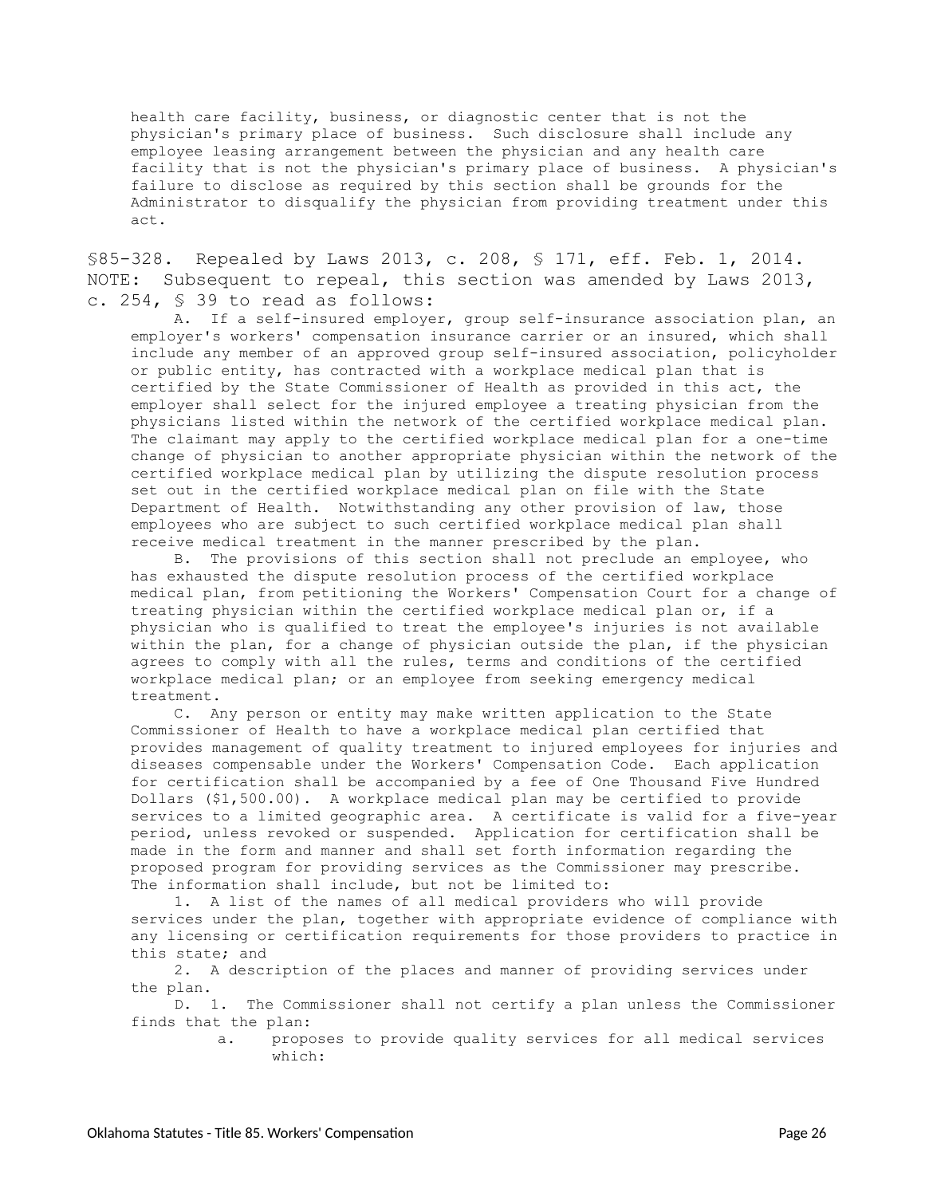health care facility, business, or diagnostic center that is not the physician's primary place of business. Such disclosure shall include any employee leasing arrangement between the physician and any health care facility that is not the physician's primary place of business. A physician's failure to disclose as required by this section shall be grounds for the Administrator to disqualify the physician from providing treatment under this act.

§85-328. Repealed by Laws 2013, c. 208, § 171, eff. Feb. 1, 2014. NOTE: Subsequent to repeal, this section was amended by Laws 2013, c. 254, § 39 to read as follows:

A. If a self-insured employer, group self-insurance association plan, an employer's workers' compensation insurance carrier or an insured, which shall include any member of an approved group self-insured association, policyholder or public entity, has contracted with a workplace medical plan that is certified by the State Commissioner of Health as provided in this act, the employer shall select for the injured employee a treating physician from the physicians listed within the network of the certified workplace medical plan. The claimant may apply to the certified workplace medical plan for a one-time change of physician to another appropriate physician within the network of the certified workplace medical plan by utilizing the dispute resolution process set out in the certified workplace medical plan on file with the State Department of Health. Notwithstanding any other provision of law, those employees who are subject to such certified workplace medical plan shall receive medical treatment in the manner prescribed by the plan.

B. The provisions of this section shall not preclude an employee, who has exhausted the dispute resolution process of the certified workplace medical plan, from petitioning the Workers' Compensation Court for a change of treating physician within the certified workplace medical plan or, if a physician who is qualified to treat the employee's injuries is not available within the plan, for a change of physician outside the plan, if the physician agrees to comply with all the rules, terms and conditions of the certified workplace medical plan; or an employee from seeking emergency medical treatment.

C. Any person or entity may make written application to the State Commissioner of Health to have a workplace medical plan certified that provides management of quality treatment to injured employees for injuries and diseases compensable under the Workers' Compensation Code. Each application for certification shall be accompanied by a fee of One Thousand Five Hundred Dollars ($1,500.00). A workplace medical plan may be certified to provide services to a limited geographic area. A certificate is valid for a five-year period, unless revoked or suspended. Application for certification shall be made in the form and manner and shall set forth information regarding the proposed program for providing services as the Commissioner may prescribe. The information shall include, but not be limited to:

1. A list of the names of all medical providers who will provide services under the plan, together with appropriate evidence of compliance with any licensing or certification requirements for those providers to practice in this state; and

2. A description of the places and manner of providing services under the plan.

D. 1. The Commissioner shall not certify a plan unless the Commissioner finds that the plan:

a. proposes to provide quality services for all medical services which: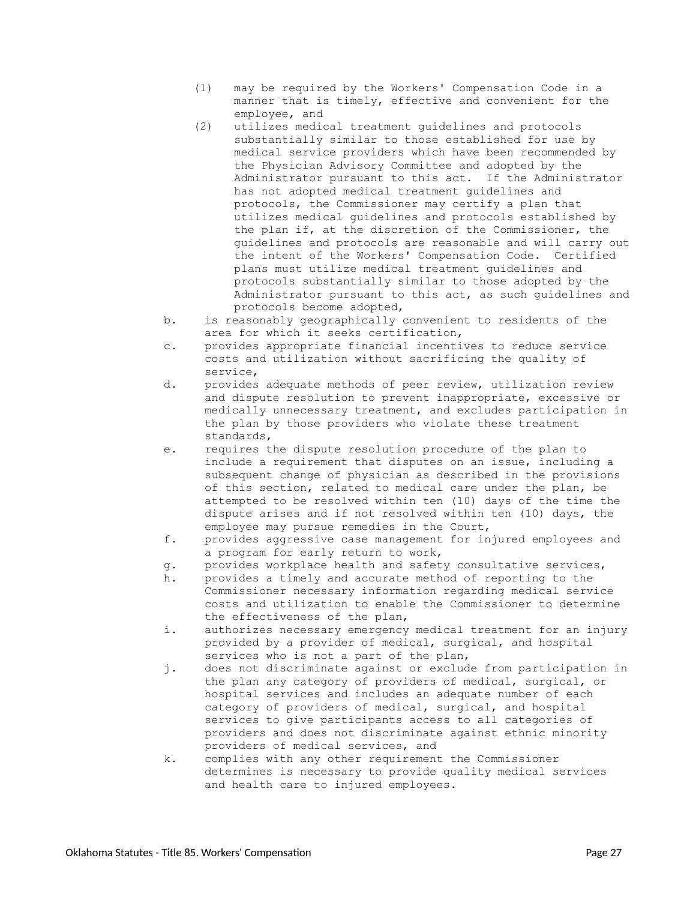(1) may be required by the Workers' Compensation Code in a manner that is timely, effective and convenient for the employee, and

(2) utilizes medical treatment guidelines and protocols substantially similar to those established for use by medical service providers which have been recommended by the Physician Advisory Committee and adopted by the Administrator pursuant to this act. If the Administrator has not adopted medical treatment guidelines and protocols, the Commissioner may certify a plan that utilizes medical guidelines and protocols established by the plan if, at the discretion of the Commissioner, the guidelines and protocols are reasonable and will carry out the intent of the Workers' Compensation Code. Certified plans must utilize medical treatment guidelines and protocols substantially similar to those adopted by the Administrator pursuant to this act, as such guidelines and protocols become adopted,

b. is reasonably geographically convenient to residents of the area for which it seeks certification,

c. provides appropriate financial incentives to reduce service costs and utilization without sacrificing the quality of service,

d. provides adequate methods of peer review, utilization review and dispute resolution to prevent inappropriate, excessive or medically unnecessary treatment, and excludes participation in the plan by those providers who violate these treatment standards,

e. requires the dispute resolution procedure of the plan to include a requirement that disputes on an issue, including a subsequent change of physician as described in the provisions of this section, related to medical care under the plan, be attempted to be resolved within ten (10) days of the time the dispute arises and if not resolved within ten (10) days, the employee may pursue remedies in the Court,

f. provides aggressive case management for injured employees and a program for early return to work,

g. provides workplace health and safety consultative services,

h. provides a timely and accurate method of reporting to the Commissioner necessary information regarding medical service costs and utilization to enable the Commissioner to determine the effectiveness of the plan,

i. authorizes necessary emergency medical treatment for an injury provided by a provider of medical, surgical, and hospital services who is not a part of the plan,

j. does not discriminate against or exclude from participation in the plan any category of providers of medical, surgical, or hospital services and includes an adequate number of each category of providers of medical, surgical, and hospital services to give participants access to all categories of providers and does not discriminate against ethnic minority providers of medical services, and

k. complies with any other requirement the Commissioner determines is necessary to provide quality medical services and health care to injured employees.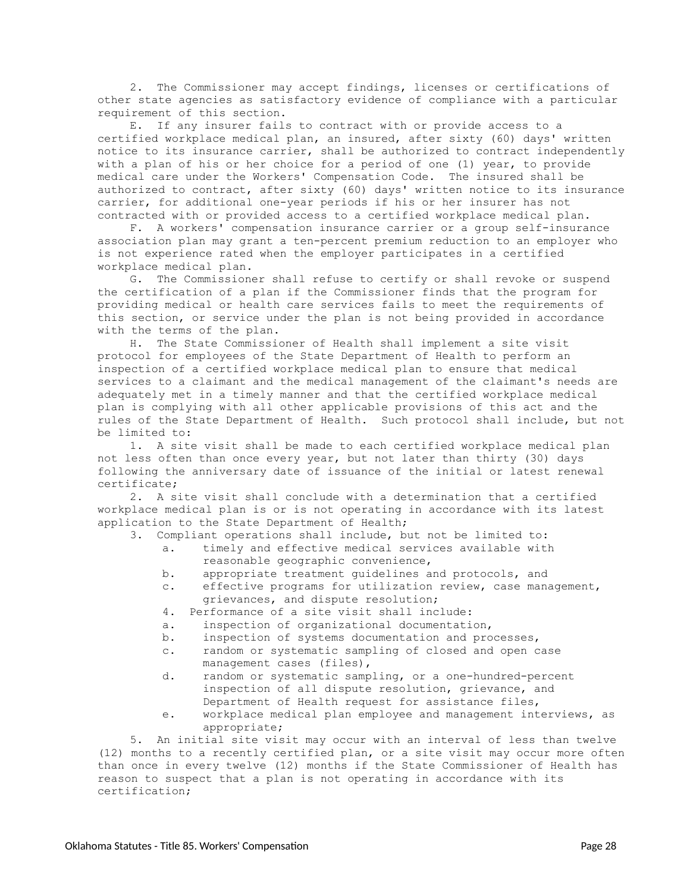2. The Commissioner may accept findings, licenses or certifications of other state agencies as satisfactory evidence of compliance with a particular requirement of this section.

E. If any insurer fails to contract with or provide access to a certified workplace medical plan, an insured, after sixty (60) days' written notice to its insurance carrier, shall be authorized to contract independently with a plan of his or her choice for a period of one (1) year, to provide medical care under the Workers' Compensation Code. The insured shall be authorized to contract, after sixty (60) days' written notice to its insurance carrier, for additional one-year periods if his or her insurer has not contracted with or provided access to a certified workplace medical plan.

F. A workers' compensation insurance carrier or a group self-insurance association plan may grant a ten-percent premium reduction to an employer who is not experience rated when the employer participates in a certified workplace medical plan.

G. The Commissioner shall refuse to certify or shall revoke or suspend the certification of a plan if the Commissioner finds that the program for providing medical or health care services fails to meet the requirements of this section, or service under the plan is not being provided in accordance with the terms of the plan.

H. The State Commissioner of Health shall implement a site visit protocol for employees of the State Department of Health to perform an inspection of a certified workplace medical plan to ensure that medical services to a claimant and the medical management of the claimant's needs are adequately met in a timely manner and that the certified workplace medical plan is complying with all other applicable provisions of this act and the rules of the State Department of Health. Such protocol shall include, but not be limited to:

1. A site visit shall be made to each certified workplace medical plan not less often than once every year, but not later than thirty (30) days following the anniversary date of issuance of the initial or latest renewal certificate;

2. A site visit shall conclude with a determination that a certified workplace medical plan is or is not operating in accordance with its latest application to the State Department of Health;

3. Compliant operations shall include, but not be limited to:
   a. timely and effective medical services available with reasonable geographic convenience,
   b. appropriate treatment guidelines and protocols, and
   c. effective programs for utilization review, case management, grievances, and dispute resolution;

4. Performance of a site visit shall include:
   a. inspection of organizational documentation,
   b. inspection of systems documentation and processes,
   c. random or systematic sampling of closed and open case management cases (files),
   d. random or systematic sampling, or a one-hundred-percent inspection of all dispute resolution, grievance, and Department of Health request for assistance files,
   e. workplace medical plan employee and management interviews, as appropriate;

5. An initial site visit may occur with an interval of less than twelve (12) months to a recently certified plan, or a site visit may occur more often than once in every twelve (12) months if the State Commissioner of Health has reason to suspect that a plan is not operating in accordance with its certification;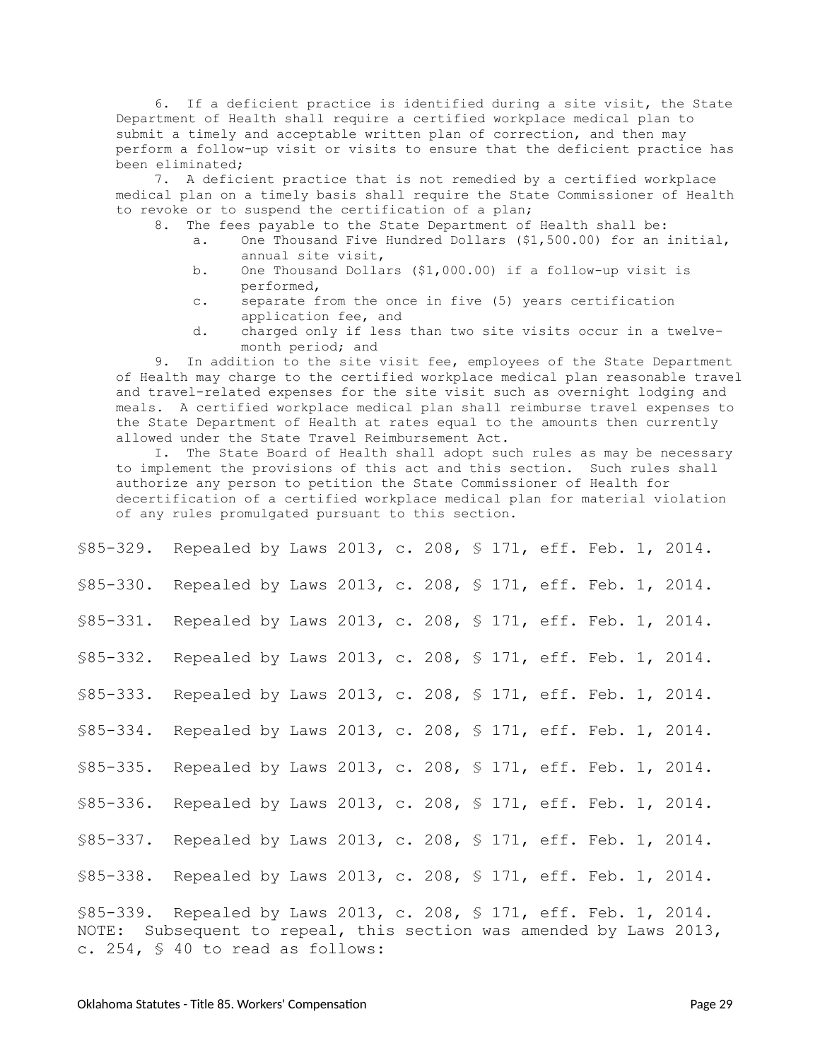6. If a deficient practice is identified during a site visit, the State Department of Health shall require a certified workplace medical plan to submit a timely and acceptable written plan of correction, and then may perform a follow-up visit or visits to ensure that the deficient practice has been eliminated;

7. A deficient practice that is not remedied by a certified workplace medical plan on a timely basis shall require the State Commissioner of Health to revoke or to suspend the certification of a plan;

8. The fees payable to the State Department of Health shall be:

a. One Thousand Five Hundred Dollars ($1,500.00) for an initial, annual site visit,

b. One Thousand Dollars ($1,000.00) if a follow-up visit is performed,

c. separate from the once in five (5) years certification application fee, and

d. charged only if less than two site visits occur in a twelve-month period; and

9. In addition to the site visit fee, employees of the State Department of Health may charge to the certified workplace medical plan reasonable travel and travel-related expenses for the site visit such as overnight lodging and meals. A certified workplace medical plan shall reimburse travel expenses to the State Department of Health at rates equal to the amounts then currently allowed under the State Travel Reimbursement Act.

I. The State Board of Health shall adopt such rules as may be necessary to implement the provisions of this act and this section. Such rules shall authorize any person to petition the State Commissioner of Health for decertification of a certified workplace medical plan for material violation of any rules promulgated pursuant to this section.

§85-329. Repealed by Laws 2013, c. 208, § 171, eff. Feb. 1, 2014.

§85-330. Repealed by Laws 2013, c. 208, § 171, eff. Feb. 1, 2014.

§85-331. Repealed by Laws 2013, c. 208, § 171, eff. Feb. 1, 2014.

§85-332. Repealed by Laws 2013, c. 208, § 171, eff. Feb. 1, 2014.

§85-333. Repealed by Laws 2013, c. 208, § 171, eff. Feb. 1, 2014.

§85-334. Repealed by Laws 2013, c. 208, § 171, eff. Feb. 1, 2014.

§85-335. Repealed by Laws 2013, c. 208, § 171, eff. Feb. 1, 2014.

§85-336. Repealed by Laws 2013, c. 208, § 171, eff. Feb. 1, 2014.

§85-337. Repealed by Laws 2013, c. 208, § 171, eff. Feb. 1, 2014.

§85-338. Repealed by Laws 2013, c. 208, § 171, eff. Feb. 1, 2014.

§85-339. Repealed by Laws 2013, c. 208, § 171, eff. Feb. 1, 2014. NOTE: Subsequent to repeal, this section was amended by Laws 2013, c. 254, § 40 to read as follows: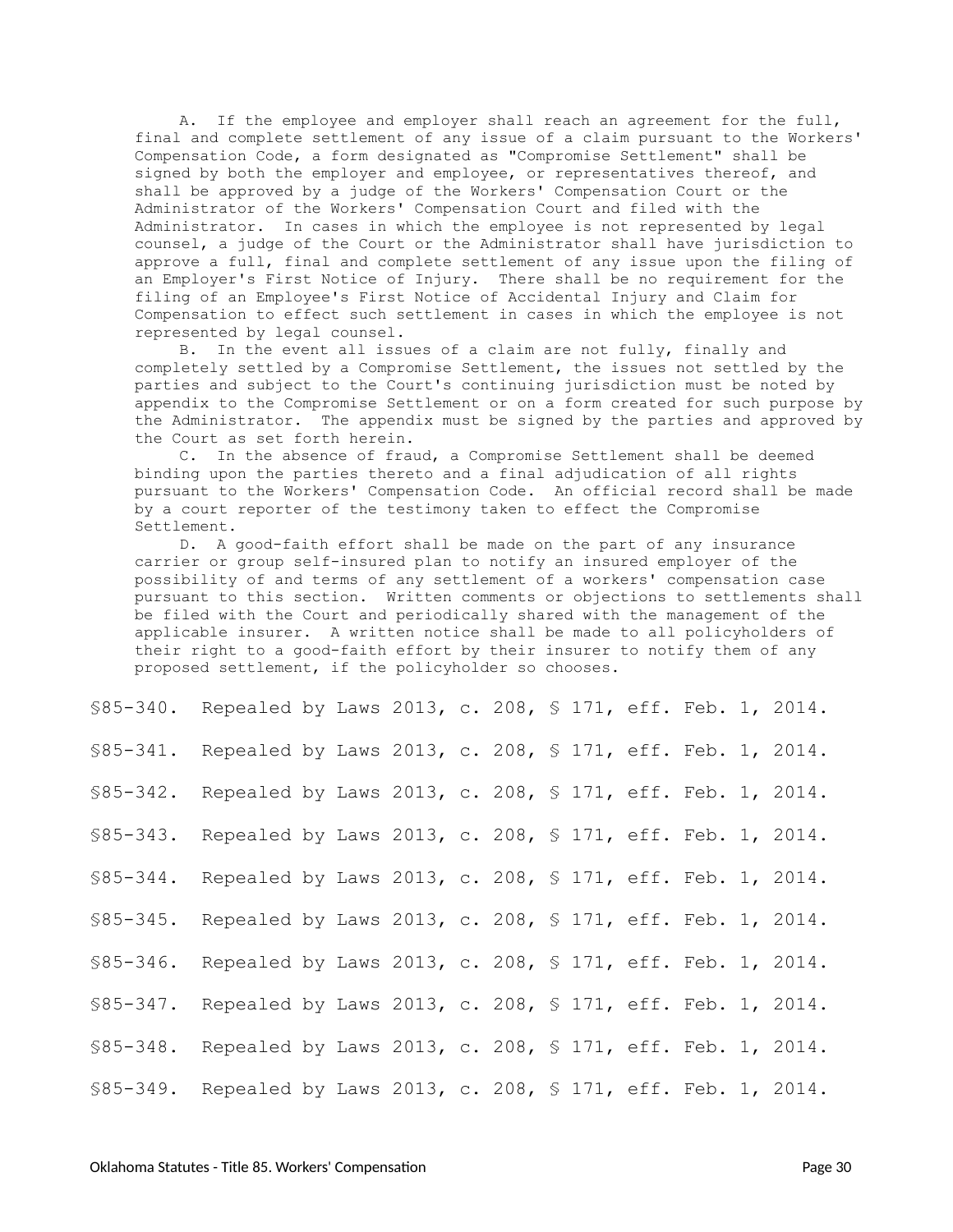A. If the employee and employer shall reach an agreement for the full, final and complete settlement of any issue of a claim pursuant to the Workers' Compensation Code, a form designated as "Compromise Settlement" shall be signed by both the employer and employee, or representatives thereof, and shall be approved by a judge of the Workers' Compensation Court or the Administrator of the Workers' Compensation Court and filed with the Administrator. In cases in which the employee is not represented by legal counsel, a judge of the Court or the Administrator shall have jurisdiction to approve a full, final and complete settlement of any issue upon the filing of an Employer's First Notice of Injury. There shall be no requirement for the filing of an Employee's First Notice of Accidental Injury and Claim for Compensation to effect such settlement in cases in which the employee is not represented by legal counsel.

B. In the event all issues of a claim are not fully, finally and completely settled by a Compromise Settlement, the issues not settled by the parties and subject to the Court's continuing jurisdiction must be noted by appendix to the Compromise Settlement or on a form created for such purpose by the Administrator. The appendix must be signed by the parties and approved by the Court as set forth herein.

C. In the absence of fraud, a Compromise Settlement shall be deemed binding upon the parties thereto and a final adjudication of all rights pursuant to the Workers' Compensation Code. An official record shall be made by a court reporter of the testimony taken to effect the Compromise Settlement.

D. A good-faith effort shall be made on the part of any insurance carrier or group self-insured plan to notify an insured employer of the possibility of and terms of any settlement of a workers' compensation case pursuant to this section. Written comments or objections to settlements shall be filed with the Court and periodically shared with the management of the applicable insurer. A written notice shall be made to all policyholders of their right to a good-faith effort by their insurer to notify them of any proposed settlement, if the policyholder so chooses.

§85-340. Repealed by Laws 2013, c. 208, § 171, eff. Feb. 1, 2014.

§85-341. Repealed by Laws 2013, c. 208, § 171, eff. Feb. 1, 2014.

§85-342. Repealed by Laws 2013, c. 208, § 171, eff. Feb. 1, 2014.

§85-343. Repealed by Laws 2013, c. 208, § 171, eff. Feb. 1, 2014.

§85-344. Repealed by Laws 2013, c. 208, § 171, eff. Feb. 1, 2014.

§85-345. Repealed by Laws 2013, c. 208, § 171, eff. Feb. 1, 2014.

§85-346. Repealed by Laws 2013, c. 208, § 171, eff. Feb. 1, 2014.

§85-347. Repealed by Laws 2013, c. 208, § 171, eff. Feb. 1, 2014.

§85-348. Repealed by Laws 2013, c. 208, § 171, eff. Feb. 1, 2014.

§85-349. Repealed by Laws 2013, c. 208, § 171, eff. Feb. 1, 2014.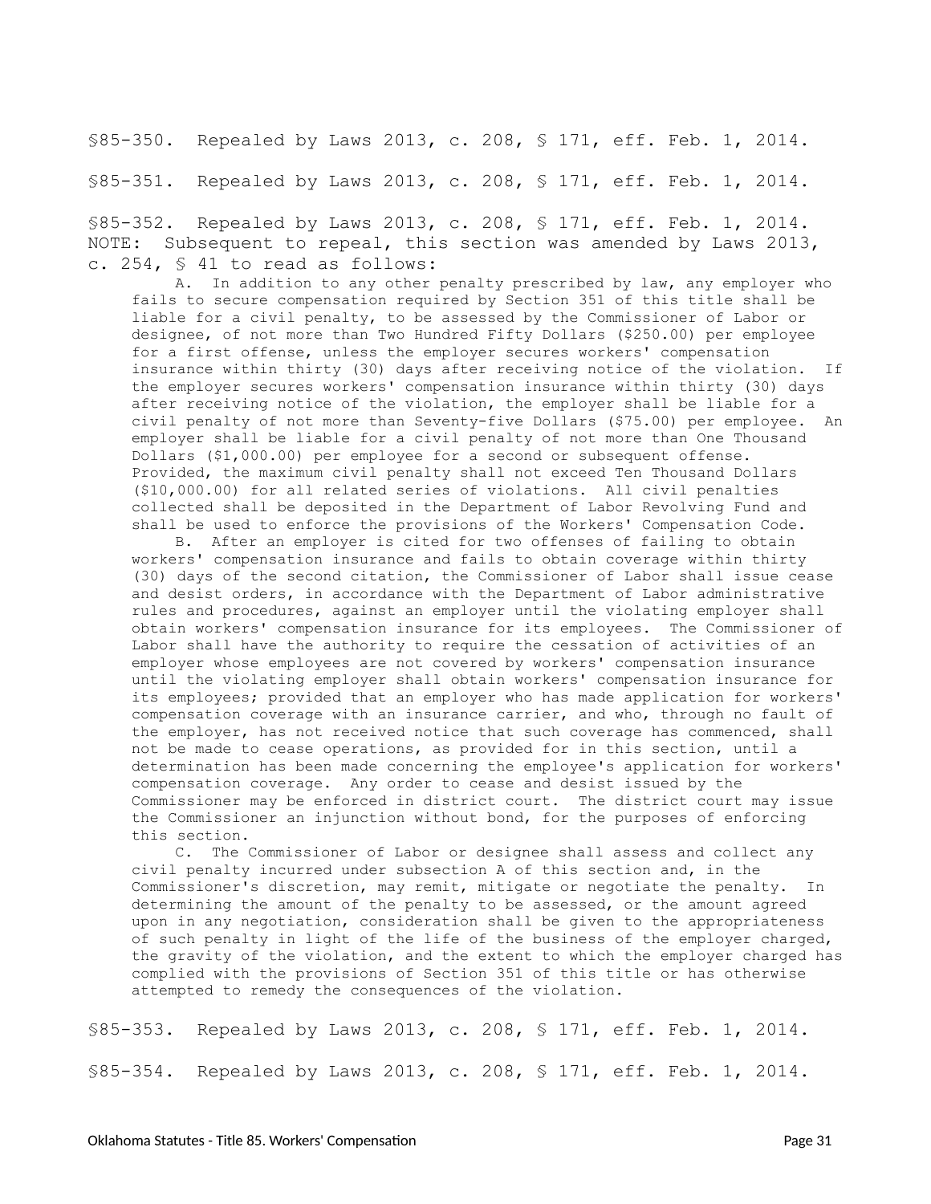§85-350. Repealed by Laws 2013, c. 208, § 171, eff. Feb. 1, 2014.

§85-351. Repealed by Laws 2013, c. 208, § 171, eff. Feb. 1, 2014.

§85-352. Repealed by Laws 2013, c. 208, § 171, eff. Feb. 1, 2014.
NOTE: Subsequent to repeal, this section was amended by Laws 2013, c. 254, § 41 to read as follows:

> A. In addition to any other penalty prescribed by law, any employer who fails to secure compensation required by Section 351 of this title shall be liable for a civil penalty, to be assessed by the Commissioner of Labor or designee, of not more than Two Hundred Fifty Dollars ($250.00) per employee for a first offense, unless the employer secures workers' compensation insurance within thirty (30) days after receiving notice of the violation. If the employer secures workers' compensation insurance within thirty (30) days after receiving notice of the violation, the employer shall be liable for a civil penalty of not more than Seventy-five Dollars ($75.00) per employee. An employer shall be liable for a civil penalty of not more than One Thousand Dollars ($1,000.00) per employee for a second or subsequent offense. Provided, the maximum civil penalty shall not exceed Ten Thousand Dollars ($10,000.00) for all related series of violations. All civil penalties collected shall be deposited in the Department of Labor Revolving Fund and shall be used to enforce the provisions of the Workers' Compensation Code.
>
> B. After an employer is cited for two offenses of failing to obtain workers' compensation insurance and fails to obtain coverage within thirty (30) days of the second citation, the Commissioner of Labor shall issue cease and desist orders, in accordance with the Department of Labor administrative rules and procedures, against an employer until the violating employer shall obtain workers' compensation insurance for its employees. The Commissioner of Labor shall have the authority to require the cessation of activities of an employer whose employees are not covered by workers' compensation insurance until the violating employer shall obtain workers' compensation insurance for its employees; provided that an employer who has made application for workers' compensation coverage with an insurance carrier, and who, through no fault of the employer, has not received notice that such coverage has commenced, shall not be made to cease operations, as provided for in this section, until a determination has been made concerning the employee's application for workers' compensation coverage. Any order to cease and desist issued by the Commissioner may be enforced in district court. The district court may issue the Commissioner an injunction without bond, for the purposes of enforcing this section.
>
> C. The Commissioner of Labor or designee shall assess and collect any civil penalty incurred under subsection A of this section and, in the Commissioner's discretion, may remit, mitigate or negotiate the penalty. In determining the amount of the penalty to be assessed, or the amount agreed upon in any negotiation, consideration shall be given to the appropriateness of such penalty in light of the life of the business of the employer charged, the gravity of the violation, and the extent to which the employer charged has complied with the provisions of Section 351 of this title or has otherwise attempted to remedy the consequences of the violation.

§85-353. Repealed by Laws 2013, c. 208, § 171, eff. Feb. 1, 2014.

§85-354. Repealed by Laws 2013, c. 208, § 171, eff. Feb. 1, 2014.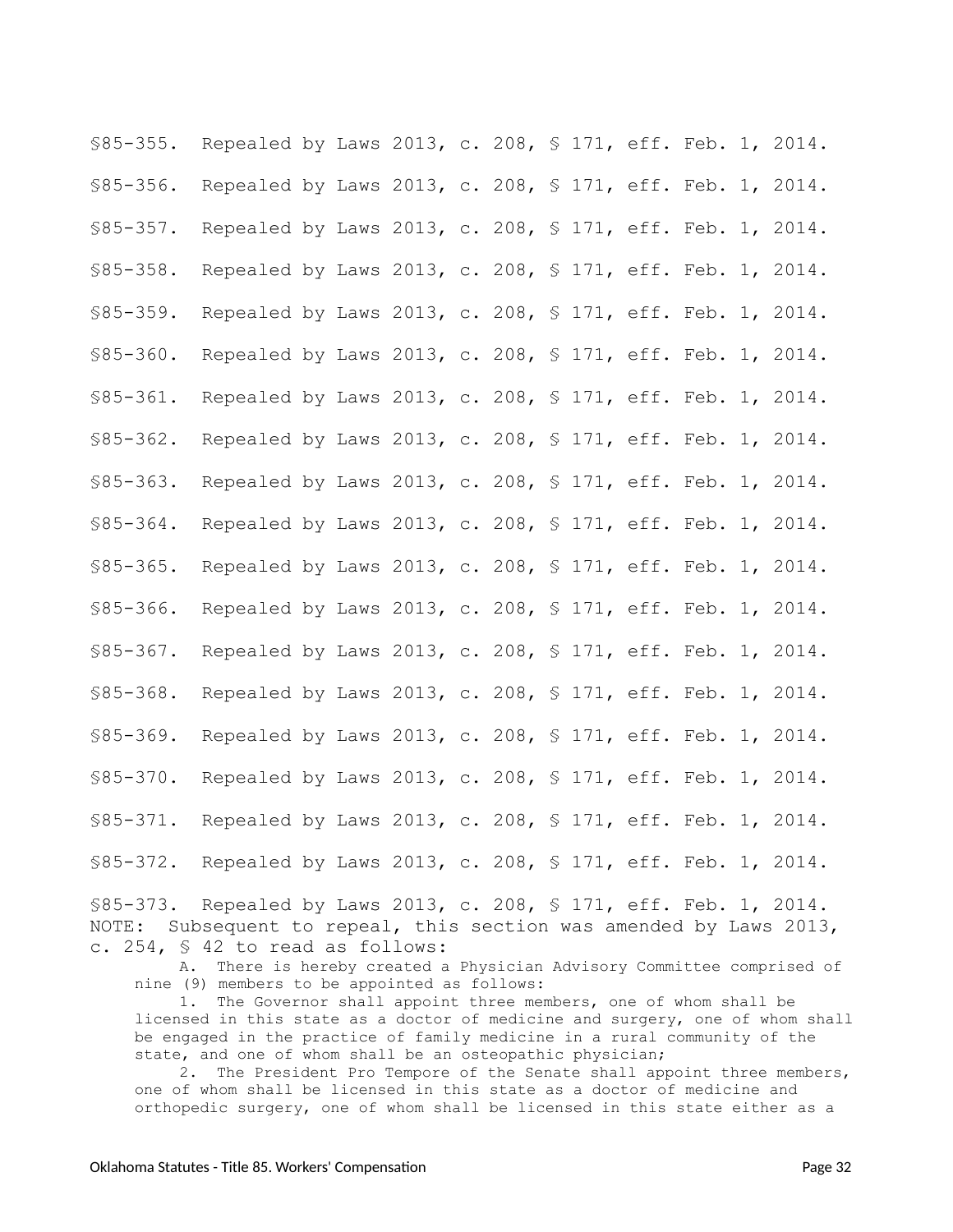§85-355. Repealed by Laws 2013, c. 208, § 171, eff. Feb. 1, 2014.

§85-356. Repealed by Laws 2013, c. 208, § 171, eff. Feb. 1, 2014.

§85-357. Repealed by Laws 2013, c. 208, § 171, eff. Feb. 1, 2014.

§85-358. Repealed by Laws 2013, c. 208, § 171, eff. Feb. 1, 2014.

§85-359. Repealed by Laws 2013, c. 208, § 171, eff. Feb. 1, 2014.

§85-360. Repealed by Laws 2013, c. 208, § 171, eff. Feb. 1, 2014.

§85-361. Repealed by Laws 2013, c. 208, § 171, eff. Feb. 1, 2014.

§85-362. Repealed by Laws 2013, c. 208, § 171, eff. Feb. 1, 2014.

§85-363. Repealed by Laws 2013, c. 208, § 171, eff. Feb. 1, 2014.

§85-364. Repealed by Laws 2013, c. 208, § 171, eff. Feb. 1, 2014.

§85-365. Repealed by Laws 2013, c. 208, § 171, eff. Feb. 1, 2014.

§85-366. Repealed by Laws 2013, c. 208, § 171, eff. Feb. 1, 2014.

§85-367. Repealed by Laws 2013, c. 208, § 171, eff. Feb. 1, 2014.

§85-368. Repealed by Laws 2013, c. 208, § 171, eff. Feb. 1, 2014.

§85-369. Repealed by Laws 2013, c. 208, § 171, eff. Feb. 1, 2014.

§85-370. Repealed by Laws 2013, c. 208, § 171, eff. Feb. 1, 2014.

§85-371. Repealed by Laws 2013, c. 208, § 171, eff. Feb. 1, 2014.

§85-372. Repealed by Laws 2013, c. 208, § 171, eff. Feb. 1, 2014.

§85-373. Repealed by Laws 2013, c. 208, § 171, eff. Feb. 1, 2014.
NOTE: Subsequent to repeal, this section was amended by Laws 2013, c. 254, § 42 to read as follows:

A. There is hereby created a Physician Advisory Committee comprised of nine (9) members to be appointed as follows:

1. The Governor shall appoint three members, one of whom shall be licensed in this state as a doctor of medicine and surgery, one of whom shall be engaged in the practice of family medicine in a rural community of the state, and one of whom shall be an osteopathic physician;

2. The President Pro Tempore of the Senate shall appoint three members, one of whom shall be licensed in this state as a doctor of medicine and orthopedic surgery, one of whom shall be licensed in this state either as a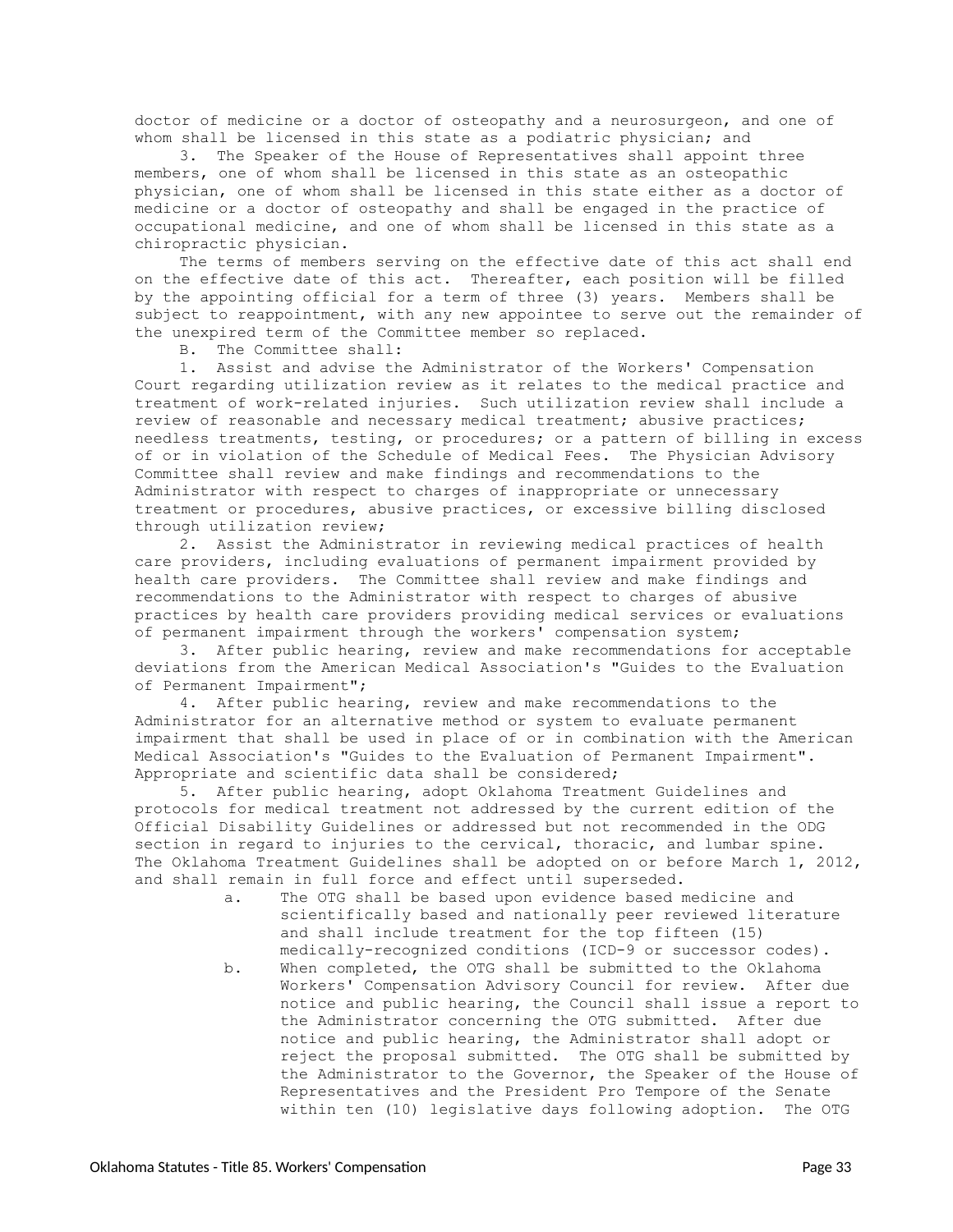doctor of medicine or a doctor of osteopathy and a neurosurgeon, and one of whom shall be licensed in this state as a podiatric physician; and

3. The Speaker of the House of Representatives shall appoint three members, one of whom shall be licensed in this state as an osteopathic physician, one of whom shall be licensed in this state either as a doctor of medicine or a doctor of osteopathy and shall be engaged in the practice of occupational medicine, and one of whom shall be licensed in this state as a chiropractic physician.

The terms of members serving on the effective date of this act shall end on the effective date of this act. Thereafter, each position will be filled by the appointing official for a term of three (3) years. Members shall be subject to reappointment, with any new appointee to serve out the remainder of the unexpired term of the Committee member so replaced.

B. The Committee shall:

1. Assist and advise the Administrator of the Workers' Compensation Court regarding utilization review as it relates to the medical practice and treatment of work-related injuries. Such utilization review shall include a review of reasonable and necessary medical treatment; abusive practices; needless treatments, testing, or procedures; or a pattern of billing in excess of or in violation of the Schedule of Medical Fees. The Physician Advisory Committee shall review and make findings and recommendations to the Administrator with respect to charges of inappropriate or unnecessary treatment or procedures, abusive practices, or excessive billing disclosed through utilization review;

2. Assist the Administrator in reviewing medical practices of health care providers, including evaluations of permanent impairment provided by health care providers. The Committee shall review and make findings and recommendations to the Administrator with respect to charges of abusive practices by health care providers providing medical services or evaluations of permanent impairment through the workers' compensation system;

3. After public hearing, review and make recommendations for acceptable deviations from the American Medical Association's "Guides to the Evaluation of Permanent Impairment";

4. After public hearing, review and make recommendations to the Administrator for an alternative method or system to evaluate permanent impairment that shall be used in place of or in combination with the American Medical Association's "Guides to the Evaluation of Permanent Impairment". Appropriate and scientific data shall be considered;

5. After public hearing, adopt Oklahoma Treatment Guidelines and protocols for medical treatment not addressed by the current edition of the Official Disability Guidelines or addressed but not recommended in the ODG section in regard to injuries to the cervical, thoracic, and lumbar spine. The Oklahoma Treatment Guidelines shall be adopted on or before March 1, 2012, and shall remain in full force and effect until superseded.

a. The OTG shall be based upon evidence based medicine and scientifically based and nationally peer reviewed literature and shall include treatment for the top fifteen (15) medically-recognized conditions (ICD-9 or successor codes).

b. When completed, the OTG shall be submitted to the Oklahoma Workers' Compensation Advisory Council for review. After due notice and public hearing, the Council shall issue a report to the Administrator concerning the OTG submitted. After due notice and public hearing, the Administrator shall adopt or reject the proposal submitted. The OTG shall be submitted by the Administrator to the Governor, the Speaker of the House of Representatives and the President Pro Tempore of the Senate within ten (10) legislative days following adoption. The OTG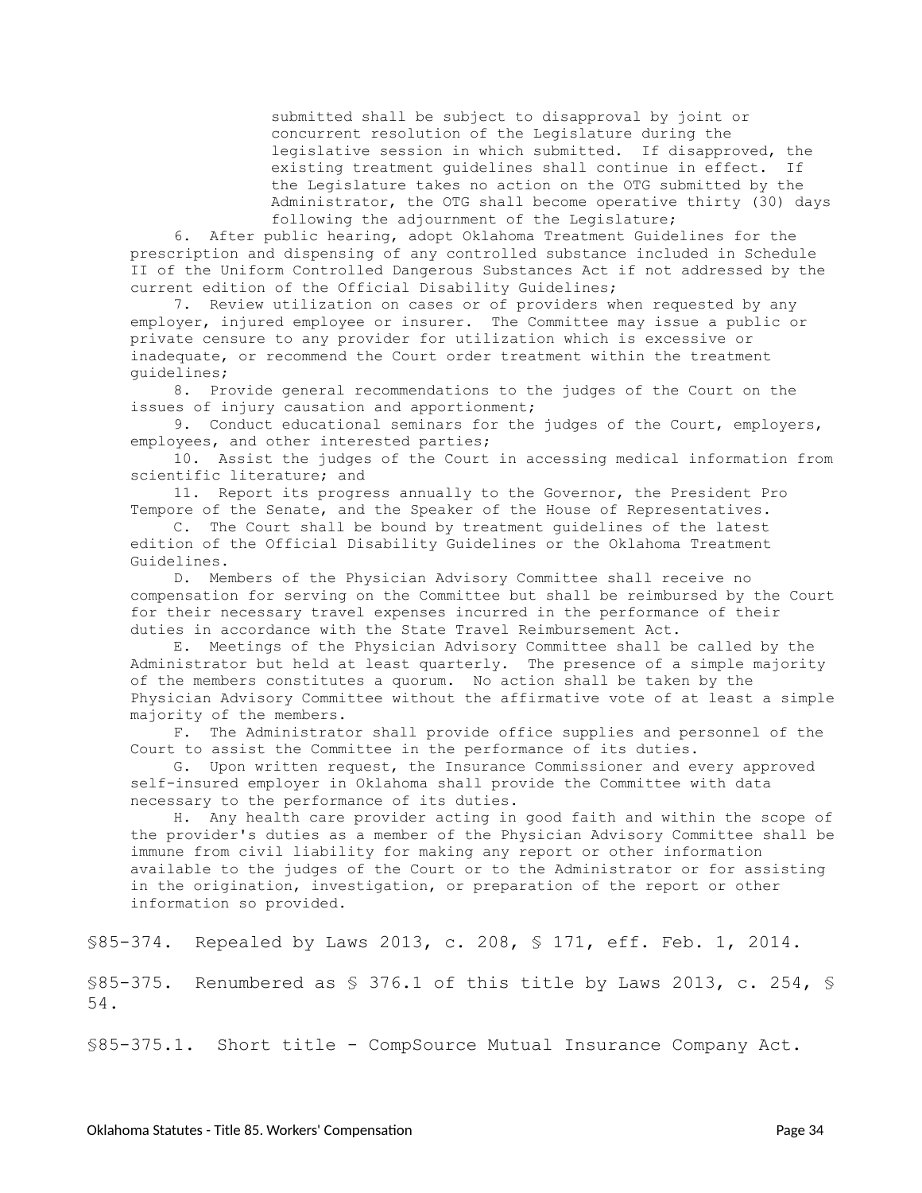submitted shall be subject to disapproval by joint or concurrent resolution of the Legislature during the legislative session in which submitted. If disapproved, the existing treatment guidelines shall continue in effect. If the Legislature takes no action on the OTG submitted by the Administrator, the OTG shall become operative thirty (30) days following the adjournment of the Legislature;

6. After public hearing, adopt Oklahoma Treatment Guidelines for the prescription and dispensing of any controlled substance included in Schedule II of the Uniform Controlled Dangerous Substances Act if not addressed by the current edition of the Official Disability Guidelines;

7. Review utilization on cases or of providers when requested by any employer, injured employee or insurer. The Committee may issue a public or private censure to any provider for utilization which is excessive or inadequate, or recommend the Court order treatment within the treatment guidelines;

8. Provide general recommendations to the judges of the Court on the issues of injury causation and apportionment;

9. Conduct educational seminars for the judges of the Court, employers, employees, and other interested parties;

10. Assist the judges of the Court in accessing medical information from scientific literature; and

11. Report its progress annually to the Governor, the President Pro Tempore of the Senate, and the Speaker of the House of Representatives.

C. The Court shall be bound by treatment guidelines of the latest edition of the Official Disability Guidelines or the Oklahoma Treatment Guidelines.

D. Members of the Physician Advisory Committee shall receive no compensation for serving on the Committee but shall be reimbursed by the Court for their necessary travel expenses incurred in the performance of their duties in accordance with the State Travel Reimbursement Act.

E. Meetings of the Physician Advisory Committee shall be called by the Administrator but held at least quarterly. The presence of a simple majority of the members constitutes a quorum. No action shall be taken by the Physician Advisory Committee without the affirmative vote of at least a simple majority of the members.

F. The Administrator shall provide office supplies and personnel of the Court to assist the Committee in the performance of its duties.

G. Upon written request, the Insurance Commissioner and every approved self-insured employer in Oklahoma shall provide the Committee with data necessary to the performance of its duties.

H. Any health care provider acting in good faith and within the scope of the provider's duties as a member of the Physician Advisory Committee shall be immune from civil liability for making any report or other information available to the judges of the Court or to the Administrator or for assisting in the origination, investigation, or preparation of the report or other information so provided.

§85-374. Repealed by Laws 2013, c. 208, § 171, eff. Feb. 1, 2014.

§85-375. Renumbered as § 376.1 of this title by Laws 2013, c. 254, § 54.

§85-375.1. Short title - CompSource Mutual Insurance Company Act.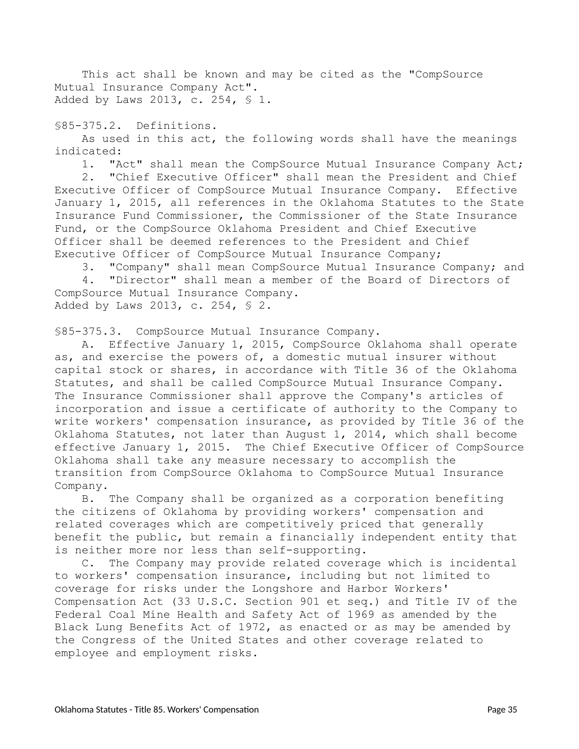This act shall be known and may be cited as the "CompSource Mutual Insurance Company Act".
Added by Laws 2013, c. 254, § 1.

§85-375.2. Definitions.

As used in this act, the following words shall have the meanings indicated:

1. "Act" shall mean the CompSource Mutual Insurance Company Act;
2. "Chief Executive Officer" shall mean the President and Chief Executive Officer of CompSource Mutual Insurance Company. Effective January 1, 2015, all references in the Oklahoma Statutes to the State Insurance Fund Commissioner, the Commissioner of the State Insurance Fund, or the CompSource Oklahoma President and Chief Executive Officer shall be deemed references to the President and Chief Executive Officer of CompSource Mutual Insurance Company;
3. "Company" shall mean CompSource Mutual Insurance Company; and
4. "Director" shall mean a member of the Board of Directors of CompSource Mutual Insurance Company.

Added by Laws 2013, c. 254, § 2.

§85-375.3. CompSource Mutual Insurance Company.

A. Effective January 1, 2015, CompSource Oklahoma shall operate as, and exercise the powers of, a domestic mutual insurer without capital stock or shares, in accordance with Title 36 of the Oklahoma Statutes, and shall be called CompSource Mutual Insurance Company. The Insurance Commissioner shall approve the Company's articles of incorporation and issue a certificate of authority to the Company to write workers' compensation insurance, as provided by Title 36 of the Oklahoma Statutes, not later than August 1, 2014, which shall become effective January 1, 2015. The Chief Executive Officer of CompSource Oklahoma shall take any measure necessary to accomplish the transition from CompSource Oklahoma to CompSource Mutual Insurance Company.

B. The Company shall be organized as a corporation benefiting the citizens of Oklahoma by providing workers' compensation and related coverages which are competitively priced that generally benefit the public, but remain a financially independent entity that is neither more nor less than self-supporting.

C. The Company may provide related coverage which is incidental to workers' compensation insurance, including but not limited to coverage for risks under the Longshore and Harbor Workers' Compensation Act (33 U.S.C. Section 901 et seq.) and Title IV of the Federal Coal Mine Health and Safety Act of 1969 as amended by the Black Lung Benefits Act of 1972, as enacted or as may be amended by the Congress of the United States and other coverage related to employee and employment risks.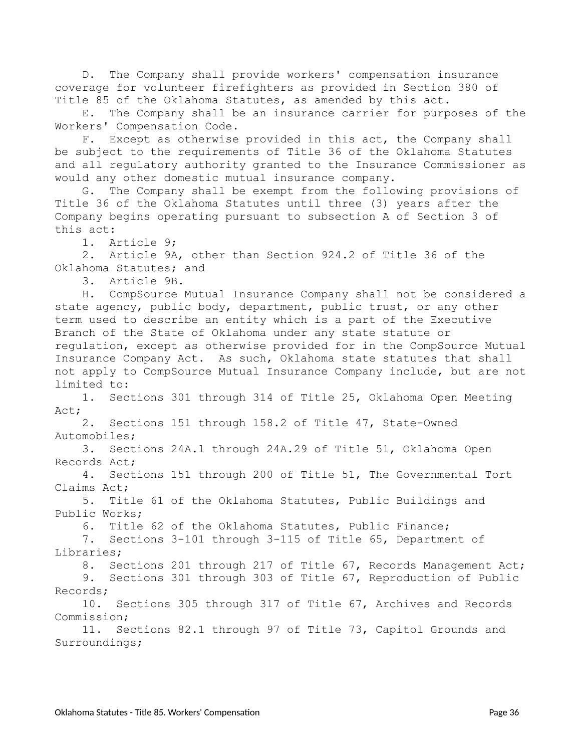D. The Company shall provide workers' compensation insurance coverage for volunteer firefighters as provided in Section 380 of Title 85 of the Oklahoma Statutes, as amended by this act.

E. The Company shall be an insurance carrier for purposes of the Workers' Compensation Code.

F. Except as otherwise provided in this act, the Company shall be subject to the requirements of Title 36 of the Oklahoma Statutes and all regulatory authority granted to the Insurance Commissioner as would any other domestic mutual insurance company.

G. The Company shall be exempt from the following provisions of Title 36 of the Oklahoma Statutes until three (3) years after the Company begins operating pursuant to subsection A of Section 3 of this act:

1. Article 9;
2. Article 9A, other than Section 924.2 of Title 36 of the Oklahoma Statutes; and
3. Article 9B.

H. CompSource Mutual Insurance Company shall not be considered a state agency, public body, department, public trust, or any other term used to describe an entity which is a part of the Executive Branch of the State of Oklahoma under any state statute or regulation, except as otherwise provided for in the CompSource Mutual Insurance Company Act. As such, Oklahoma state statutes that shall not apply to CompSource Mutual Insurance Company include, but are not limited to:

1. Sections 301 through 314 of Title 25, Oklahoma Open Meeting Act;
2. Sections 151 through 158.2 of Title 47, State-Owned Automobiles;
3. Sections 24A.l through 24A.29 of Title 51, Oklahoma Open Records Act;
4. Sections 151 through 200 of Title 51, The Governmental Tort Claims Act;
5. Title 61 of the Oklahoma Statutes, Public Buildings and Public Works;
6. Title 62 of the Oklahoma Statutes, Public Finance;
7. Sections 3-101 through 3-115 of Title 65, Department of Libraries;
8. Sections 201 through 217 of Title 67, Records Management Act;
9. Sections 301 through 303 of Title 67, Reproduction of Public Records;
10. Sections 305 through 317 of Title 67, Archives and Records Commission;
11. Sections 82.1 through 97 of Title 73, Capitol Grounds and Surroundings;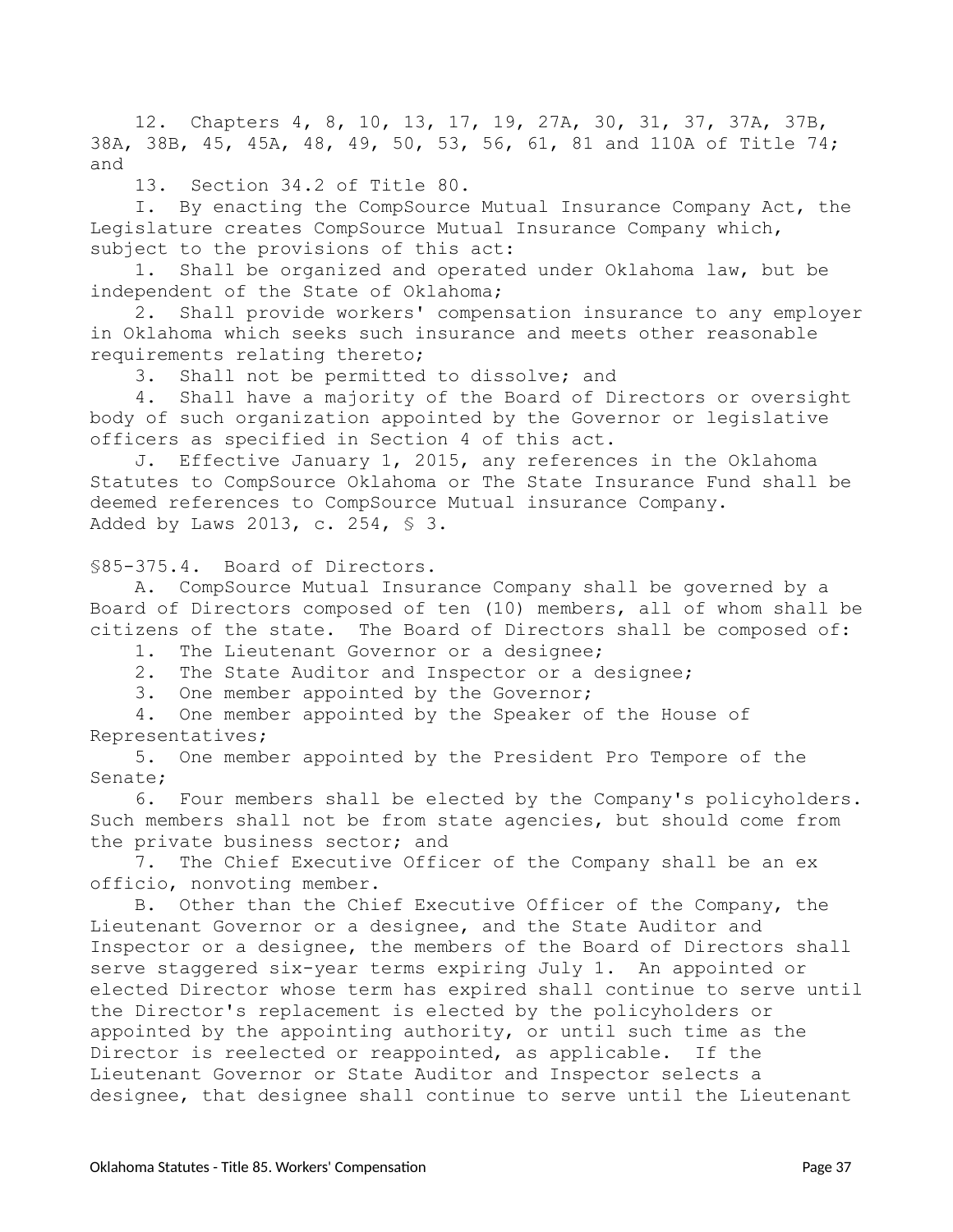12. Chapters 4, 8, 10, 13, 17, 19, 27A, 30, 31, 37, 37A, 37B, 38A, 38B, 45, 45A, 48, 49, 50, 53, 56, 61, 81 and 110A of Title 74; and

13. Section 34.2 of Title 80.

I. By enacting the CompSource Mutual Insurance Company Act, the Legislature creates CompSource Mutual Insurance Company which, subject to the provisions of this act:

1. Shall be organized and operated under Oklahoma law, but be independent of the State of Oklahoma;

2. Shall provide workers' compensation insurance to any employer in Oklahoma which seeks such insurance and meets other reasonable requirements relating thereto;

3. Shall not be permitted to dissolve; and

4. Shall have a majority of the Board of Directors or oversight body of such organization appointed by the Governor or legislative officers as specified in Section 4 of this act.

J. Effective January 1, 2015, any references in the Oklahoma Statutes to CompSource Oklahoma or The State Insurance Fund shall be deemed references to CompSource Mutual insurance Company.

Added by Laws 2013, c. 254, § 3.

§85-375.4. Board of Directors.

A. CompSource Mutual Insurance Company shall be governed by a Board of Directors composed of ten (10) members, all of whom shall be citizens of the state. The Board of Directors shall be composed of:

1. The Lieutenant Governor or a designee;

2. The State Auditor and Inspector or a designee;

3. One member appointed by the Governor;

4. One member appointed by the Speaker of the House of Representatives;

5. One member appointed by the President Pro Tempore of the Senate;

6. Four members shall be elected by the Company's policyholders. Such members shall not be from state agencies, but should come from the private business sector; and

7. The Chief Executive Officer of the Company shall be an ex officio, nonvoting member.

B. Other than the Chief Executive Officer of the Company, the Lieutenant Governor or a designee, and the State Auditor and Inspector or a designee, the members of the Board of Directors shall serve staggered six-year terms expiring July 1. An appointed or elected Director whose term has expired shall continue to serve until the Director's replacement is elected by the policyholders or appointed by the appointing authority, or until such time as the Director is reelected or reappointed, as applicable. If the Lieutenant Governor or State Auditor and Inspector selects a designee, that designee shall continue to serve until the Lieutenant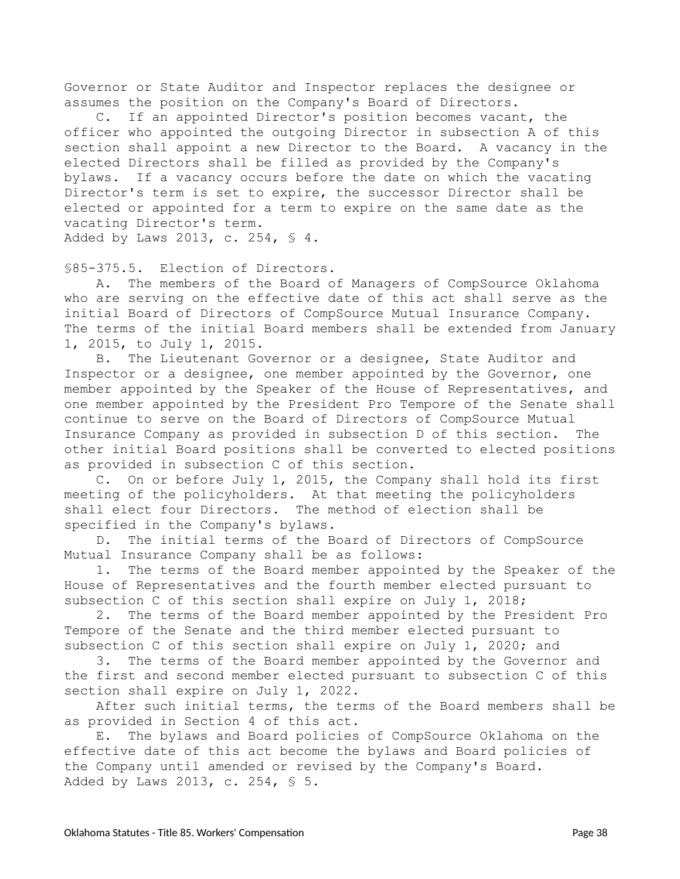Governor or State Auditor and Inspector replaces the designee or assumes the position on the Company's Board of Directors.

C. If an appointed Director's position becomes vacant, the officer who appointed the outgoing Director in subsection A of this section shall appoint a new Director to the Board. A vacancy in the elected Directors shall be filled as provided by the Company's bylaws. If a vacancy occurs before the date on which the vacating Director's term is set to expire, the successor Director shall be elected or appointed for a term to expire on the same date as the vacating Director's term.

Added by Laws 2013, c. 254, § 4.

§85-375.5. Election of Directors.

A. The members of the Board of Managers of CompSource Oklahoma who are serving on the effective date of this act shall serve as the initial Board of Directors of CompSource Mutual Insurance Company. The terms of the initial Board members shall be extended from January 1, 2015, to July 1, 2015.

B. The Lieutenant Governor or a designee, State Auditor and Inspector or a designee, one member appointed by the Governor, one member appointed by the Speaker of the House of Representatives, and one member appointed by the President Pro Tempore of the Senate shall continue to serve on the Board of Directors of CompSource Mutual Insurance Company as provided in subsection D of this section. The other initial Board positions shall be converted to elected positions as provided in subsection C of this section.

C. On or before July 1, 2015, the Company shall hold its first meeting of the policyholders. At that meeting the policyholders shall elect four Directors. The method of election shall be specified in the Company's bylaws.

D. The initial terms of the Board of Directors of CompSource Mutual Insurance Company shall be as follows:

1. The terms of the Board member appointed by the Speaker of the House of Representatives and the fourth member elected pursuant to subsection C of this section shall expire on July 1, 2018;

2. The terms of the Board member appointed by the President Pro Tempore of the Senate and the third member elected pursuant to subsection C of this section shall expire on July 1, 2020; and

3. The terms of the Board member appointed by the Governor and the first and second member elected pursuant to subsection C of this section shall expire on July 1, 2022.

After such initial terms, the terms of the Board members shall be as provided in Section 4 of this act.

E. The bylaws and Board policies of CompSource Oklahoma on the effective date of this act become the bylaws and Board policies of the Company until amended or revised by the Company's Board.

Added by Laws 2013, c. 254, § 5.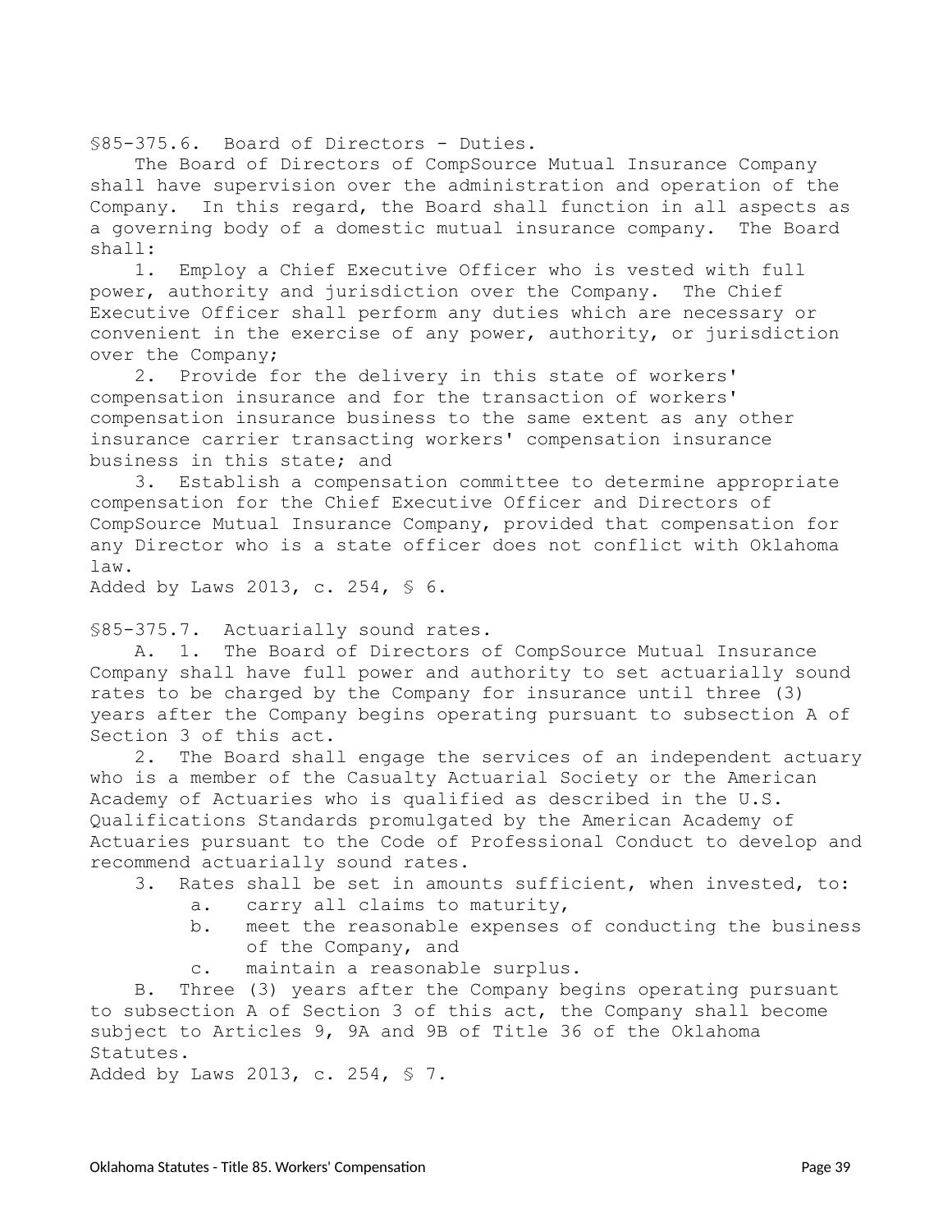§85-375.6. Board of Directors - Duties.

The Board of Directors of CompSource Mutual Insurance Company shall have supervision over the administration and operation of the Company. In this regard, the Board shall function in all aspects as a governing body of a domestic mutual insurance company. The Board shall:

1. Employ a Chief Executive Officer who is vested with full power, authority and jurisdiction over the Company. The Chief Executive Officer shall perform any duties which are necessary or convenient in the exercise of any power, authority, or jurisdiction over the Company;

2. Provide for the delivery in this state of workers' compensation insurance and for the transaction of workers' compensation insurance business to the same extent as any other insurance carrier transacting workers' compensation insurance business in this state; and

3. Establish a compensation committee to determine appropriate compensation for the Chief Executive Officer and Directors of CompSource Mutual Insurance Company, provided that compensation for any Director who is a state officer does not conflict with Oklahoma law.

Added by Laws 2013, c. 254, § 6.

§85-375.7. Actuarially sound rates.

A. 1. The Board of Directors of CompSource Mutual Insurance Company shall have full power and authority to set actuarially sound rates to be charged by the Company for insurance until three (3) years after the Company begins operating pursuant to subsection A of Section 3 of this act.

2. The Board shall engage the services of an independent actuary who is a member of the Casualty Actuarial Society or the American Academy of Actuaries who is qualified as described in the U.S. Qualifications Standards promulgated by the American Academy of Actuaries pursuant to the Code of Professional Conduct to develop and recommend actuarially sound rates.

3. Rates shall be set in amounts sufficient, when invested, to:

a. carry all claims to maturity,

b. meet the reasonable expenses of conducting the business of the Company, and

c. maintain a reasonable surplus.

B. Three (3) years after the Company begins operating pursuant to subsection A of Section 3 of this act, the Company shall become subject to Articles 9, 9A and 9B of Title 36 of the Oklahoma Statutes.

Added by Laws 2013, c. 254, § 7.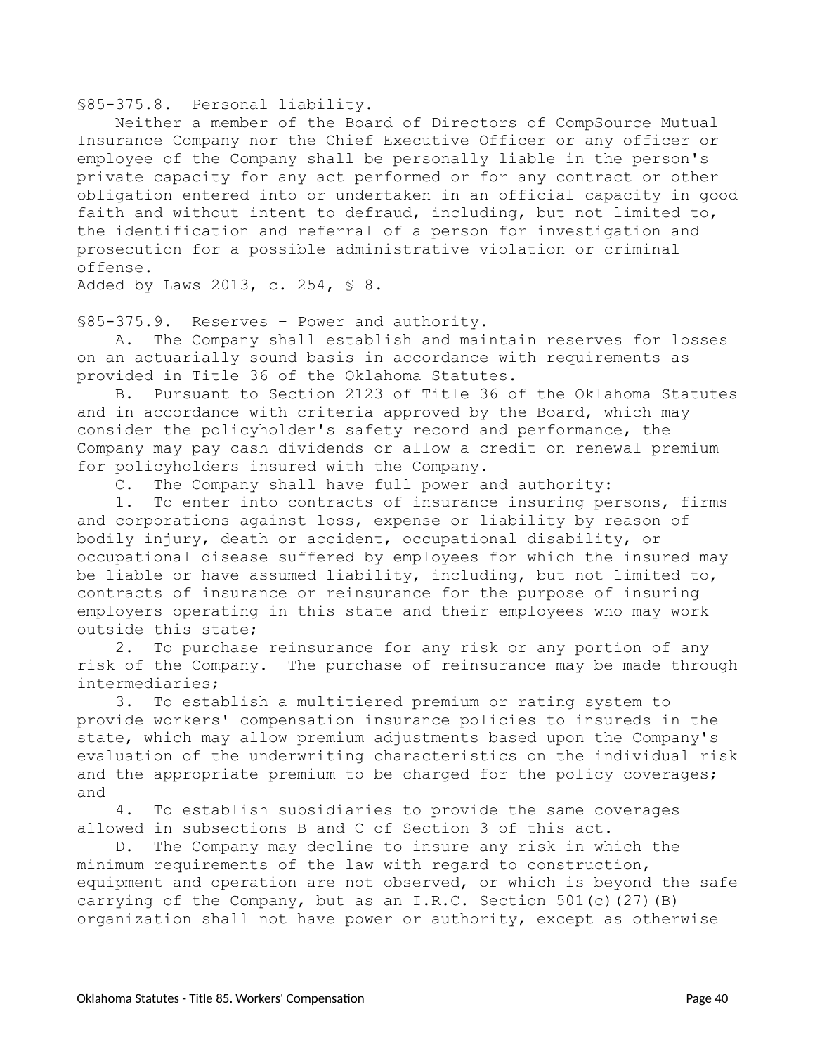§85-375.8. Personal liability.

Neither a member of the Board of Directors of CompSource Mutual Insurance Company nor the Chief Executive Officer or any officer or employee of the Company shall be personally liable in the person's private capacity for any act performed or for any contract or other obligation entered into or undertaken in an official capacity in good faith and without intent to defraud, including, but not limited to, the identification and referral of a person for investigation and prosecution for a possible administrative violation or criminal offense.

Added by Laws 2013, c. 254, § 8.

§85-375.9. Reserves – Power and authority.

A. The Company shall establish and maintain reserves for losses on an actuarially sound basis in accordance with requirements as provided in Title 36 of the Oklahoma Statutes.

B. Pursuant to Section 2123 of Title 36 of the Oklahoma Statutes and in accordance with criteria approved by the Board, which may consider the policyholder's safety record and performance, the Company may pay cash dividends or allow a credit on renewal premium for policyholders insured with the Company.

C. The Company shall have full power and authority:

1. To enter into contracts of insurance insuring persons, firms and corporations against loss, expense or liability by reason of bodily injury, death or accident, occupational disability, or occupational disease suffered by employees for which the insured may be liable or have assumed liability, including, but not limited to, contracts of insurance or reinsurance for the purpose of insuring employers operating in this state and their employees who may work outside this state;

2. To purchase reinsurance for any risk or any portion of any risk of the Company. The purchase of reinsurance may be made through intermediaries;

3. To establish a multitiered premium or rating system to provide workers' compensation insurance policies to insureds in the state, which may allow premium adjustments based upon the Company's evaluation of the underwriting characteristics on the individual risk and the appropriate premium to be charged for the policy coverages; and

4. To establish subsidiaries to provide the same coverages allowed in subsections B and C of Section 3 of this act.

D. The Company may decline to insure any risk in which the minimum requirements of the law with regard to construction, equipment and operation are not observed, or which is beyond the safe carrying of the Company, but as an I.R.C. Section 501(c)(27)(B) organization shall not have power or authority, except as otherwise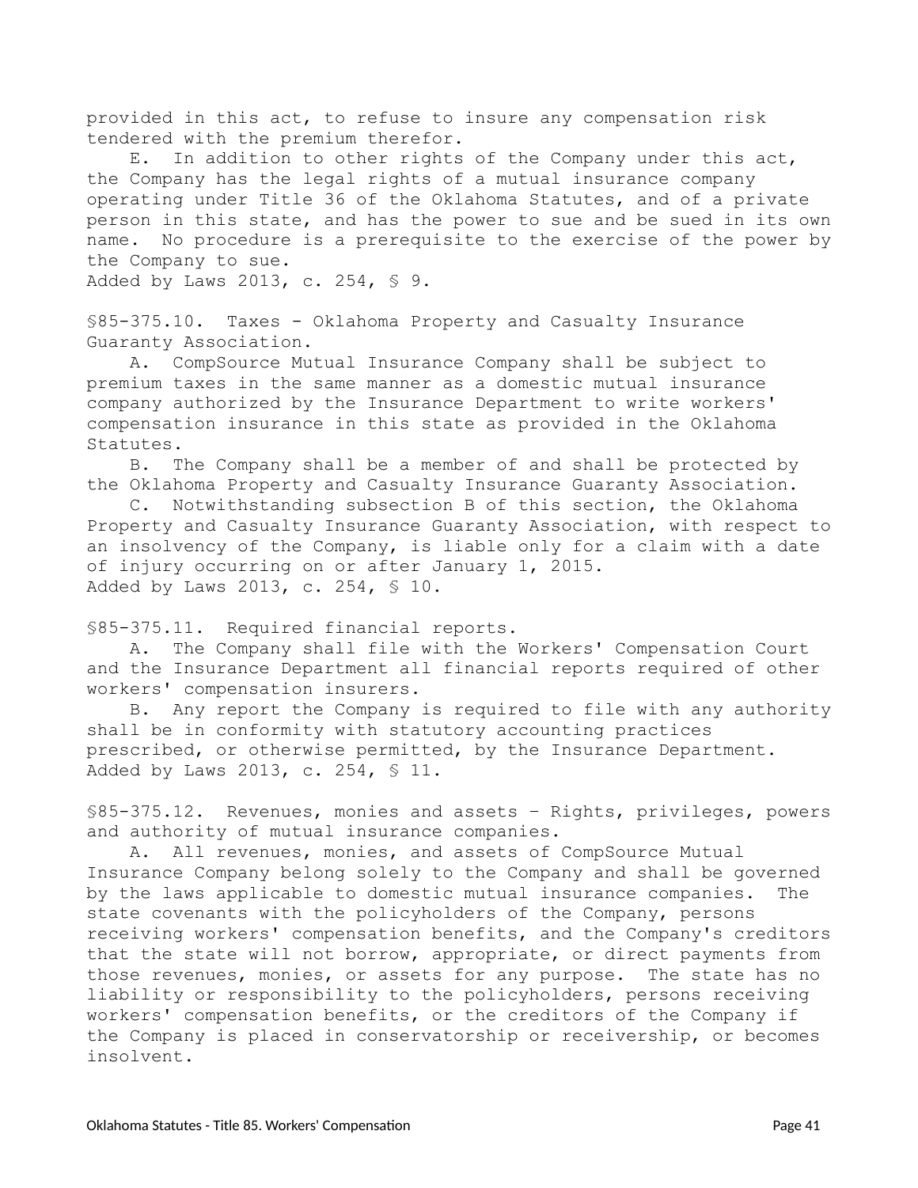provided in this act, to refuse to insure any compensation risk tendered with the premium therefor.

E. In addition to other rights of the Company under this act, the Company has the legal rights of a mutual insurance company operating under Title 36 of the Oklahoma Statutes, and of a private person in this state, and has the power to sue and be sued in its own name. No procedure is a prerequisite to the exercise of the power by the Company to sue.

Added by Laws 2013, c. 254, § 9.

§85-375.10. Taxes - Oklahoma Property and Casualty Insurance Guaranty Association.

A. CompSource Mutual Insurance Company shall be subject to premium taxes in the same manner as a domestic mutual insurance company authorized by the Insurance Department to write workers' compensation insurance in this state as provided in the Oklahoma Statutes.

B. The Company shall be a member of and shall be protected by the Oklahoma Property and Casualty Insurance Guaranty Association.

C. Notwithstanding subsection B of this section, the Oklahoma Property and Casualty Insurance Guaranty Association, with respect to an insolvency of the Company, is liable only for a claim with a date of injury occurring on or after January 1, 2015.

Added by Laws 2013, c. 254, § 10.

§85-375.11. Required financial reports.

A. The Company shall file with the Workers' Compensation Court and the Insurance Department all financial reports required of other workers' compensation insurers.

B. Any report the Company is required to file with any authority shall be in conformity with statutory accounting practices prescribed, or otherwise permitted, by the Insurance Department.

Added by Laws 2013, c. 254, § 11.

§85-375.12. Revenues, monies and assets – Rights, privileges, powers and authority of mutual insurance companies.

A. All revenues, monies, and assets of CompSource Mutual Insurance Company belong solely to the Company and shall be governed by the laws applicable to domestic mutual insurance companies. The state covenants with the policyholders of the Company, persons receiving workers' compensation benefits, and the Company's creditors that the state will not borrow, appropriate, or direct payments from those revenues, monies, or assets for any purpose. The state has no liability or responsibility to the policyholders, persons receiving workers' compensation benefits, or the creditors of the Company if the Company is placed in conservatorship or receivership, or becomes insolvent.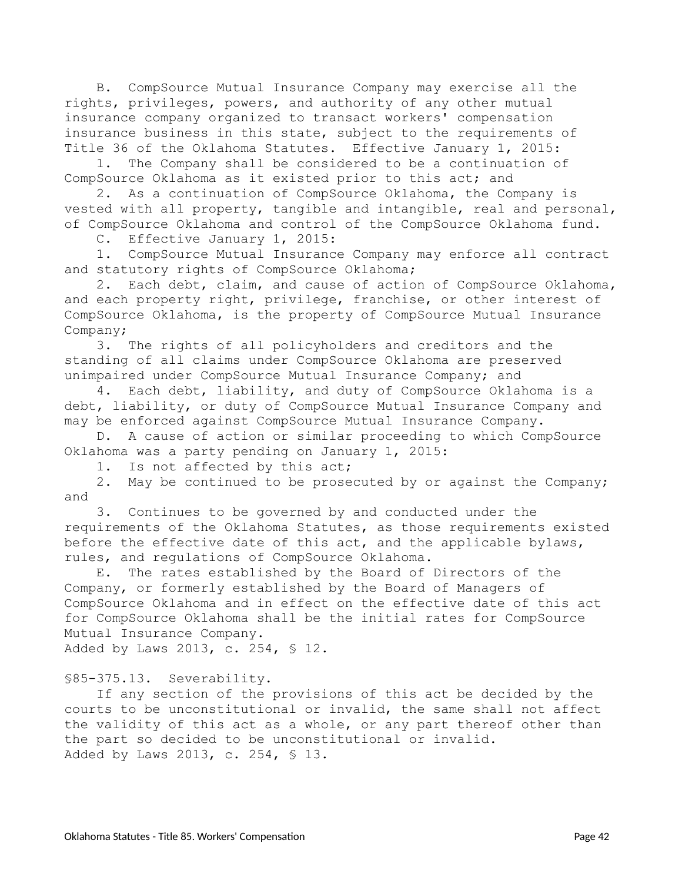B. CompSource Mutual Insurance Company may exercise all the rights, privileges, powers, and authority of any other mutual insurance company organized to transact workers' compensation insurance business in this state, subject to the requirements of Title 36 of the Oklahoma Statutes. Effective January 1, 2015:

1. The Company shall be considered to be a continuation of CompSource Oklahoma as it existed prior to this act; and

2. As a continuation of CompSource Oklahoma, the Company is vested with all property, tangible and intangible, real and personal, of CompSource Oklahoma and control of the CompSource Oklahoma fund.

C. Effective January 1, 2015:

1. CompSource Mutual Insurance Company may enforce all contract and statutory rights of CompSource Oklahoma;

2. Each debt, claim, and cause of action of CompSource Oklahoma, and each property right, privilege, franchise, or other interest of CompSource Oklahoma, is the property of CompSource Mutual Insurance Company;

3. The rights of all policyholders and creditors and the standing of all claims under CompSource Oklahoma are preserved unimpaired under CompSource Mutual Insurance Company; and

4. Each debt, liability, and duty of CompSource Oklahoma is a debt, liability, or duty of CompSource Mutual Insurance Company and may be enforced against CompSource Mutual Insurance Company.

D. A cause of action or similar proceeding to which CompSource Oklahoma was a party pending on January 1, 2015:

1. Is not affected by this act;

2. May be continued to be prosecuted by or against the Company; and

3. Continues to be governed by and conducted under the requirements of the Oklahoma Statutes, as those requirements existed before the effective date of this act, and the applicable bylaws, rules, and regulations of CompSource Oklahoma.

E. The rates established by the Board of Directors of the Company, or formerly established by the Board of Managers of CompSource Oklahoma and in effect on the effective date of this act for CompSource Oklahoma shall be the initial rates for CompSource Mutual Insurance Company.

Added by Laws 2013, c. 254, § 12.

§85-375.13. Severability.

If any section of the provisions of this act be decided by the courts to be unconstitutional or invalid, the same shall not affect the validity of this act as a whole, or any part thereof other than the part so decided to be unconstitutional or invalid.

Added by Laws 2013, c. 254, § 13.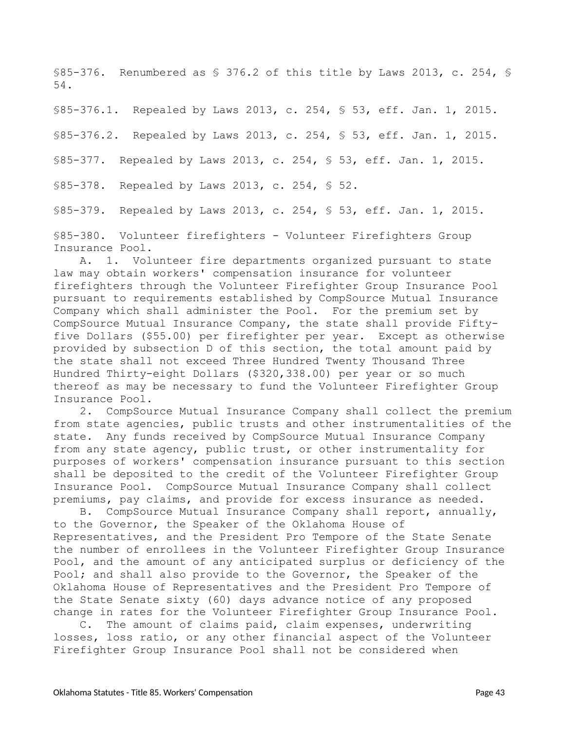§85-376. Renumbered as § 376.2 of this title by Laws 2013, c. 254, § 54.

§85-376.1. Repealed by Laws 2013, c. 254, § 53, eff. Jan. 1, 2015.

§85-376.2. Repealed by Laws 2013, c. 254, § 53, eff. Jan. 1, 2015.

§85-377. Repealed by Laws 2013, c. 254, § 53, eff. Jan. 1, 2015.

§85-378. Repealed by Laws 2013, c. 254, § 52.

§85-379. Repealed by Laws 2013, c. 254, § 53, eff. Jan. 1, 2015.

§85-380. Volunteer firefighters - Volunteer Firefighters Group Insurance Pool.

A. 1. Volunteer fire departments organized pursuant to state law may obtain workers' compensation insurance for volunteer firefighters through the Volunteer Firefighter Group Insurance Pool pursuant to requirements established by CompSource Mutual Insurance Company which shall administer the Pool. For the premium set by CompSource Mutual Insurance Company, the state shall provide Fifty-five Dollars ($55.00) per firefighter per year. Except as otherwise provided by subsection D of this section, the total amount paid by the state shall not exceed Three Hundred Twenty Thousand Three Hundred Thirty-eight Dollars ($320,338.00) per year or so much thereof as may be necessary to fund the Volunteer Firefighter Group Insurance Pool.

2. CompSource Mutual Insurance Company shall collect the premium from state agencies, public trusts and other instrumentalities of the state. Any funds received by CompSource Mutual Insurance Company from any state agency, public trust, or other instrumentality for purposes of workers' compensation insurance pursuant to this section shall be deposited to the credit of the Volunteer Firefighter Group Insurance Pool. CompSource Mutual Insurance Company shall collect premiums, pay claims, and provide for excess insurance as needed.

B. CompSource Mutual Insurance Company shall report, annually, to the Governor, the Speaker of the Oklahoma House of Representatives, and the President Pro Tempore of the State Senate the number of enrollees in the Volunteer Firefighter Group Insurance Pool, and the amount of any anticipated surplus or deficiency of the Pool; and shall also provide to the Governor, the Speaker of the Oklahoma House of Representatives and the President Pro Tempore of the State Senate sixty (60) days advance notice of any proposed change in rates for the Volunteer Firefighter Group Insurance Pool.

C. The amount of claims paid, claim expenses, underwriting losses, loss ratio, or any other financial aspect of the Volunteer Firefighter Group Insurance Pool shall not be considered when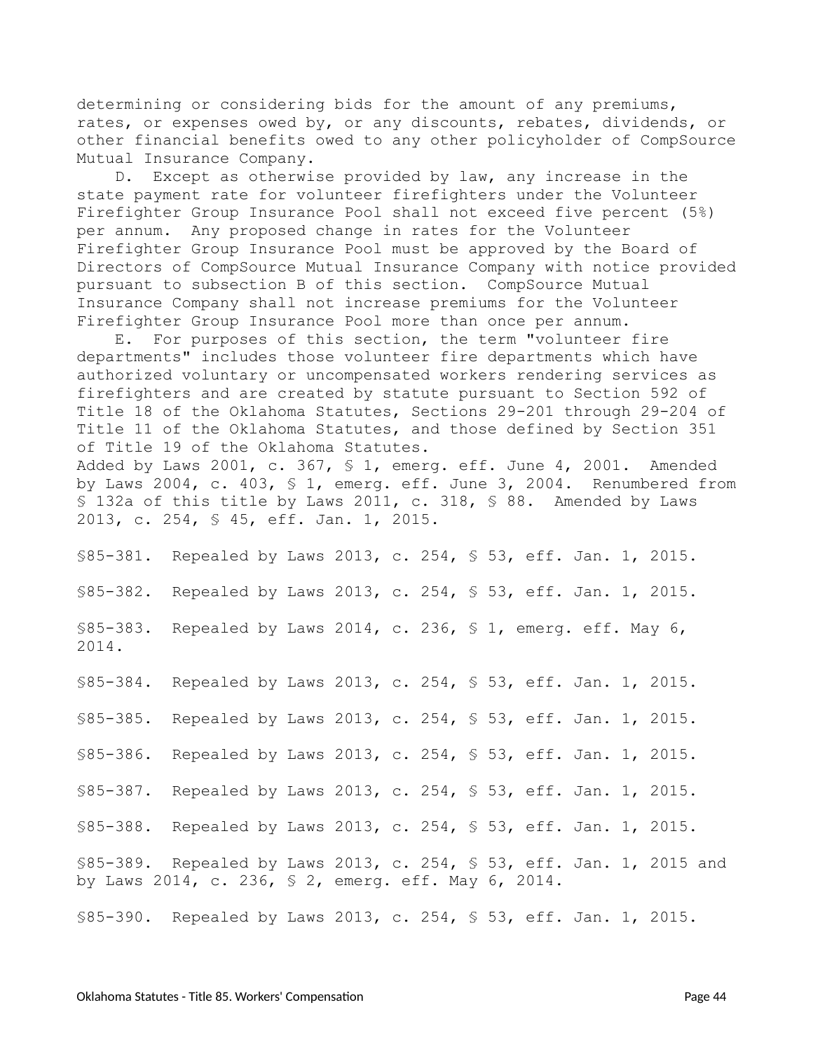determining or considering bids for the amount of any premiums, rates, or expenses owed by, or any discounts, rebates, dividends, or other financial benefits owed to any other policyholder of CompSource Mutual Insurance Company.

D. Except as otherwise provided by law, any increase in the state payment rate for volunteer firefighters under the Volunteer Firefighter Group Insurance Pool shall not exceed five percent (5%) per annum. Any proposed change in rates for the Volunteer Firefighter Group Insurance Pool must be approved by the Board of Directors of CompSource Mutual Insurance Company with notice provided pursuant to subsection B of this section. CompSource Mutual Insurance Company shall not increase premiums for the Volunteer Firefighter Group Insurance Pool more than once per annum.

E. For purposes of this section, the term "volunteer fire departments" includes those volunteer fire departments which have authorized voluntary or uncompensated workers rendering services as firefighters and are created by statute pursuant to Section 592 of Title 18 of the Oklahoma Statutes, Sections 29-201 through 29-204 of Title 11 of the Oklahoma Statutes, and those defined by Section 351 of Title 19 of the Oklahoma Statutes.

Added by Laws 2001, c. 367, § 1, emerg. eff. June 4, 2001. Amended by Laws 2004, c. 403, § 1, emerg. eff. June 3, 2004. Renumbered from § 132a of this title by Laws 2011, c. 318, § 88. Amended by Laws 2013, c. 254, § 45, eff. Jan. 1, 2015.

§85-381. Repealed by Laws 2013, c. 254, § 53, eff. Jan. 1, 2015.

§85-382. Repealed by Laws 2013, c. 254, § 53, eff. Jan. 1, 2015.

§85-383. Repealed by Laws 2014, c. 236, § 1, emerg. eff. May 6, 2014.

§85-384. Repealed by Laws 2013, c. 254, § 53, eff. Jan. 1, 2015.

§85-385. Repealed by Laws 2013, c. 254, § 53, eff. Jan. 1, 2015.

§85-386. Repealed by Laws 2013, c. 254, § 53, eff. Jan. 1, 2015.

§85-387. Repealed by Laws 2013, c. 254, § 53, eff. Jan. 1, 2015.

§85-388. Repealed by Laws 2013, c. 254, § 53, eff. Jan. 1, 2015.

§85-389. Repealed by Laws 2013, c. 254, § 53, eff. Jan. 1, 2015 and by Laws 2014, c. 236, § 2, emerg. eff. May 6, 2014.

§85-390. Repealed by Laws 2013, c. 254, § 53, eff. Jan. 1, 2015.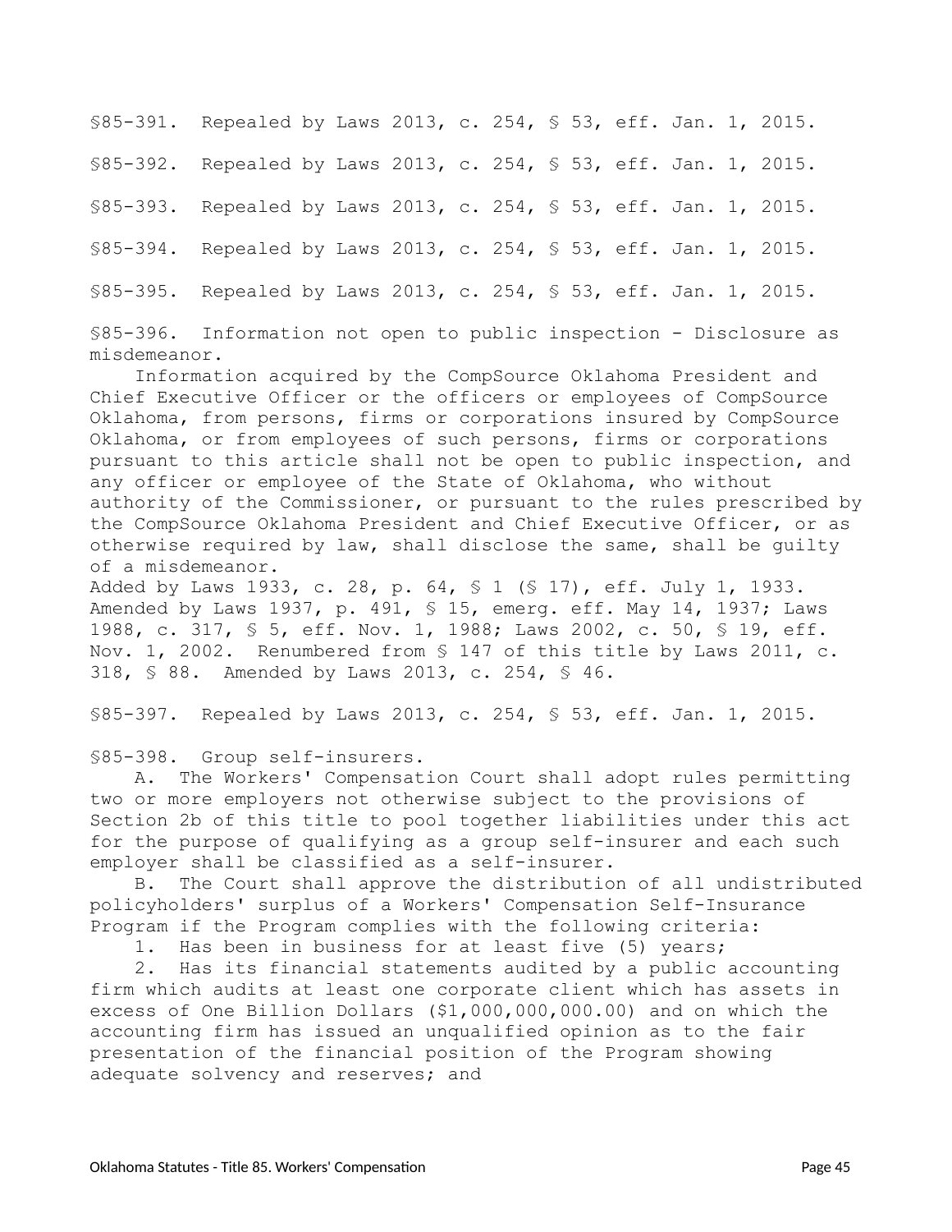§85-391. Repealed by Laws 2013, c. 254, § 53, eff. Jan. 1, 2015.

§85-392. Repealed by Laws 2013, c. 254, § 53, eff. Jan. 1, 2015.

§85-393. Repealed by Laws 2013, c. 254, § 53, eff. Jan. 1, 2015.

§85-394. Repealed by Laws 2013, c. 254, § 53, eff. Jan. 1, 2015.

§85-395. Repealed by Laws 2013, c. 254, § 53, eff. Jan. 1, 2015.

§85-396. Information not open to public inspection - Disclosure as misdemeanor.

Information acquired by the CompSource Oklahoma President and Chief Executive Officer or the officers or employees of CompSource Oklahoma, from persons, firms or corporations insured by CompSource Oklahoma, or from employees of such persons, firms or corporations pursuant to this article shall not be open to public inspection, and any officer or employee of the State of Oklahoma, who without authority of the Commissioner, or pursuant to the rules prescribed by the CompSource Oklahoma President and Chief Executive Officer, or as otherwise required by law, shall disclose the same, shall be guilty of a misdemeanor.

Added by Laws 1933, c. 28, p. 64, § 1 (§ 17), eff. July 1, 1933. Amended by Laws 1937, p. 491, § 15, emerg. eff. May 14, 1937; Laws 1988, c. 317, § 5, eff. Nov. 1, 1988; Laws 2002, c. 50, § 19, eff. Nov. 1, 2002. Renumbered from § 147 of this title by Laws 2011, c. 318, § 88. Amended by Laws 2013, c. 254, § 46.

§85-397. Repealed by Laws 2013, c. 254, § 53, eff. Jan. 1, 2015.

§85-398. Group self-insurers.

A. The Workers' Compensation Court shall adopt rules permitting two or more employers not otherwise subject to the provisions of Section 2b of this title to pool together liabilities under this act for the purpose of qualifying as a group self-insurer and each such employer shall be classified as a self-insurer.

B. The Court shall approve the distribution of all undistributed policyholders' surplus of a Workers' Compensation Self-Insurance Program if the Program complies with the following criteria:

1. Has been in business for at least five (5) years;

2. Has its financial statements audited by a public accounting firm which audits at least one corporate client which has assets in excess of One Billion Dollars ($1,000,000,000.00) and on which the accounting firm has issued an unqualified opinion as to the fair presentation of the financial position of the Program showing adequate solvency and reserves; and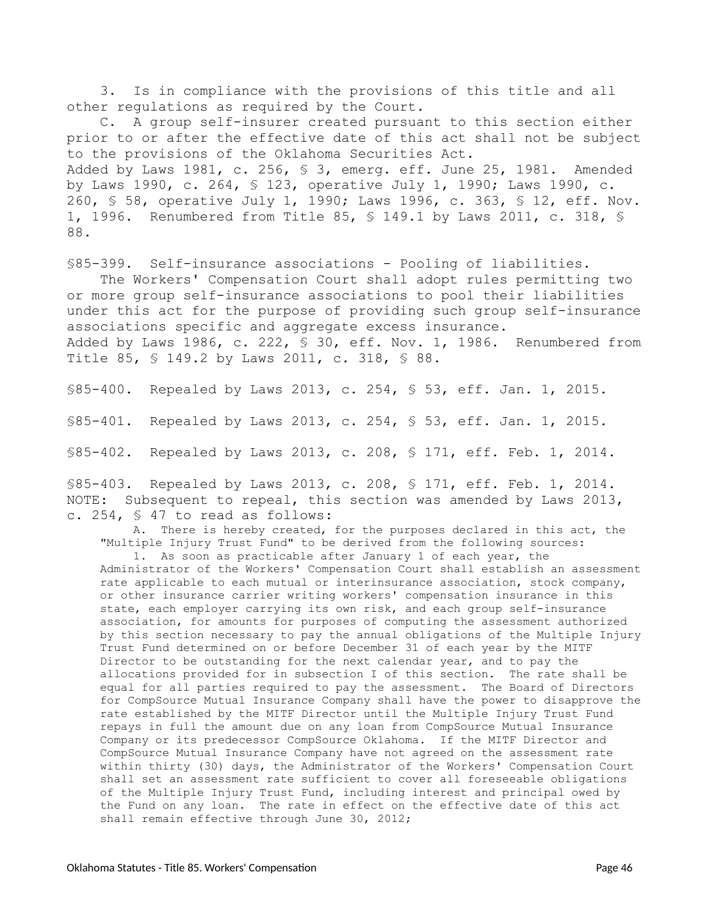3. Is in compliance with the provisions of this title and all other regulations as required by the Court.

C. A group self-insurer created pursuant to this section either prior to or after the effective date of this act shall not be subject to the provisions of the Oklahoma Securities Act.

Added by Laws 1981, c. 256, § 3, emerg. eff. June 25, 1981. Amended by Laws 1990, c. 264, § 123, operative July 1, 1990; Laws 1990, c. 260, § 58, operative July 1, 1990; Laws 1996, c. 363, § 12, eff. Nov. 1, 1996. Renumbered from Title 85, § 149.1 by Laws 2011, c. 318, § 88.

§85-399. Self-insurance associations - Pooling of liabilities.

The Workers' Compensation Court shall adopt rules permitting two or more group self-insurance associations to pool their liabilities under this act for the purpose of providing such group self-insurance associations specific and aggregate excess insurance.

Added by Laws 1986, c. 222, § 30, eff. Nov. 1, 1986. Renumbered from Title 85, § 149.2 by Laws 2011, c. 318, § 88.

§85-400. Repealed by Laws 2013, c. 254, § 53, eff. Jan. 1, 2015.

§85-401. Repealed by Laws 2013, c. 254, § 53, eff. Jan. 1, 2015.

§85-402. Repealed by Laws 2013, c. 208, § 171, eff. Feb. 1, 2014.

§85-403. Repealed by Laws 2013, c. 208, § 171, eff. Feb. 1, 2014.

NOTE: Subsequent to repeal, this section was amended by Laws 2013, c. 254, § 47 to read as follows:

A. There is hereby created, for the purposes declared in this act, the "Multiple Injury Trust Fund" to be derived from the following sources:

1. As soon as practicable after January 1 of each year, the Administrator of the Workers' Compensation Court shall establish an assessment rate applicable to each mutual or interinsurance association, stock company, or other insurance carrier writing workers' compensation insurance in this state, each employer carrying its own risk, and each group self-insurance association, for amounts for purposes of computing the assessment authorized by this section necessary to pay the annual obligations of the Multiple Injury Trust Fund determined on or before December 31 of each year by the MITF Director to be outstanding for the next calendar year, and to pay the allocations provided for in subsection I of this section. The rate shall be equal for all parties required to pay the assessment. The Board of Directors for CompSource Mutual Insurance Company shall have the power to disapprove the rate established by the MITF Director until the Multiple Injury Trust Fund repays in full the amount due on any loan from CompSource Mutual Insurance Company or its predecessor CompSource Oklahoma. If the MITF Director and CompSource Mutual Insurance Company have not agreed on the assessment rate within thirty (30) days, the Administrator of the Workers' Compensation Court shall set an assessment rate sufficient to cover all foreseeable obligations of the Multiple Injury Trust Fund, including interest and principal owed by the Fund on any loan. The rate in effect on the effective date of this act shall remain effective through June 30, 2012;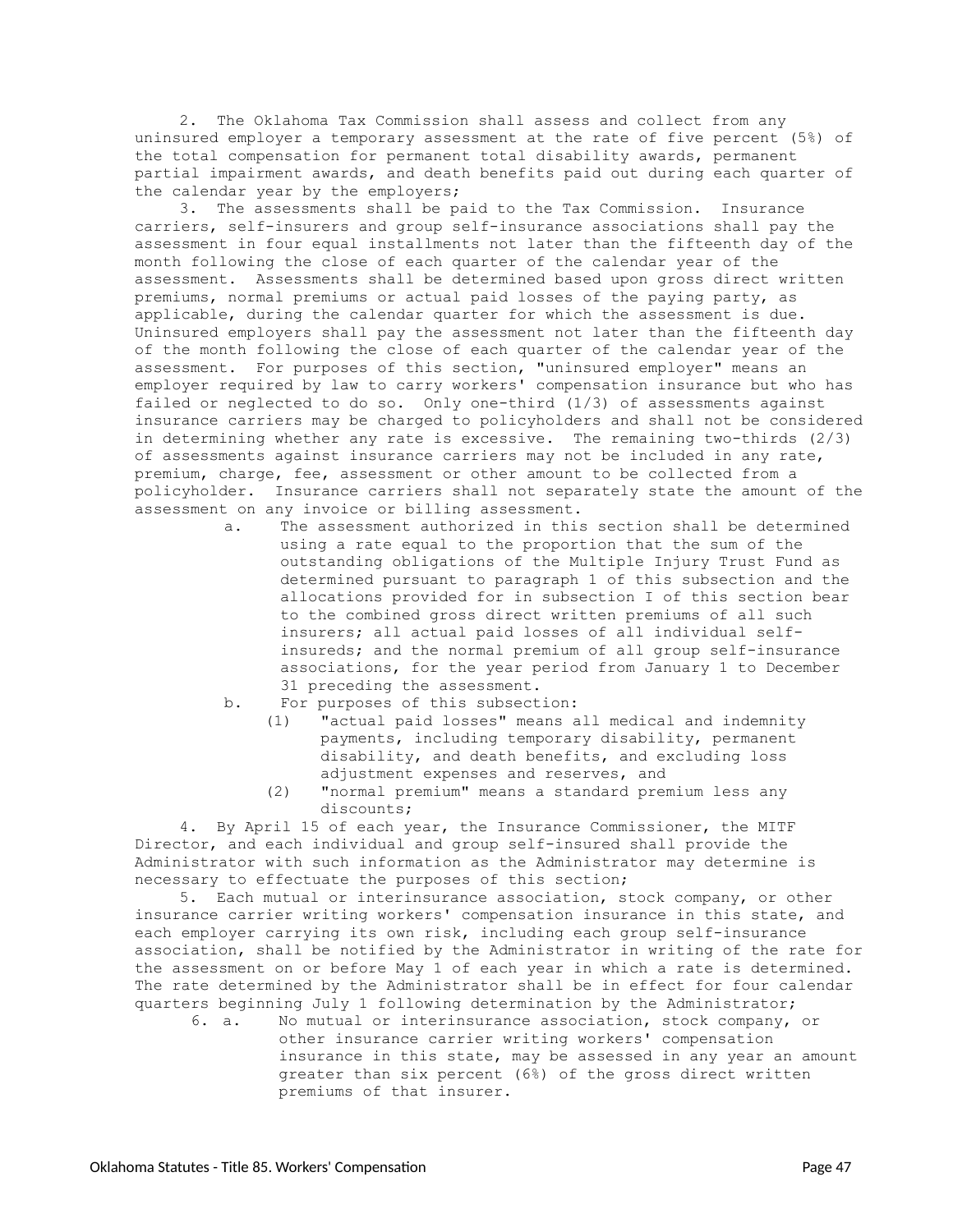2. The Oklahoma Tax Commission shall assess and collect from any uninsured employer a temporary assessment at the rate of five percent (5%) of the total compensation for permanent total disability awards, permanent partial impairment awards, and death benefits paid out during each quarter of the calendar year by the employers;

3. The assessments shall be paid to the Tax Commission. Insurance carriers, self-insurers and group self-insurance associations shall pay the assessment in four equal installments not later than the fifteenth day of the month following the close of each quarter of the calendar year of the assessment. Assessments shall be determined based upon gross direct written premiums, normal premiums or actual paid losses of the paying party, as applicable, during the calendar quarter for which the assessment is due. Uninsured employers shall pay the assessment not later than the fifteenth day of the month following the close of each quarter of the calendar year of the assessment. For purposes of this section, "uninsured employer" means an employer required by law to carry workers' compensation insurance but who has failed or neglected to do so. Only one-third (1/3) of assessments against insurance carriers may be charged to policyholders and shall not be considered in determining whether any rate is excessive. The remaining two-thirds (2/3) of assessments against insurance carriers may not be included in any rate, premium, charge, fee, assessment or other amount to be collected from a policyholder. Insurance carriers shall not separately state the amount of the assessment on any invoice or billing assessment.

a. The assessment authorized in this section shall be determined using a rate equal to the proportion that the sum of the outstanding obligations of the Multiple Injury Trust Fund as determined pursuant to paragraph 1 of this subsection and the allocations provided for in subsection I of this section bear to the combined gross direct written premiums of all such insurers; all actual paid losses of all individual self-insureds; and the normal premium of all group self-insurance associations, for the year period from January 1 to December 31 preceding the assessment.

b. For purposes of this subsection:

(1) "actual paid losses" means all medical and indemnity payments, including temporary disability, permanent disability, and death benefits, and excluding loss adjustment expenses and reserves, and

(2) "normal premium" means a standard premium less any discounts;

4. By April 15 of each year, the Insurance Commissioner, the MITF Director, and each individual and group self-insured shall provide the Administrator with such information as the Administrator may determine is necessary to effectuate the purposes of this section;

5. Each mutual or interinsurance association, stock company, or other insurance carrier writing workers' compensation insurance in this state, and each employer carrying its own risk, including each group self-insurance association, shall be notified by the Administrator in writing of the rate for the assessment on or before May 1 of each year in which a rate is determined. The rate determined by the Administrator shall be in effect for four calendar quarters beginning July 1 following determination by the Administrator;

6. a. No mutual or interinsurance association, stock company, or other insurance carrier writing workers' compensation insurance in this state, may be assessed in any year an amount greater than six percent (6%) of the gross direct written premiums of that insurer.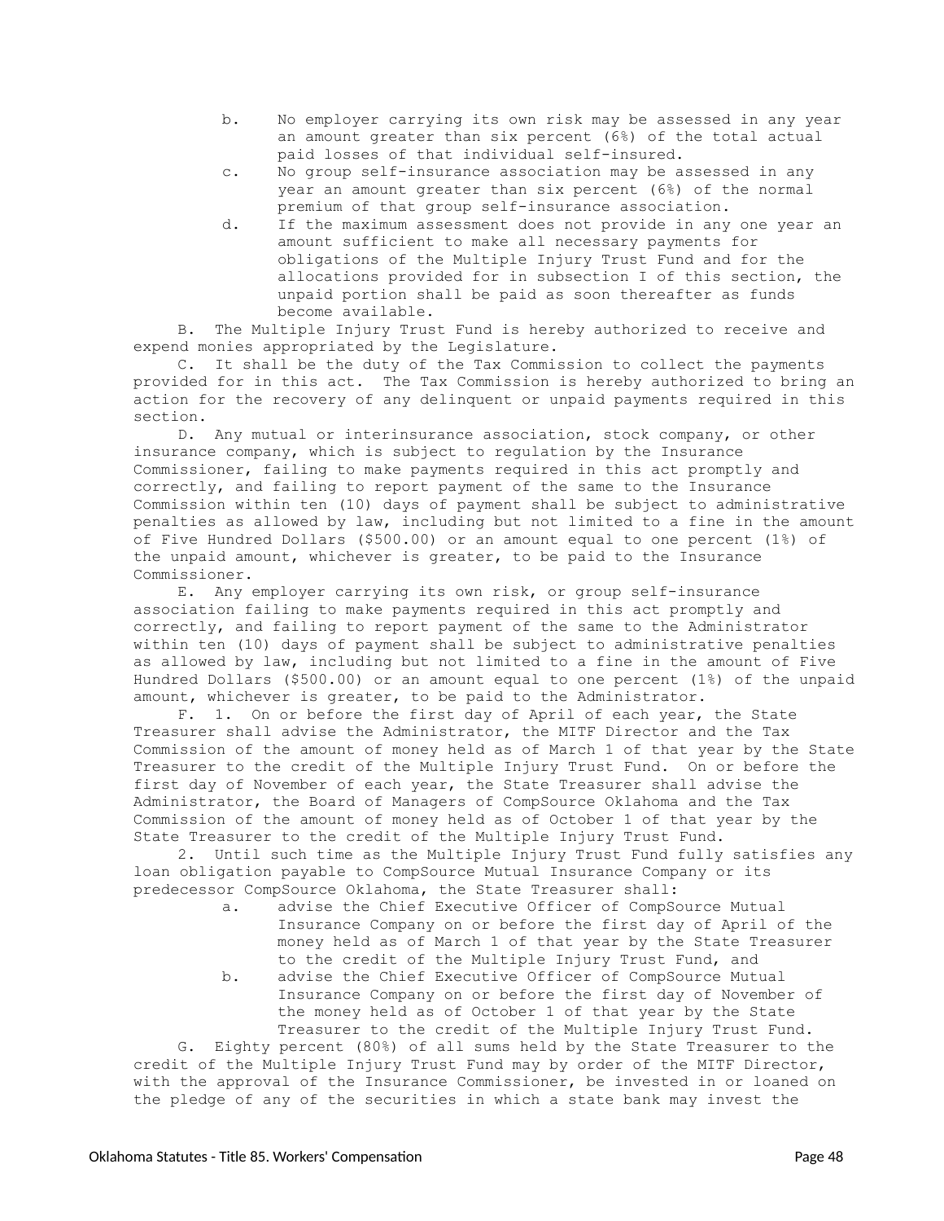b. No employer carrying its own risk may be assessed in any year an amount greater than six percent (6%) of the total actual paid losses of that individual self-insured.

c. No group self-insurance association may be assessed in any year an amount greater than six percent (6%) of the normal premium of that group self-insurance association.

d. If the maximum assessment does not provide in any one year an amount sufficient to make all necessary payments for obligations of the Multiple Injury Trust Fund and for the allocations provided for in subsection I of this section, the unpaid portion shall be paid as soon thereafter as funds become available.

B. The Multiple Injury Trust Fund is hereby authorized to receive and expend monies appropriated by the Legislature.

C. It shall be the duty of the Tax Commission to collect the payments provided for in this act. The Tax Commission is hereby authorized to bring an action for the recovery of any delinquent or unpaid payments required in this section.

D. Any mutual or interinsurance association, stock company, or other insurance company, which is subject to regulation by the Insurance Commissioner, failing to make payments required in this act promptly and correctly, and failing to report payment of the same to the Insurance Commission within ten (10) days of payment shall be subject to administrative penalties as allowed by law, including but not limited to a fine in the amount of Five Hundred Dollars ($500.00) or an amount equal to one percent (1%) of the unpaid amount, whichever is greater, to be paid to the Insurance Commissioner.

E. Any employer carrying its own risk, or group self-insurance association failing to make payments required in this act promptly and correctly, and failing to report payment of the same to the Administrator within ten (10) days of payment shall be subject to administrative penalties as allowed by law, including but not limited to a fine in the amount of Five Hundred Dollars ($500.00) or an amount equal to one percent (1%) of the unpaid amount, whichever is greater, to be paid to the Administrator.

F. 1. On or before the first day of April of each year, the State Treasurer shall advise the Administrator, the MITF Director and the Tax Commission of the amount of money held as of March 1 of that year by the State Treasurer to the credit of the Multiple Injury Trust Fund. On or before the first day of November of each year, the State Treasurer shall advise the Administrator, the Board of Managers of CompSource Oklahoma and the Tax Commission of the amount of money held as of October 1 of that year by the State Treasurer to the credit of the Multiple Injury Trust Fund.

2. Until such time as the Multiple Injury Trust Fund fully satisfies any loan obligation payable to CompSource Mutual Insurance Company or its predecessor CompSource Oklahoma, the State Treasurer shall:

a. advise the Chief Executive Officer of CompSource Mutual Insurance Company on or before the first day of April of the money held as of March 1 of that year by the State Treasurer to the credit of the Multiple Injury Trust Fund, and

b. advise the Chief Executive Officer of CompSource Mutual Insurance Company on or before the first day of November of the money held as of October 1 of that year by the State Treasurer to the credit of the Multiple Injury Trust Fund.

G. Eighty percent (80%) of all sums held by the State Treasurer to the credit of the Multiple Injury Trust Fund may by order of the MITF Director, with the approval of the Insurance Commissioner, be invested in or loaned on the pledge of any of the securities in which a state bank may invest the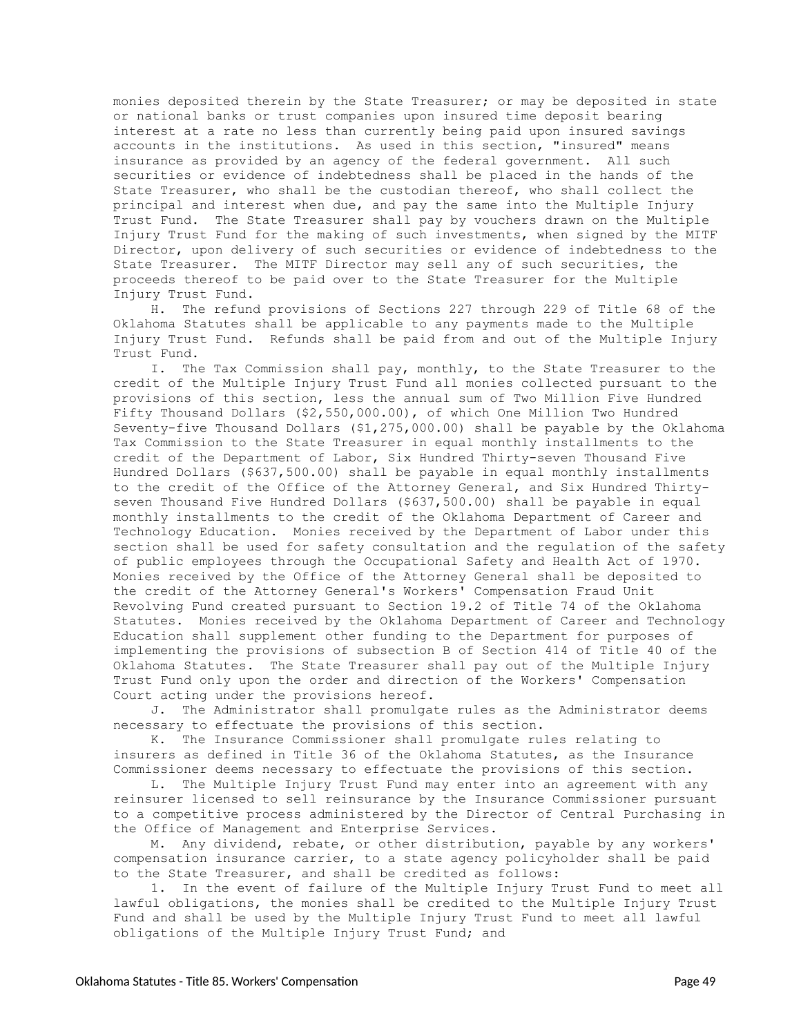monies deposited therein by the State Treasurer; or may be deposited in state or national banks or trust companies upon insured time deposit bearing interest at a rate no less than currently being paid upon insured savings accounts in the institutions. As used in this section, "insured" means insurance as provided by an agency of the federal government. All such securities or evidence of indebtedness shall be placed in the hands of the State Treasurer, who shall be the custodian thereof, who shall collect the principal and interest when due, and pay the same into the Multiple Injury Trust Fund. The State Treasurer shall pay by vouchers drawn on the Multiple Injury Trust Fund for the making of such investments, when signed by the MITF Director, upon delivery of such securities or evidence of indebtedness to the State Treasurer. The MITF Director may sell any of such securities, the proceeds thereof to be paid over to the State Treasurer for the Multiple Injury Trust Fund.

H. The refund provisions of Sections 227 through 229 of Title 68 of the Oklahoma Statutes shall be applicable to any payments made to the Multiple Injury Trust Fund. Refunds shall be paid from and out of the Multiple Injury Trust Fund.

I. The Tax Commission shall pay, monthly, to the State Treasurer to the credit of the Multiple Injury Trust Fund all monies collected pursuant to the provisions of this section, less the annual sum of Two Million Five Hundred Fifty Thousand Dollars ($2,550,000.00), of which One Million Two Hundred Seventy-five Thousand Dollars ($1,275,000.00) shall be payable by the Oklahoma Tax Commission to the State Treasurer in equal monthly installments to the credit of the Department of Labor, Six Hundred Thirty-seven Thousand Five Hundred Dollars ($637,500.00) shall be payable in equal monthly installments to the credit of the Office of the Attorney General, and Six Hundred Thirty-seven Thousand Five Hundred Dollars ($637,500.00) shall be payable in equal monthly installments to the credit of the Oklahoma Department of Career and Technology Education. Monies received by the Department of Labor under this section shall be used for safety consultation and the regulation of the safety of public employees through the Occupational Safety and Health Act of 1970. Monies received by the Office of the Attorney General shall be deposited to the credit of the Attorney General's Workers' Compensation Fraud Unit Revolving Fund created pursuant to Section 19.2 of Title 74 of the Oklahoma Statutes. Monies received by the Oklahoma Department of Career and Technology Education shall supplement other funding to the Department for purposes of implementing the provisions of subsection B of Section 414 of Title 40 of the Oklahoma Statutes. The State Treasurer shall pay out of the Multiple Injury Trust Fund only upon the order and direction of the Workers' Compensation Court acting under the provisions hereof.

J. The Administrator shall promulgate rules as the Administrator deems necessary to effectuate the provisions of this section.

K. The Insurance Commissioner shall promulgate rules relating to insurers as defined in Title 36 of the Oklahoma Statutes, as the Insurance Commissioner deems necessary to effectuate the provisions of this section.

L. The Multiple Injury Trust Fund may enter into an agreement with any reinsurer licensed to sell reinsurance by the Insurance Commissioner pursuant to a competitive process administered by the Director of Central Purchasing in the Office of Management and Enterprise Services.

M. Any dividend, rebate, or other distribution, payable by any workers' compensation insurance carrier, to a state agency policyholder shall be paid to the State Treasurer, and shall be credited as follows:

1. In the event of failure of the Multiple Injury Trust Fund to meet all lawful obligations, the monies shall be credited to the Multiple Injury Trust Fund and shall be used by the Multiple Injury Trust Fund to meet all lawful obligations of the Multiple Injury Trust Fund; and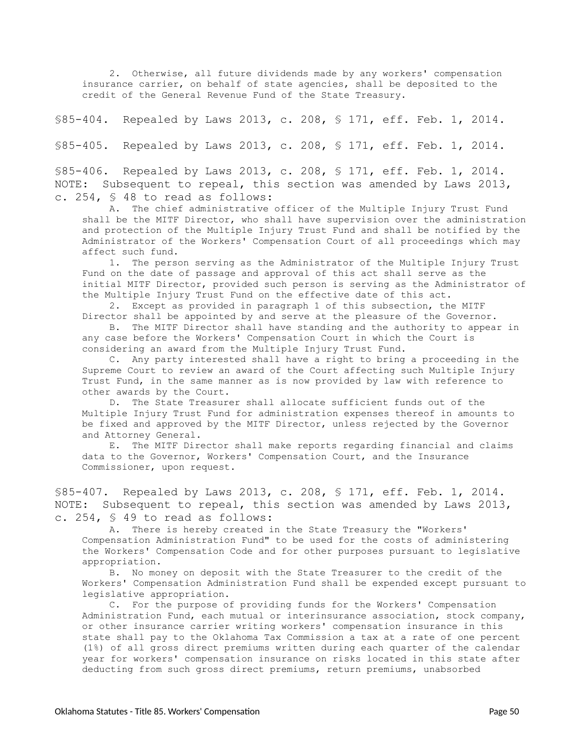2. Otherwise, all future dividends made by any workers' compensation insurance carrier, on behalf of state agencies, shall be deposited to the credit of the General Revenue Fund of the State Treasury.

§85-404. Repealed by Laws 2013, c. 208, § 171, eff. Feb. 1, 2014.

§85-405. Repealed by Laws 2013, c. 208, § 171, eff. Feb. 1, 2014.

§85-406. Repealed by Laws 2013, c. 208, § 171, eff. Feb. 1, 2014.
NOTE: Subsequent to repeal, this section was amended by Laws 2013, c. 254, § 48 to read as follows:

A. The chief administrative officer of the Multiple Injury Trust Fund shall be the MITF Director, who shall have supervision over the administration and protection of the Multiple Injury Trust Fund and shall be notified by the Administrator of the Workers' Compensation Court of all proceedings which may affect such fund.

1. The person serving as the Administrator of the Multiple Injury Trust Fund on the date of passage and approval of this act shall serve as the initial MITF Director, provided such person is serving as the Administrator of the Multiple Injury Trust Fund on the effective date of this act.

2. Except as provided in paragraph 1 of this subsection, the MITF Director shall be appointed by and serve at the pleasure of the Governor.

B. The MITF Director shall have standing and the authority to appear in any case before the Workers' Compensation Court in which the Court is considering an award from the Multiple Injury Trust Fund.

C. Any party interested shall have a right to bring a proceeding in the Supreme Court to review an award of the Court affecting such Multiple Injury Trust Fund, in the same manner as is now provided by law with reference to other awards by the Court.

D. The State Treasurer shall allocate sufficient funds out of the Multiple Injury Trust Fund for administration expenses thereof in amounts to be fixed and approved by the MITF Director, unless rejected by the Governor and Attorney General.

E. The MITF Director shall make reports regarding financial and claims data to the Governor, Workers' Compensation Court, and the Insurance Commissioner, upon request.

§85-407. Repealed by Laws 2013, c. 208, § 171, eff. Feb. 1, 2014.
NOTE: Subsequent to repeal, this section was amended by Laws 2013, c. 254, § 49 to read as follows:

A. There is hereby created in the State Treasury the "Workers' Compensation Administration Fund" to be used for the costs of administering the Workers' Compensation Code and for other purposes pursuant to legislative appropriation.

B. No money on deposit with the State Treasurer to the credit of the Workers' Compensation Administration Fund shall be expended except pursuant to legislative appropriation.

C. For the purpose of providing funds for the Workers' Compensation Administration Fund, each mutual or interinsurance association, stock company, or other insurance carrier writing workers' compensation insurance in this state shall pay to the Oklahoma Tax Commission a tax at a rate of one percent (1%) of all gross direct premiums written during each quarter of the calendar year for workers' compensation insurance on risks located in this state after deducting from such gross direct premiums, return premiums, unabsorbed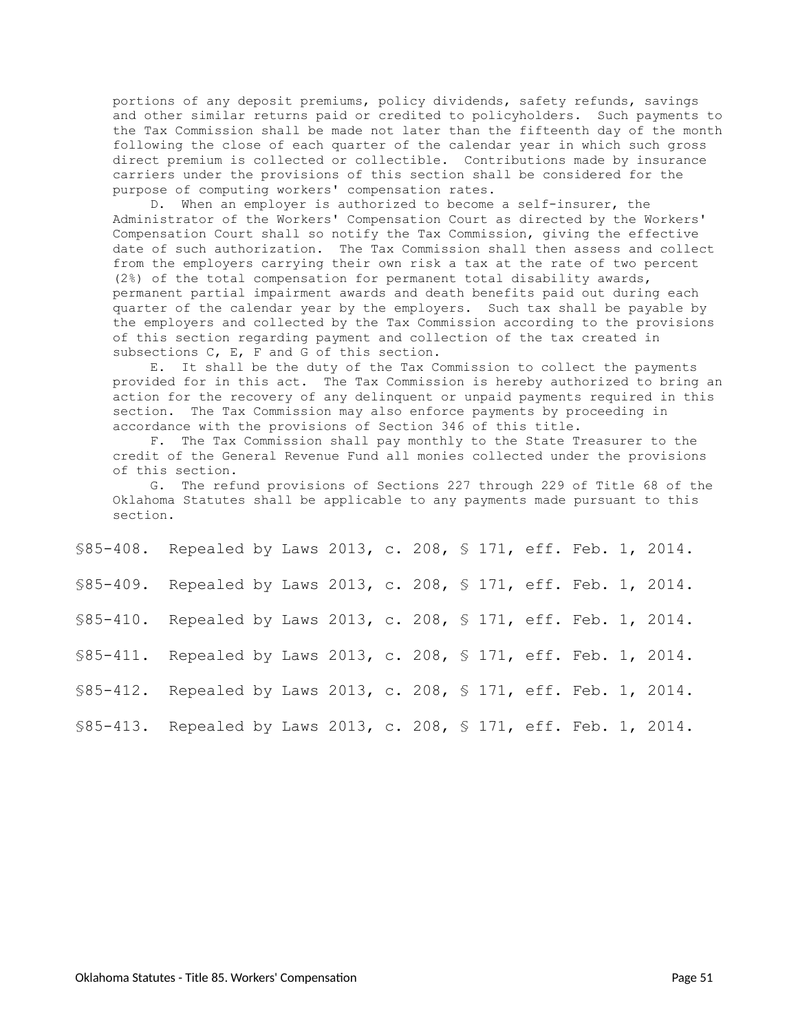portions of any deposit premiums, policy dividends, safety refunds, savings and other similar returns paid or credited to policyholders. Such payments to the Tax Commission shall be made not later than the fifteenth day of the month following the close of each quarter of the calendar year in which such gross direct premium is collected or collectible. Contributions made by insurance carriers under the provisions of this section shall be considered for the purpose of computing workers' compensation rates.

D. When an employer is authorized to become a self-insurer, the Administrator of the Workers' Compensation Court as directed by the Workers' Compensation Court shall so notify the Tax Commission, giving the effective date of such authorization. The Tax Commission shall then assess and collect from the employers carrying their own risk a tax at the rate of two percent (2%) of the total compensation for permanent total disability awards, permanent partial impairment awards and death benefits paid out during each quarter of the calendar year by the employers. Such tax shall be payable by the employers and collected by the Tax Commission according to the provisions of this section regarding payment and collection of the tax created in subsections C, E, F and G of this section.

E. It shall be the duty of the Tax Commission to collect the payments provided for in this act. The Tax Commission is hereby authorized to bring an action for the recovery of any delinquent or unpaid payments required in this section. The Tax Commission may also enforce payments by proceeding in accordance with the provisions of Section 346 of this title.

F. The Tax Commission shall pay monthly to the State Treasurer to the credit of the General Revenue Fund all monies collected under the provisions of this section.

G. The refund provisions of Sections 227 through 229 of Title 68 of the Oklahoma Statutes shall be applicable to any payments made pursuant to this section.

§85-408. Repealed by Laws 2013, c. 208, § 171, eff. Feb. 1, 2014.

§85-409. Repealed by Laws 2013, c. 208, § 171, eff. Feb. 1, 2014.

§85-410. Repealed by Laws 2013, c. 208, § 171, eff. Feb. 1, 2014.

§85-411. Repealed by Laws 2013, c. 208, § 171, eff. Feb. 1, 2014.

§85-412. Repealed by Laws 2013, c. 208, § 171, eff. Feb. 1, 2014.

§85-413. Repealed by Laws 2013, c. 208, § 171, eff. Feb. 1, 2014.